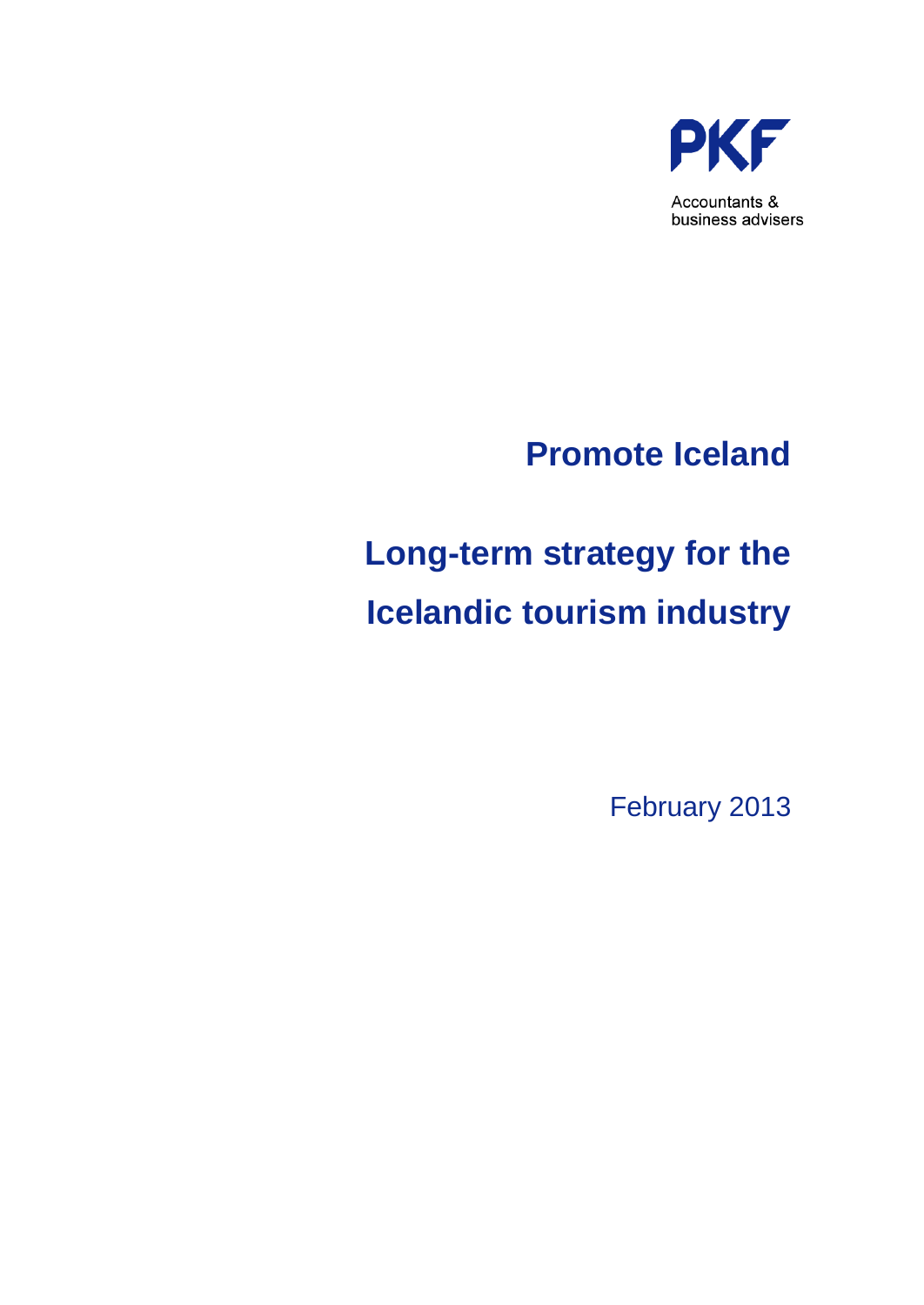PKF

Accountants &
business advisers

# Promote Iceland

# Long-term strategy for the Icelandic tourism industry

February 2013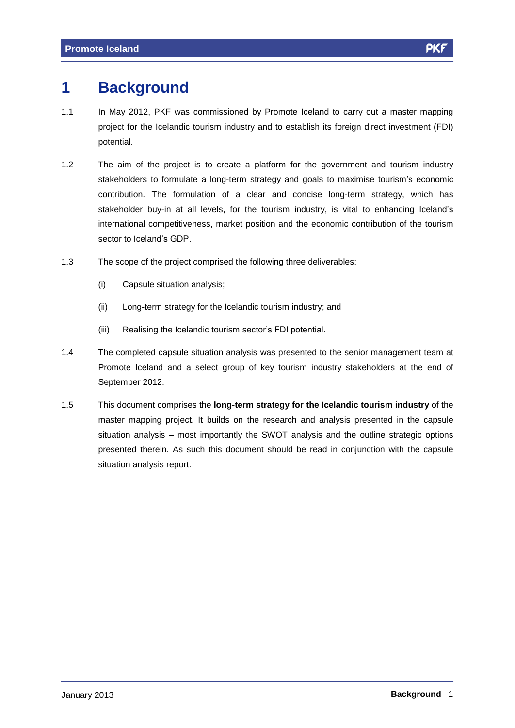# 1 Background

1.1 In May 2012, PKF was commissioned by Promote Iceland to carry out a master mapping project for the Icelandic tourism industry and to establish its foreign direct investment (FDI) potential.

1.2 The aim of the project is to create a platform for the government and tourism industry stakeholders to formulate a long-term strategy and goals to maximise tourism's economic contribution. The formulation of a clear and concise long-term strategy, which has stakeholder buy-in at all levels, for the tourism industry, is vital to enhancing Iceland's international competitiveness, market position and the economic contribution of the tourism sector to Iceland's GDP.

1.3 The scope of the project comprised the following three deliverables:

(i) Capsule situation analysis;

(ii) Long-term strategy for the Icelandic tourism industry; and

(iii) Realising the Icelandic tourism sector's FDI potential.

1.4 The completed capsule situation analysis was presented to the senior management team at Promote Iceland and a select group of key tourism industry stakeholders at the end of September 2012.

1.5 This document comprises the **long-term strategy for the Icelandic tourism industry** of the master mapping project. It builds on the research and analysis presented in the capsule situation analysis – most importantly the SWOT analysis and the outline strategic options presented therein. As such this document should be read in conjunction with the capsule situation analysis report.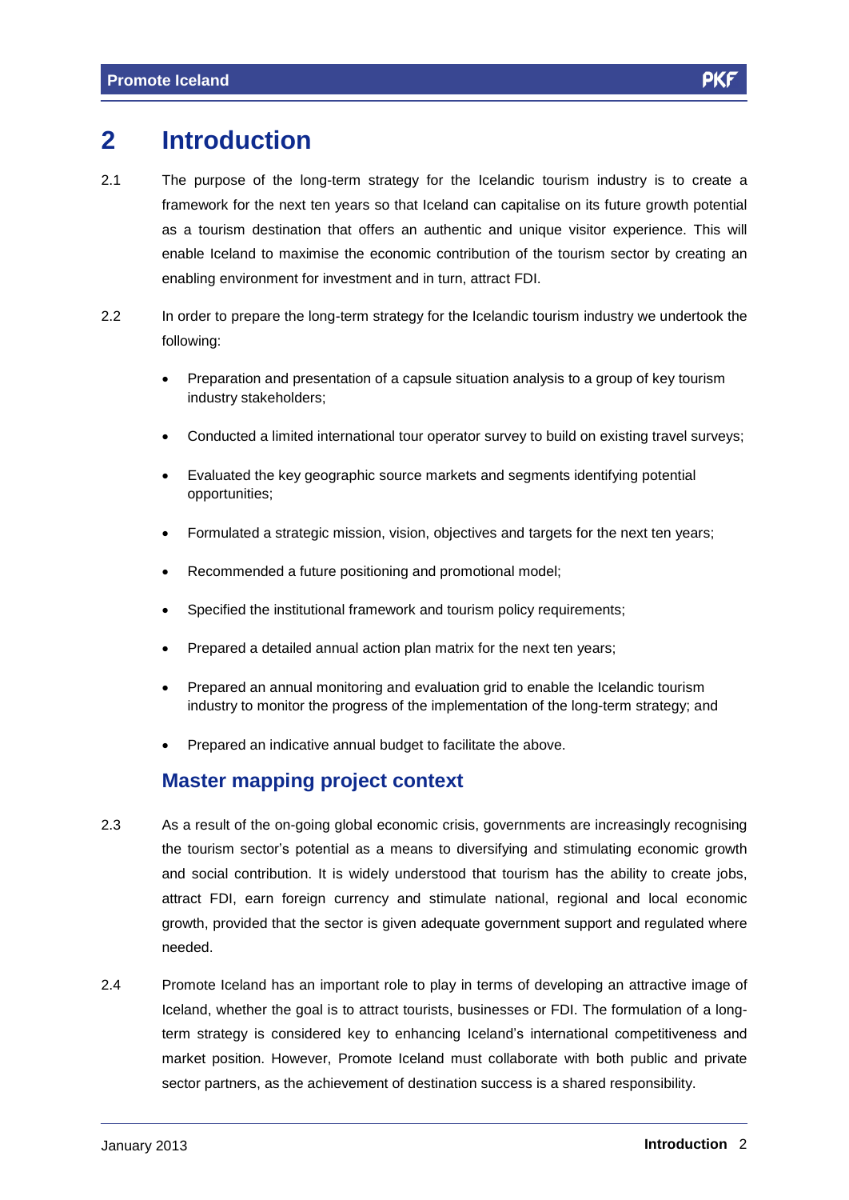# 2 Introduction

2.1 The purpose of the long-term strategy for the Icelandic tourism industry is to create a framework for the next ten years so that Iceland can capitalise on its future growth potential as a tourism destination that offers an authentic and unique visitor experience. This will enable Iceland to maximise the economic contribution of the tourism sector by creating an enabling environment for investment and in turn, attract FDI.

2.2 In order to prepare the long-term strategy for the Icelandic tourism industry we undertook the following:

- Preparation and presentation of a capsule situation analysis to a group of key tourism industry stakeholders;
- Conducted a limited international tour operator survey to build on existing travel surveys;
- Evaluated the key geographic source markets and segments identifying potential opportunities;
- Formulated a strategic mission, vision, objectives and targets for the next ten years;
- Recommended a future positioning and promotional model;
- Specified the institutional framework and tourism policy requirements;
- Prepared a detailed annual action plan matrix for the next ten years;
- Prepared an annual monitoring and evaluation grid to enable the Icelandic tourism industry to monitor the progress of the implementation of the long-term strategy; and
- Prepared an indicative annual budget to facilitate the above.

## Master mapping project context

2.3 As a result of the on-going global economic crisis, governments are increasingly recognising the tourism sector's potential as a means to diversifying and stimulating economic growth and social contribution. It is widely understood that tourism has the ability to create jobs, attract FDI, earn foreign currency and stimulate national, regional and local economic growth, provided that the sector is given adequate government support and regulated where needed.

2.4 Promote Iceland has an important role to play in terms of developing an attractive image of Iceland, whether the goal is to attract tourists, businesses or FDI. The formulation of a long-term strategy is considered key to enhancing Iceland's international competitiveness and market position. However, Promote Iceland must collaborate with both public and private sector partners, as the achievement of destination success is a shared responsibility.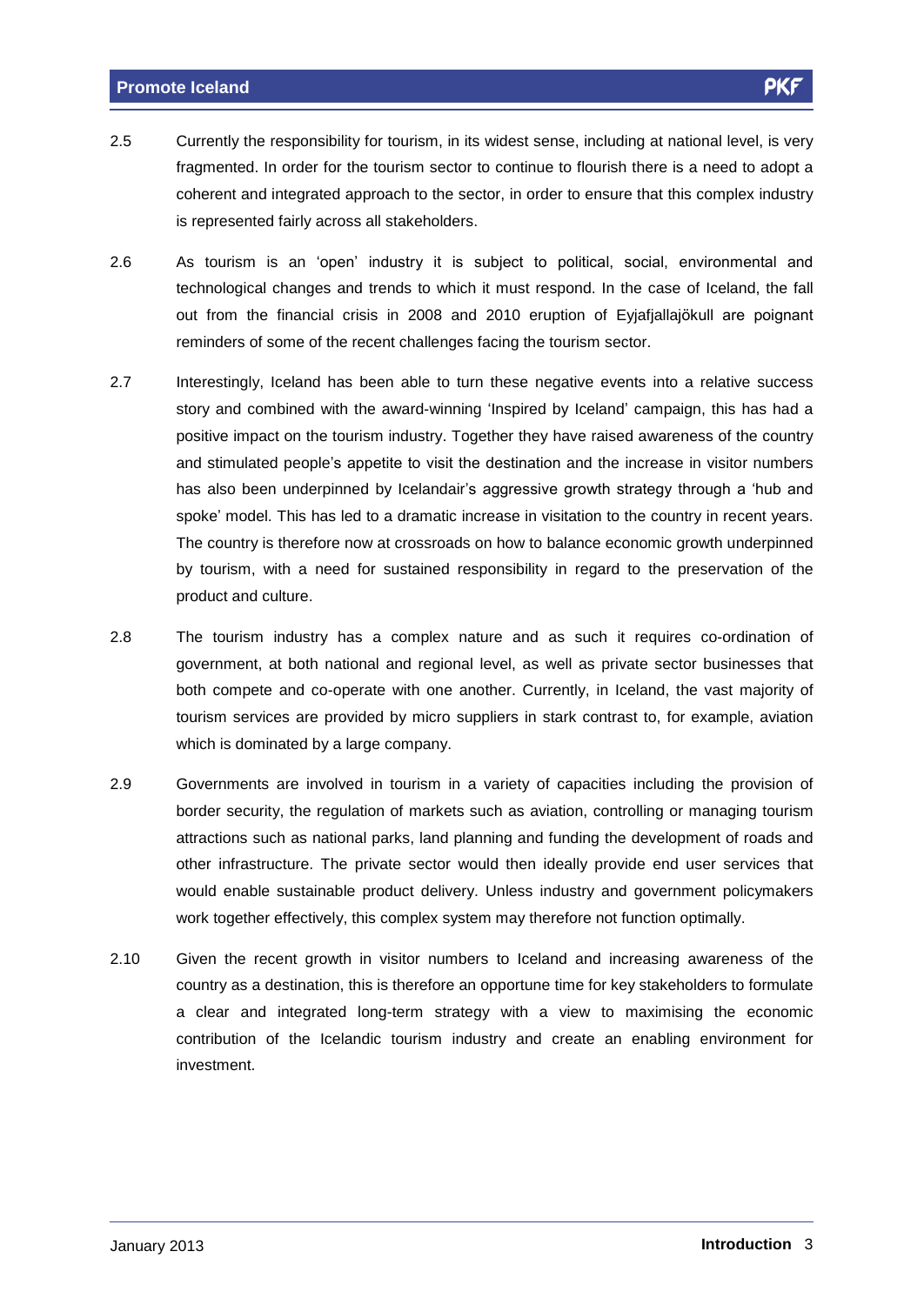2.5 Currently the responsibility for tourism, in its widest sense, including at national level, is very fragmented. In order for the tourism sector to continue to flourish there is a need to adopt a coherent and integrated approach to the sector, in order to ensure that this complex industry is represented fairly across all stakeholders.

2.6 As tourism is an 'open' industry it is subject to political, social, environmental and technological changes and trends to which it must respond. In the case of Iceland, the fall out from the financial crisis in 2008 and 2010 eruption of Eyjafjallajökull are poignant reminders of some of the recent challenges facing the tourism sector.

2.7 Interestingly, Iceland has been able to turn these negative events into a relative success story and combined with the award-winning 'Inspired by Iceland' campaign, this has had a positive impact on the tourism industry. Together they have raised awareness of the country and stimulated people's appetite to visit the destination and the increase in visitor numbers has also been underpinned by Icelandair's aggressive growth strategy through a 'hub and spoke' model. This has led to a dramatic increase in visitation to the country in recent years. The country is therefore now at crossroads on how to balance economic growth underpinned by tourism, with a need for sustained responsibility in regard to the preservation of the product and culture.

2.8 The tourism industry has a complex nature and as such it requires co-ordination of government, at both national and regional level, as well as private sector businesses that both compete and co-operate with one another. Currently, in Iceland, the vast majority of tourism services are provided by micro suppliers in stark contrast to, for example, aviation which is dominated by a large company.

2.9 Governments are involved in tourism in a variety of capacities including the provision of border security, the regulation of markets such as aviation, controlling or managing tourism attractions such as national parks, land planning and funding the development of roads and other infrastructure. The private sector would then ideally provide end user services that would enable sustainable product delivery. Unless industry and government policymakers work together effectively, this complex system may therefore not function optimally.

2.10 Given the recent growth in visitor numbers to Iceland and increasing awareness of the country as a destination, this is therefore an opportune time for key stakeholders to formulate a clear and integrated long-term strategy with a view to maximising the economic contribution of the Icelandic tourism industry and create an enabling environment for investment.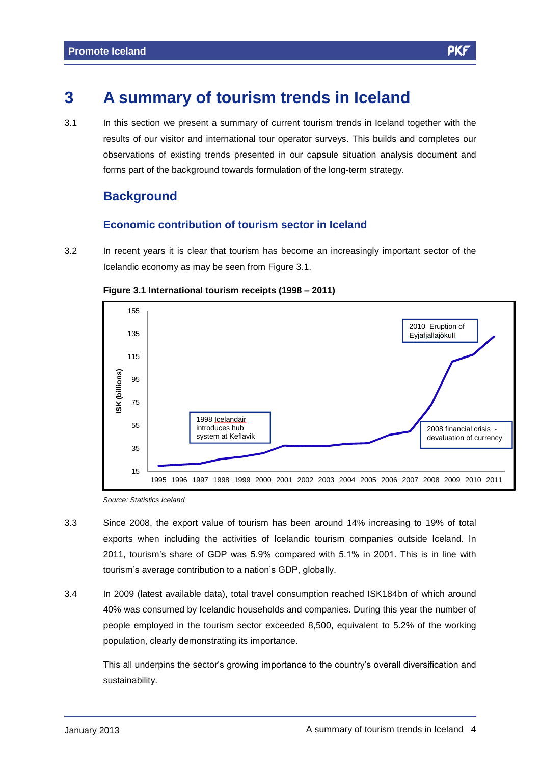# 3 A summary of tourism trends in Iceland

3.1 In this section we present a summary of current tourism trends in Iceland together with the results of our visitor and international tour operator surveys. This builds and completes our observations of existing trends presented in our capsule situation analysis document and forms part of the background towards formulation of the long-term strategy.

## Background

### Economic contribution of tourism sector in Iceland

3.2 In recent years it is clear that tourism has become an increasingly important sector of the Icelandic economy as may be seen from Figure 3.1.

**Figure 3.1 International tourism receipts (1998 – 2011)**

*Source: Statistics Iceland*

3.3 Since 2008, the export value of tourism has been around 14% increasing to 19% of total exports when including the activities of Icelandic tourism companies outside Iceland. In 2011, tourism's share of GDP was 5.9% compared with 5.1% in 2001. This is in line with tourism's average contribution to a nation's GDP, globally.

3.4 In 2009 (latest available data), total travel consumption reached ISK184bn of which around 40% was consumed by Icelandic households and companies. During this year the number of people employed in the tourism sector exceeded 8,500, equivalent to 5.2% of the working population, clearly demonstrating its importance.

This all underpins the sector's growing importance to the country's overall diversification and sustainability.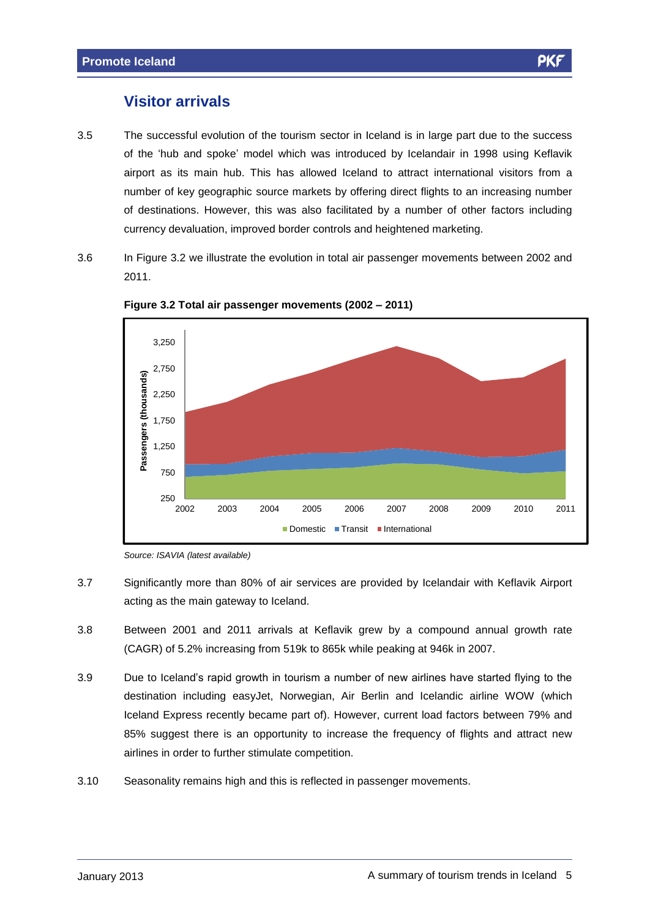## Visitor arrivals

3.5 The successful evolution of the tourism sector in Iceland is in large part due to the success of the 'hub and spoke' model which was introduced by Icelandair in 1998 using Keflavik airport as its main hub. This has allowed Iceland to attract international visitors from a number of key geographic source markets by offering direct flights to an increasing number of destinations. However, this was also facilitated by a number of other factors including currency devaluation, improved border controls and heightened marketing.

3.6 In Figure 3.2 we illustrate the evolution in total air passenger movements between 2002 and 2011.

**Figure 3.2 Total air passenger movements (2002 – 2011)**

*Source: ISAVIA (latest available)*

3.7 Significantly more than 80% of air services are provided by Icelandair with Keflavik Airport acting as the main gateway to Iceland.

3.8 Between 2001 and 2011 arrivals at Keflavik grew by a compound annual growth rate (CAGR) of 5.2% increasing from 519k to 865k while peaking at 946k in 2007.

3.9 Due to Iceland's rapid growth in tourism a number of new airlines have started flying to the destination including easyJet, Norwegian, Air Berlin and Icelandic airline WOW (which Iceland Express recently became part of). However, current load factors between 79% and 85% suggest there is an opportunity to increase the frequency of flights and attract new airlines in order to further stimulate competition.

3.10 Seasonality remains high and this is reflected in passenger movements.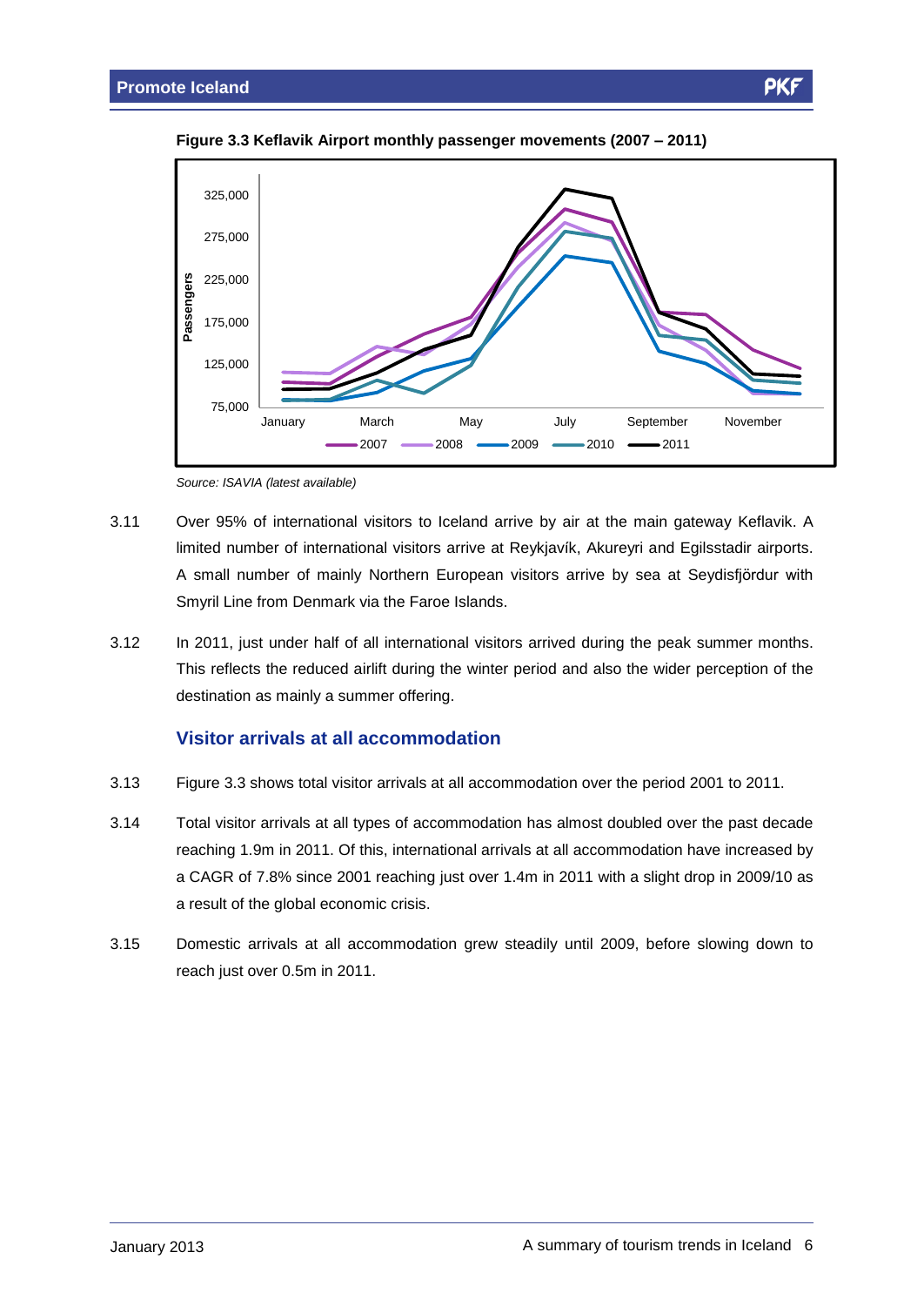**Figure 3.3 Keflavik Airport monthly passenger movements (2007 – 2011)**

*Source: ISAVIA (latest available)*

3.11 Over 95% of international visitors to Iceland arrive by air at the main gateway Keflavik. A limited number of international visitors arrive at Reykjavík, Akureyri and Egilsstadir airports. A small number of mainly Northern European visitors arrive by sea at Seydisfjördur with Smyril Line from Denmark via the Faroe Islands.

3.12 In 2011, just under half of all international visitors arrived during the peak summer months. This reflects the reduced airlift during the winter period and also the wider perception of the destination as mainly a summer offering.

## Visitor arrivals at all accommodation

3.13 Figure 3.3 shows total visitor arrivals at all accommodation over the period 2001 to 2011.

3.14 Total visitor arrivals at all types of accommodation has almost doubled over the past decade reaching 1.9m in 2011. Of this, international arrivals at all accommodation have increased by a CAGR of 7.8% since 2001 reaching just over 1.4m in 2011 with a slight drop in 2009/10 as a result of the global economic crisis.

3.15 Domestic arrivals at all accommodation grew steadily until 2009, before slowing down to reach just over 0.5m in 2011.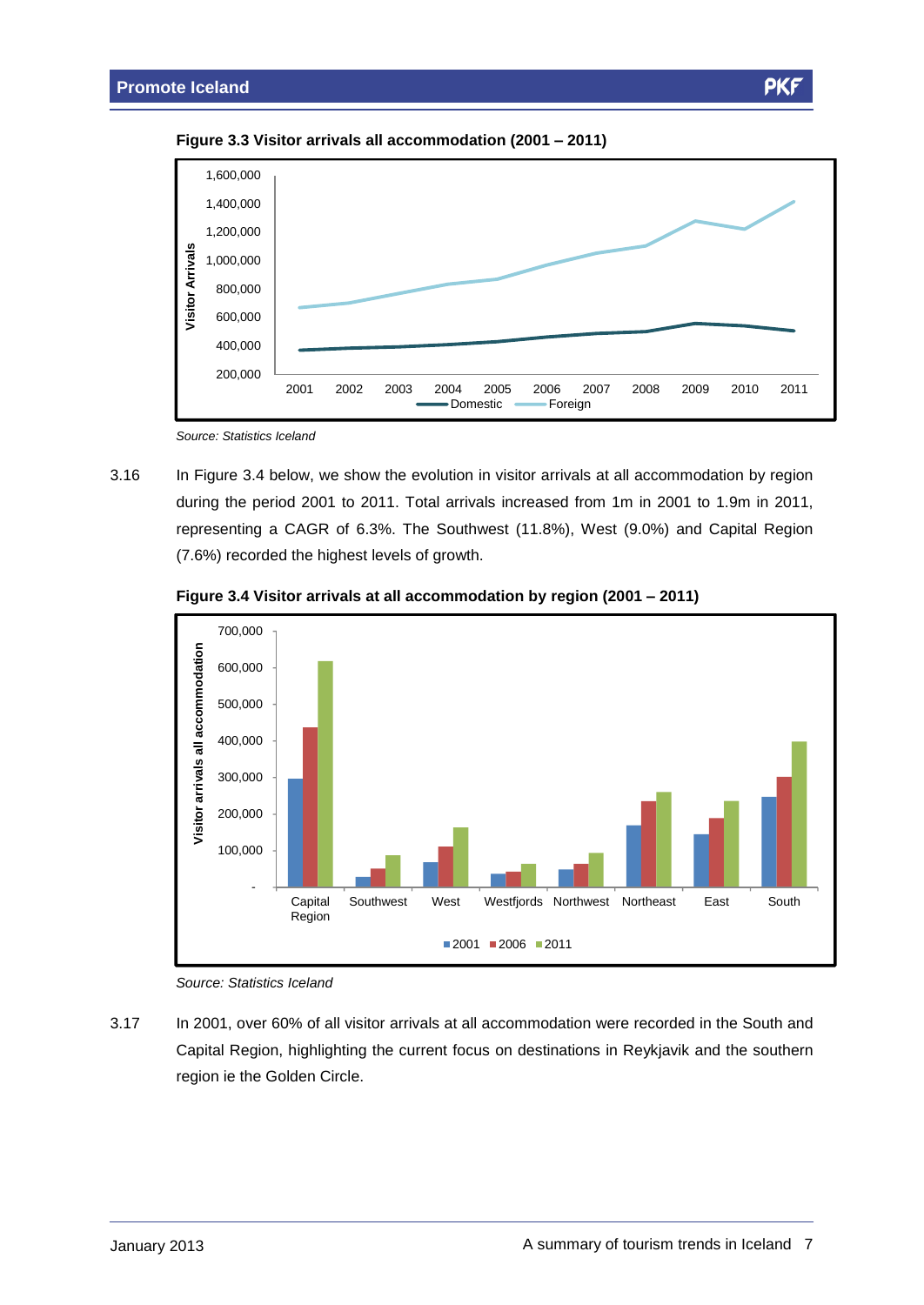**Figure 3.3 Visitor arrivals all accommodation (2001 – 2011)**

*Source: Statistics Iceland*

3.16 In Figure 3.4 below, we show the evolution in visitor arrivals at all accommodation by region during the period 2001 to 2011. Total arrivals increased from 1m in 2001 to 1.9m in 2011, representing a CAGR of 6.3%. The Southwest (11.8%), West (9.0%) and Capital Region (7.6%) recorded the highest levels of growth.

**Figure 3.4 Visitor arrivals at all accommodation by region (2001 – 2011)**

*Source: Statistics Iceland*

3.17 In 2001, over 60% of all visitor arrivals at all accommodation were recorded in the South and Capital Region, highlighting the current focus on destinations in Reykjavik and the southern region ie the Golden Circle.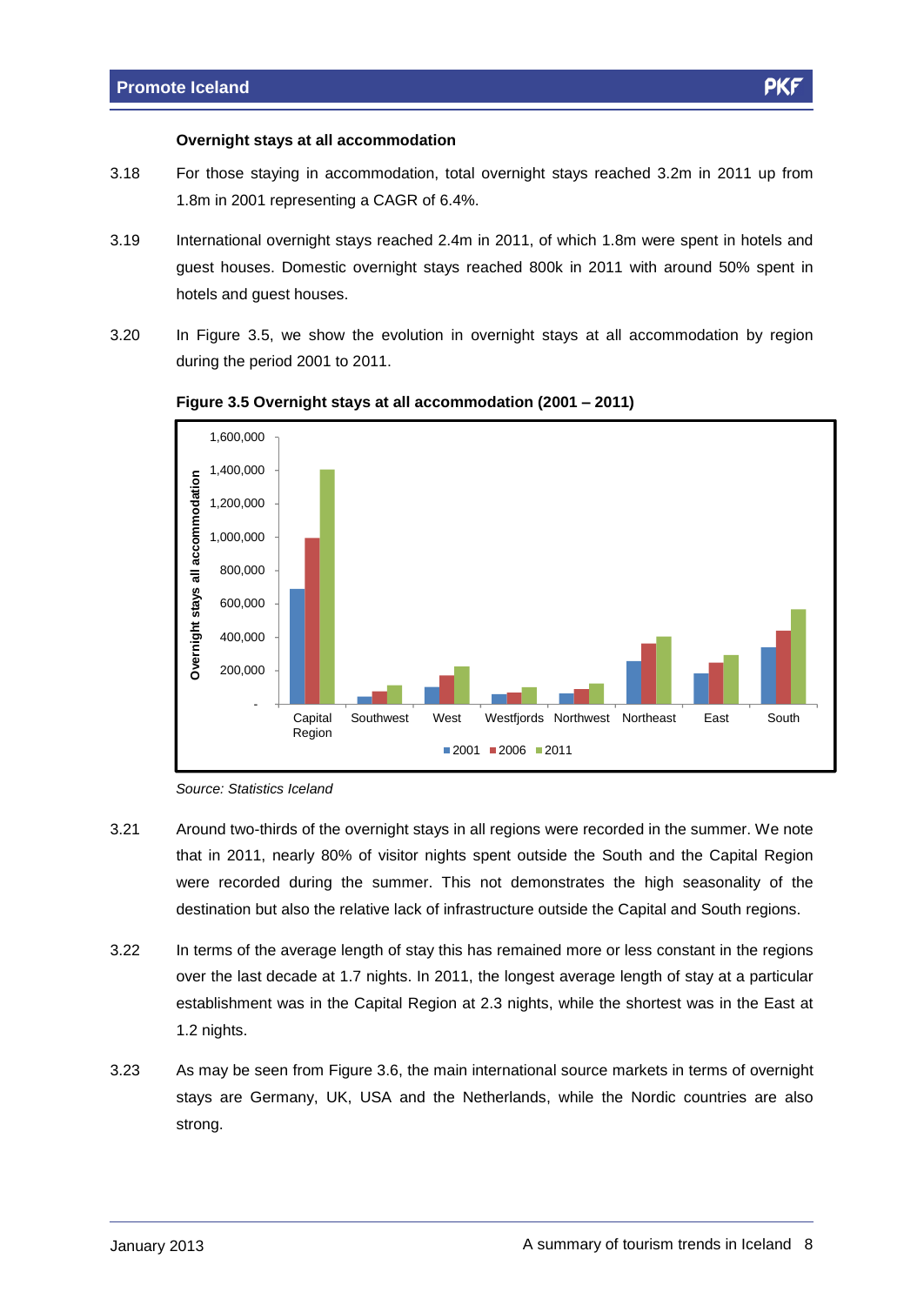### Overnight stays at all accommodation

3.18 For those staying in accommodation, total overnight stays reached 3.2m in 2011 up from 1.8m in 2001 representing a CAGR of 6.4%.

3.19 International overnight stays reached 2.4m in 2011, of which 1.8m were spent in hotels and guest houses. Domestic overnight stays reached 800k in 2011 with around 50% spent in hotels and guest houses.

3.20 In Figure 3.5, we show the evolution in overnight stays at all accommodation by region during the period 2001 to 2011.

**Figure 3.5 Overnight stays at all accommodation (2001 – 2011)**

*Source: Statistics Iceland*

3.21 Around two-thirds of the overnight stays in all regions were recorded in the summer. We note that in 2011, nearly 80% of visitor nights spent outside the South and the Capital Region were recorded during the summer. This not demonstrates the high seasonality of the destination but also the relative lack of infrastructure outside the Capital and South regions.

3.22 In terms of the average length of stay this has remained more or less constant in the regions over the last decade at 1.7 nights. In 2011, the longest average length of stay at a particular establishment was in the Capital Region at 2.3 nights, while the shortest was in the East at 1.2 nights.

3.23 As may be seen from Figure 3.6, the main international source markets in terms of overnight stays are Germany, UK, USA and the Netherlands, while the Nordic countries are also strong.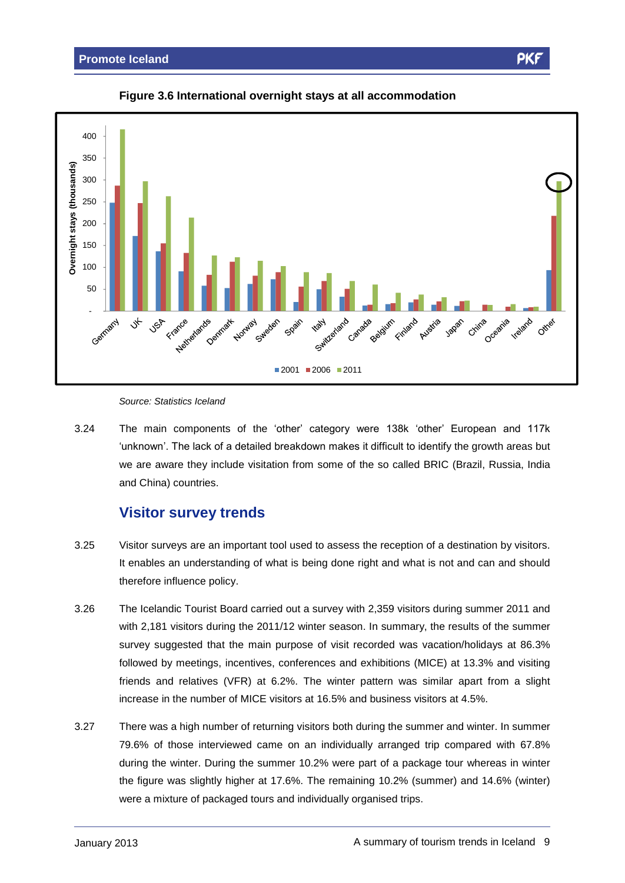**Figure 3.6 International overnight stays at all accommodation**

Source: Statistics Iceland

3.24 The main components of the 'other' category were 138k 'other' European and 117k 'unknown'. The lack of a detailed breakdown makes it difficult to identify the growth areas but we are aware they include visitation from some of the so called BRIC (Brazil, Russia, India and China) countries.

## Visitor survey trends

3.25 Visitor surveys are an important tool used to assess the reception of a destination by visitors. It enables an understanding of what is being done right and what is not and can and should therefore influence policy.

3.26 The Icelandic Tourist Board carried out a survey with 2,359 visitors during summer 2011 and with 2,181 visitors during the 2011/12 winter season. In summary, the results of the summer survey suggested that the main purpose of visit recorded was vacation/holidays at 86.3% followed by meetings, incentives, conferences and exhibitions (MICE) at 13.3% and visiting friends and relatives (VFR) at 6.2%. The winter pattern was similar apart from a slight increase in the number of MICE visitors at 16.5% and business visitors at 4.5%.

3.27 There was a high number of returning visitors both during the summer and winter. In summer 79.6% of those interviewed came on an individually arranged trip compared with 67.8% during the winter. During the summer 10.2% were part of a package tour whereas in winter the figure was slightly higher at 17.6%. The remaining 10.2% (summer) and 14.6% (winter) were a mixture of packaged tours and individually organised trips.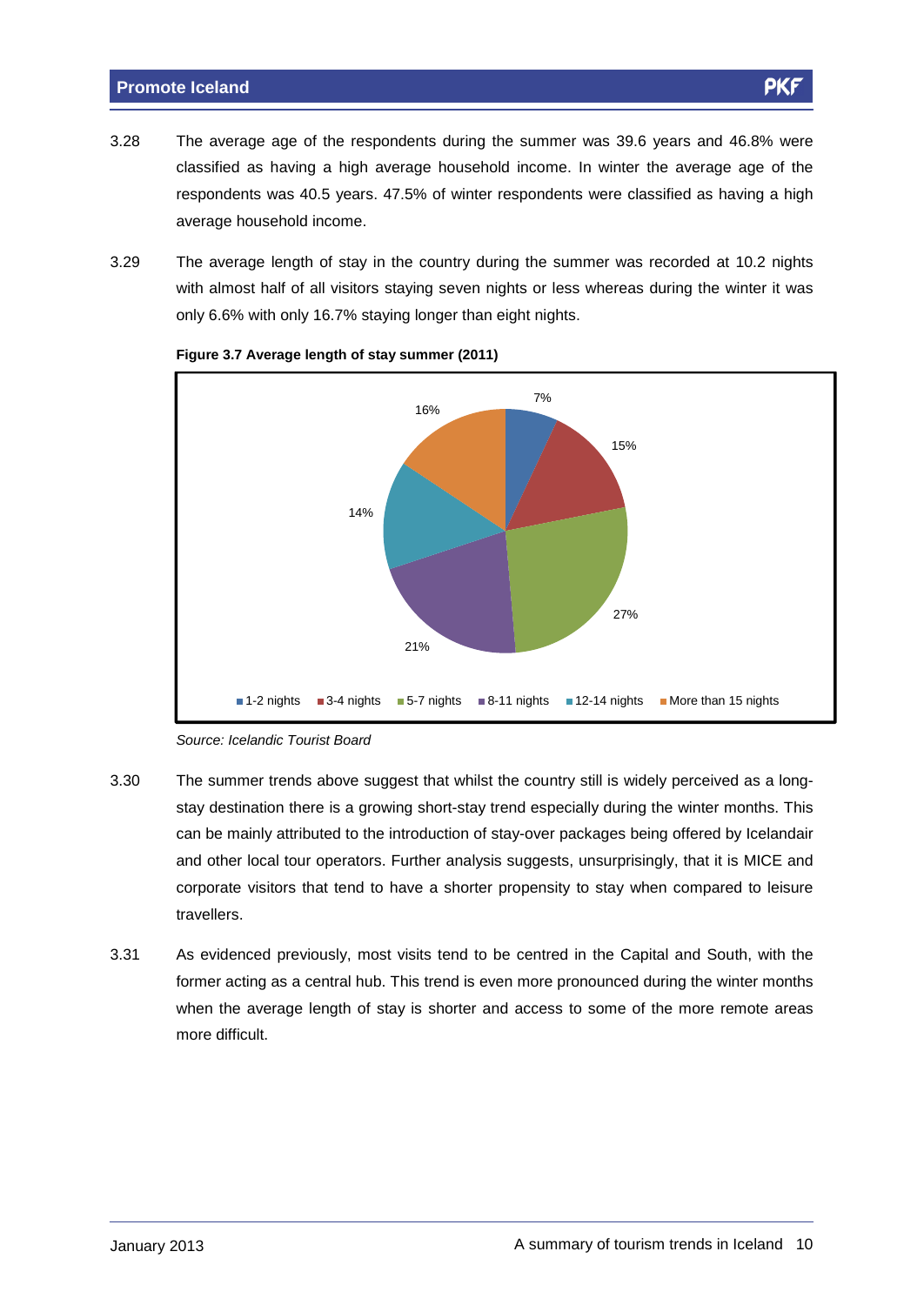3.28 The average age of the respondents during the summer was 39.6 years and 46.8% were classified as having a high average household income. In winter the average age of the respondents was 40.5 years. 47.5% of winter respondents were classified as having a high average household income.

3.29 The average length of stay in the country during the summer was recorded at 10.2 nights with almost half of all visitors staying seven nights or less whereas during the winter it was only 6.6% with only 16.7% staying longer than eight nights.

**Figure 3.7 Average length of stay summer (2011)**

| Length of stay | Share |
|---|---|
| 1-2 nights | 7% |
| 3-4 nights | 15% |
| 5-7 nights | 27% |
| 8-11 nights | 21% |
| 12-14 nights | 14% |
| More than 15 nights | 16% |

*Source: Icelandic Tourist Board*

3.30 The summer trends above suggest that whilst the country still is widely perceived as a long-stay destination there is a growing short-stay trend especially during the winter months. This can be mainly attributed to the introduction of stay-over packages being offered by Icelandair and other local tour operators. Further analysis suggests, unsurprisingly, that it is MICE and corporate visitors that tend to have a shorter propensity to stay when compared to leisure travellers.

3.31 As evidenced previously, most visits tend to be centred in the Capital and South, with the former acting as a central hub. This trend is even more pronounced during the winter months when the average length of stay is shorter and access to some of the more remote areas more difficult.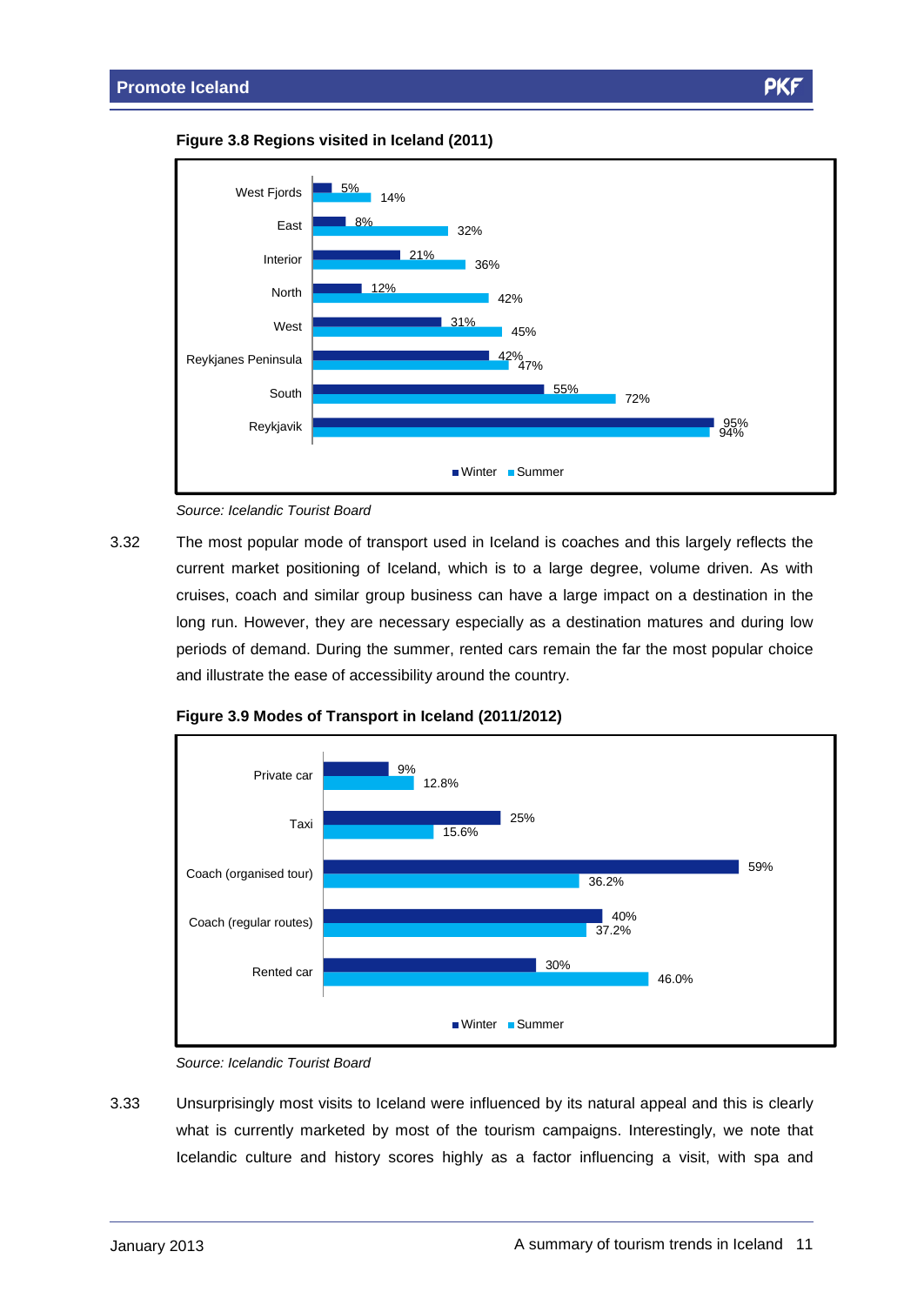**Figure 3.8 Regions visited in Iceland (2011)**

| Region | Winter | Summer |
|---|---|---|
| West Fjords | 5% | 14% |
| East | 8% | 32% |
| Interior | 21% | 36% |
| North | 12% | 42% |
| West | 31% | 45% |
| Reykjanes Peninsula | 42% | 47% |
| South | 55% | 72% |
| Reykjavik | 95% | 94% |

*Source: Icelandic Tourist Board*

3.32 The most popular mode of transport used in Iceland is coaches and this largely reflects the current market positioning of Iceland, which is to a large degree, volume driven. As with cruises, coach and similar group business can have a large impact on a destination in the long run. However, they are necessary especially as a destination matures and during low periods of demand. During the summer, rented cars remain the far the most popular choice and illustrate the ease of accessibility around the country.

**Figure 3.9 Modes of Transport in Iceland (2011/2012)**

| Mode | Winter | Summer |
|---|---|---|
| Private car | 9% | 12.8% |
| Taxi | 25% | 15.6% |
| Coach (organised tour) | 59% | 36.2% |
| Coach (regular routes) | 40% | 37.2% |
| Rented car | 30% | 46.0% |

*Source: Icelandic Tourist Board*

3.33 Unsurprisingly most visits to Iceland were influenced by its natural appeal and this is clearly what is currently marketed by most of the tourism campaigns. Interestingly, we note that Icelandic culture and history scores highly as a factor influencing a visit, with spa and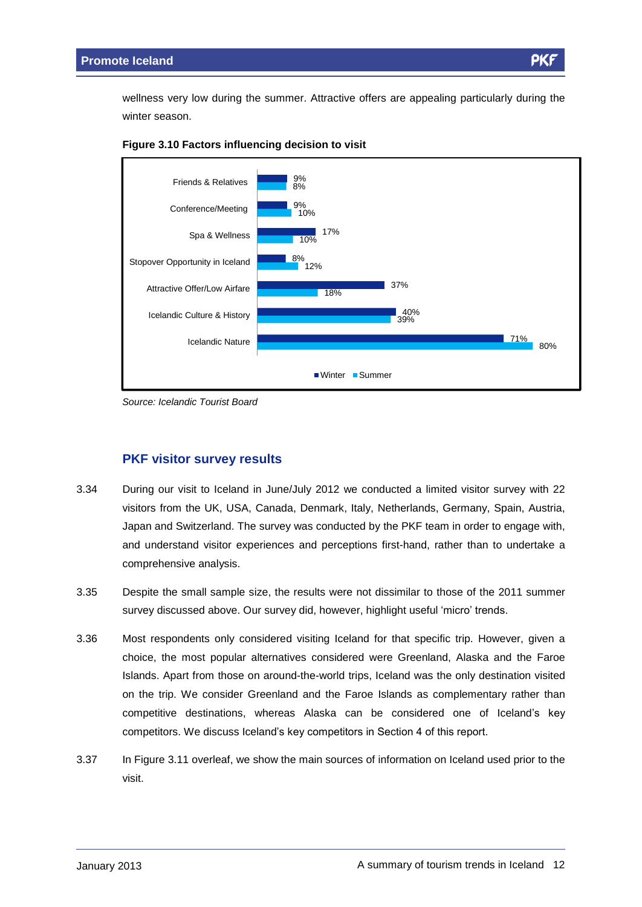wellness very low during the summer. Attractive offers are appealing particularly during the winter season.

**Figure 3.10 Factors influencing decision to visit**

| Factor | Winter | Summer |
|---|---|---|
| Friends & Relatives | 9% | 8% |
| Conference/Meeting | 9% | 10% |
| Spa & Wellness | 17% | 10% |
| Stopover Opportunity in Iceland | 8% | 12% |
| Attractive Offer/Low Airfare | 37% | 18% |
| Icelandic Culture & History | 40% | 39% |
| Icelandic Nature | 71% | 80% |

*Source: Icelandic Tourist Board*

## PKF visitor survey results

3.34 During our visit to Iceland in June/July 2012 we conducted a limited visitor survey with 22 visitors from the UK, USA, Canada, Denmark, Italy, Netherlands, Germany, Spain, Austria, Japan and Switzerland. The survey was conducted by the PKF team in order to engage with, and understand visitor experiences and perceptions first-hand, rather than to undertake a comprehensive analysis.

3.35 Despite the small sample size, the results were not dissimilar to those of the 2011 summer survey discussed above. Our survey did, however, highlight useful 'micro' trends.

3.36 Most respondents only considered visiting Iceland for that specific trip. However, given a choice, the most popular alternatives considered were Greenland, Alaska and the Faroe Islands. Apart from those on around-the-world trips, Iceland was the only destination visited on the trip. We consider Greenland and the Faroe Islands as complementary rather than competitive destinations, whereas Alaska can be considered one of Iceland's key competitors. We discuss Iceland's key competitors in Section 4 of this report.

3.37 In Figure 3.11 overleaf, we show the main sources of information on Iceland used prior to the visit.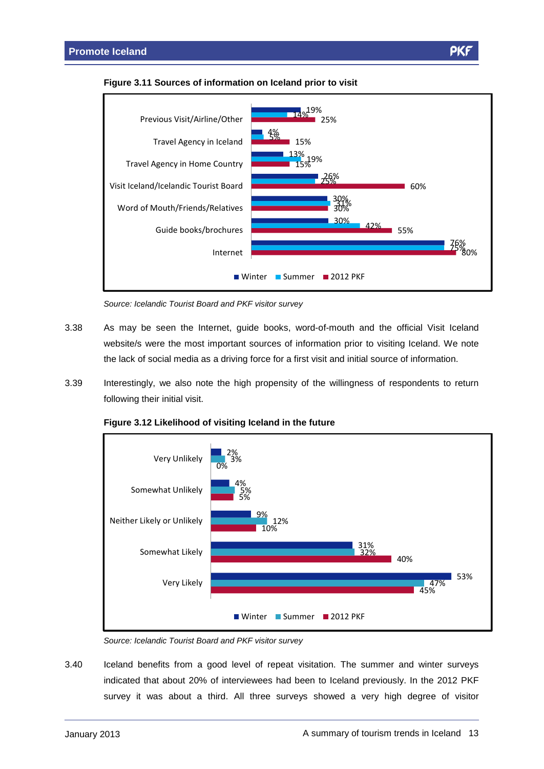**Figure 3.11 Sources of information on Iceland prior to visit**

| | Winter | Summer | 2012 PKF |
|---|---|---|---|
| Previous Visit/Airline/Other | 19% | 14% | 25% |
| Travel Agency in Iceland | 4% | 5% | 15% |
| Travel Agency in Home Country | 13% | 19% | 15% |
| Visit Iceland/Icelandic Tourist Board | 26% | 25% | 60% |
| Word of Mouth/Friends/Relatives | 30% | 31% | 30% |
| Guide books/brochures | 30% | 42% | 55% |
| Internet | 76% | 75% | 80% |

*Source: Icelandic Tourist Board and PKF visitor survey*

3.38 As may be seen the Internet, guide books, word-of-mouth and the official Visit Iceland website/s were the most important sources of information prior to visiting Iceland. We note the lack of social media as a driving force for a first visit and initial source of information.

3.39 Interestingly, we also note the high propensity of the willingness of respondents to return following their initial visit.

**Figure 3.12 Likelihood of visiting Iceland in the future**

| | Winter | Summer | 2012 PKF |
|---|---|---|---|
| Very Unlikely | 2% | 3% | 0% |
| Somewhat Unlikely | 4% | 5% | 5% |
| Neither Likely or Unlikely | 9% | 12% | 10% |
| Somewhat Likely | 31% | 32% | 40% |
| Very Likely | 53% | 47% | 45% |

*Source: Icelandic Tourist Board and PKF visitor survey*

3.40 Iceland benefits from a good level of repeat visitation. The summer and winter surveys indicated that about 20% of interviewees had been to Iceland previously. In the 2012 PKF survey it was about a third. All three surveys showed a very high degree of visitor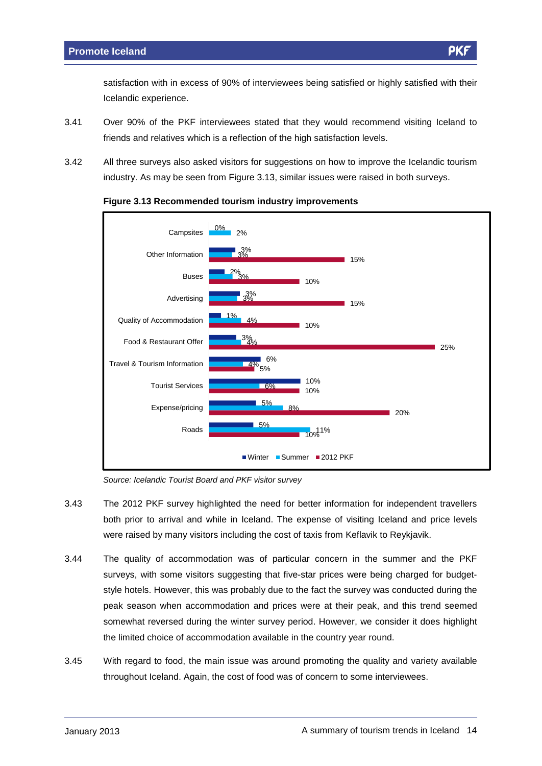satisfaction with in excess of 90% of interviewees being satisfied or highly satisfied with their Icelandic experience.

3.41 Over 90% of the PKF interviewees stated that they would recommend visiting Iceland to friends and relatives which is a reflection of the high satisfaction levels.

3.42 All three surveys also asked visitors for suggestions on how to improve the Icelandic tourism industry. As may be seen from Figure 3.13, similar issues were raised in both surveys.

**Figure 3.13 Recommended tourism industry improvements**

| | Winter | Summer | 2012 PKF |
|---|---|---|---|
| Campsites | 0% | 2% | |
| Other Information | 3% | 3% | 15% |
| Buses | 2% | 3% | 10% |
| Advertising | 3% | 3% | 15% |
| Quality of Accommodation | 1% | 4% | 10% |
| Food & Restaurant Offer | 3% | 4% | 25% |
| Travel & Tourism Information | 6% | 4% | 5% |
| Tourist Services | 10% | 6% | 10% |
| Expense/pricing | 5% | 8% | 20% |
| Roads | 5% | 11% | 10% |

*Source: Icelandic Tourist Board and PKF visitor survey*

3.43 The 2012 PKF survey highlighted the need for better information for independent travellers both prior to arrival and while in Iceland. The expense of visiting Iceland and price levels were raised by many visitors including the cost of taxis from Keflavik to Reykjavik.

3.44 The quality of accommodation was of particular concern in the summer and the PKF surveys, with some visitors suggesting that five-star prices were being charged for budget-style hotels. However, this was probably due to the fact the survey was conducted during the peak season when accommodation and prices were at their peak, and this trend seemed somewhat reversed during the winter survey period. However, we consider it does highlight the limited choice of accommodation available in the country year round.

3.45 With regard to food, the main issue was around promoting the quality and variety available throughout Iceland. Again, the cost of food was of concern to some interviewees.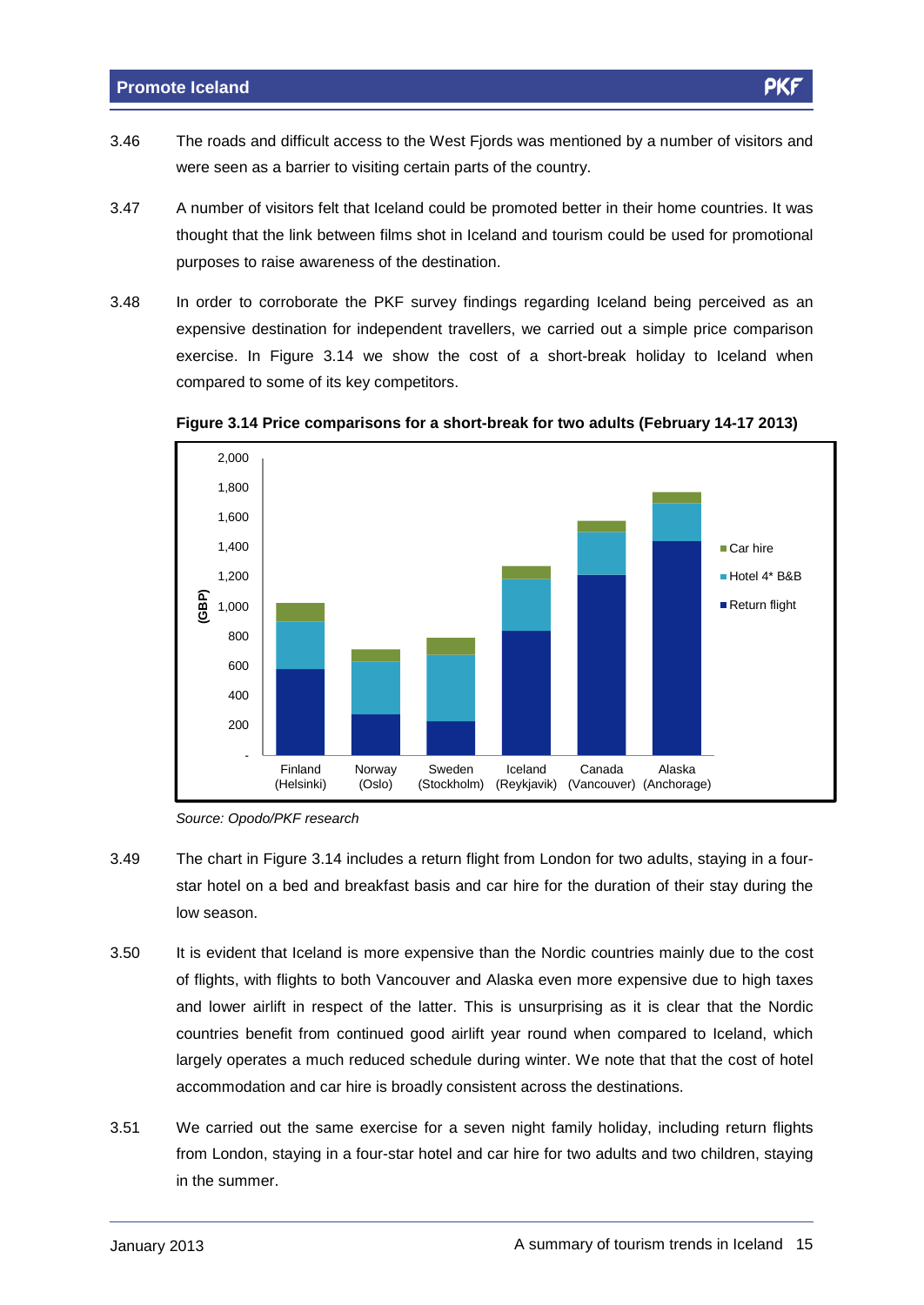3.46 The roads and difficult access to the West Fjords was mentioned by a number of visitors and were seen as a barrier to visiting certain parts of the country.

3.47 A number of visitors felt that Iceland could be promoted better in their home countries. It was thought that the link between films shot in Iceland and tourism could be used for promotional purposes to raise awareness of the destination.

3.48 In order to corroborate the PKF survey findings regarding Iceland being perceived as an expensive destination for independent travellers, we carried out a simple price comparison exercise. In Figure 3.14 we show the cost of a short-break holiday to Iceland when compared to some of its key competitors.

**Figure 3.14 Price comparisons for a short-break for two adults (February 14-17 2013)**

*Source: Opodo/PKF research*

3.49 The chart in Figure 3.14 includes a return flight from London for two adults, staying in a four-star hotel on a bed and breakfast basis and car hire for the duration of their stay during the low season.

3.50 It is evident that Iceland is more expensive than the Nordic countries mainly due to the cost of flights, with flights to both Vancouver and Alaska even more expensive due to high taxes and lower airlift in respect of the latter. This is unsurprising as it is clear that the Nordic countries benefit from continued good airlift year round when compared to Iceland, which largely operates a much reduced schedule during winter. We note that that the cost of hotel accommodation and car hire is broadly consistent across the destinations.

3.51 We carried out the same exercise for a seven night family holiday, including return flights from London, staying in a four-star hotel and car hire for two adults and two children, staying in the summer.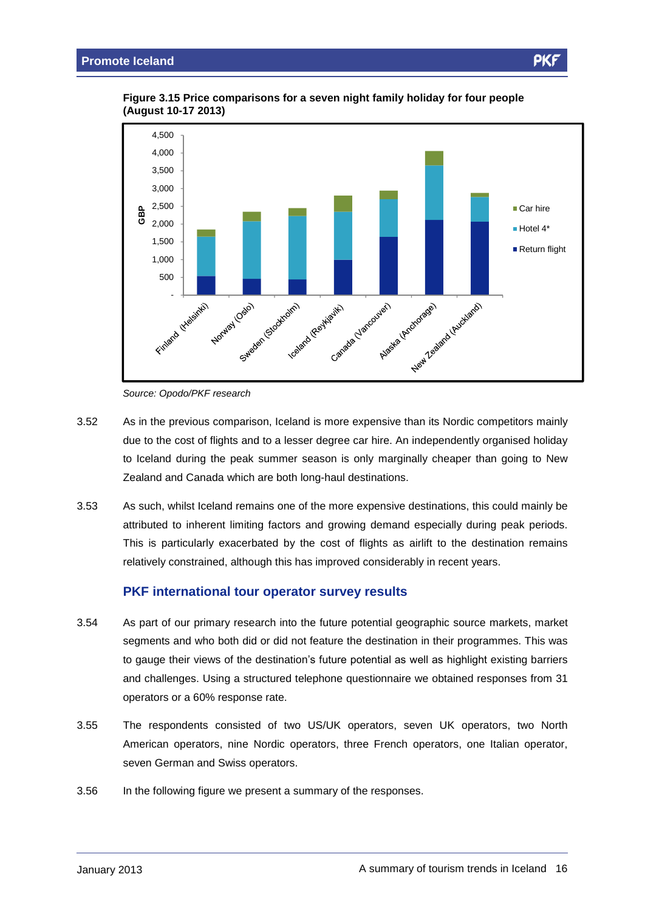**Figure 3.15 Price comparisons for a seven night family holiday for four people (August 10-17 2013)**

*Source: Opodo/PKF research*

3.52 As in the previous comparison, Iceland is more expensive than its Nordic competitors mainly due to the cost of flights and to a lesser degree car hire. An independently organised holiday to Iceland during the peak summer season is only marginally cheaper than going to New Zealand and Canada which are both long-haul destinations.

3.53 As such, whilst Iceland remains one of the more expensive destinations, this could mainly be attributed to inherent limiting factors and growing demand especially during peak periods. This is particularly exacerbated by the cost of flights as airlift to the destination remains relatively constrained, although this has improved considerably in recent years.

## PKF international tour operator survey results

3.54 As part of our primary research into the future potential geographic source markets, market segments and who both did or did not feature the destination in their programmes. This was to gauge their views of the destination's future potential as well as highlight existing barriers and challenges. Using a structured telephone questionnaire we obtained responses from 31 operators or a 60% response rate.

3.55 The respondents consisted of two US/UK operators, seven UK operators, two North American operators, nine Nordic operators, three French operators, one Italian operator, seven German and Swiss operators.

3.56 In the following figure we present a summary of the responses.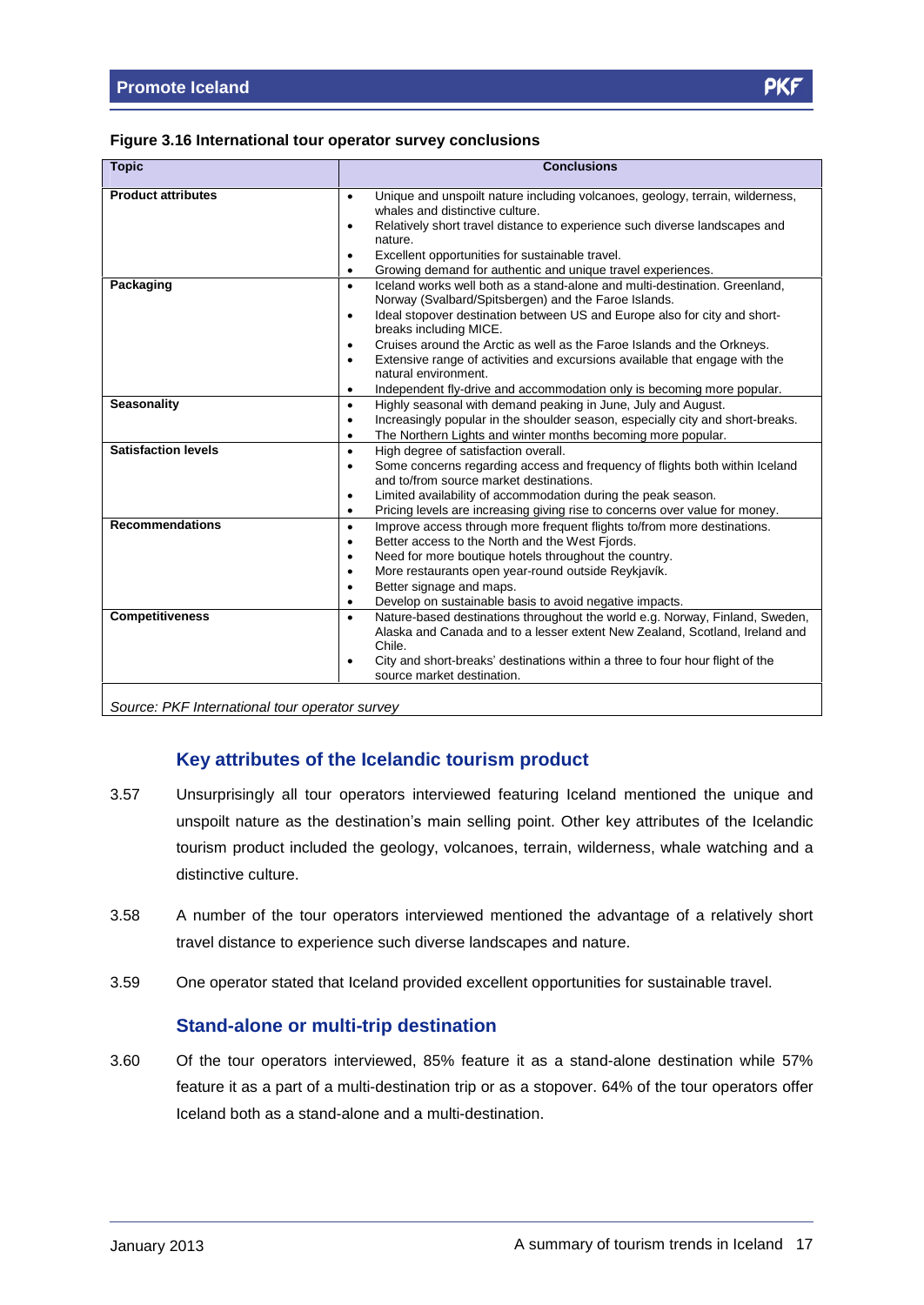**Figure 3.16 International tour operator survey conclusions**

| Topic | Conclusions |
|---|---|
| **Product attributes** | • Unique and unspoilt nature including volcanoes, geology, terrain, wilderness, whales and distinctive culture.<br>• Relatively short travel distance to experience such diverse landscapes and nature.<br>• Excellent opportunities for sustainable travel.<br>• Growing demand for authentic and unique travel experiences. |
| **Packaging** | • Iceland works well both as a stand-alone and multi-destination. Greenland, Norway (Svalbard/Spitsbergen) and the Faroe Islands.<br>• Ideal stopover destination between US and Europe also for city and short-breaks including MICE.<br>• Cruises around the Arctic as well as the Faroe Islands and the Orkneys.<br>• Extensive range of activities and excursions available that engage with the natural environment.<br>• Independent fly-drive and accommodation only is becoming more popular. |
| **Seasonality** | • Highly seasonal with demand peaking in June, July and August.<br>• Increasingly popular in the shoulder season, especially city and short-breaks.<br>• The Northern Lights and winter months becoming more popular. |
| **Satisfaction levels** | • High degree of satisfaction overall.<br>• Some concerns regarding access and frequency of flights both within Iceland and to/from source market destinations.<br>• Limited availability of accommodation during the peak season.<br>• Pricing levels are increasing giving rise to concerns over value for money. |
| **Recommendations** | • Improve access through more frequent flights to/from more destinations.<br>• Better access to the North and the West Fjords.<br>• Need for more boutique hotels throughout the country.<br>• More restaurants open year-round outside Reykjavík.<br>• Better signage and maps.<br>• Develop on sustainable basis to avoid negative impacts. |
| **Competitiveness** | • Nature-based destinations throughout the world e.g. Norway, Finland, Sweden, Alaska and Canada and to a lesser extent New Zealand, Scotland, Ireland and Chile.<br>• City and short-breaks' destinations within a three to four hour flight of the source market destination. |

*Source: PKF International tour operator survey*

## Key attributes of the Icelandic tourism product

3.57 Unsurprisingly all tour operators interviewed featuring Iceland mentioned the unique and unspoilt nature as the destination's main selling point. Other key attributes of the Icelandic tourism product included the geology, volcanoes, terrain, wilderness, whale watching and a distinctive culture.

3.58 A number of the tour operators interviewed mentioned the advantage of a relatively short travel distance to experience such diverse landscapes and nature.

3.59 One operator stated that Iceland provided excellent opportunities for sustainable travel.

## Stand-alone or multi-trip destination

3.60 Of the tour operators interviewed, 85% feature it as a stand-alone destination while 57% feature it as a part of a multi-destination trip or as a stopover. 64% of the tour operators offer Iceland both as a stand-alone and a multi-destination.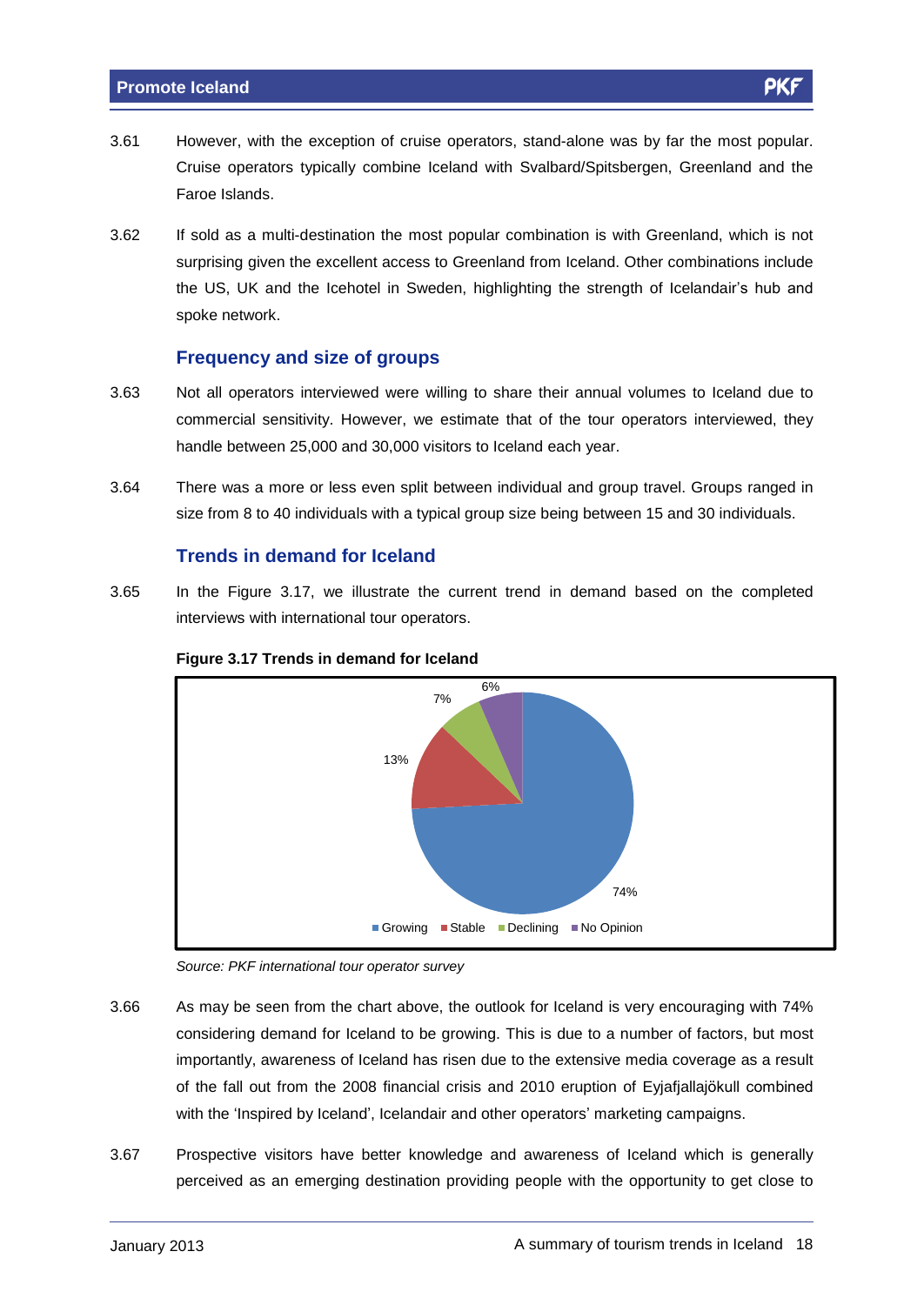3.61 However, with the exception of cruise operators, stand-alone was by far the most popular. Cruise operators typically combine Iceland with Svalbard/Spitsbergen, Greenland and the Faroe Islands.

3.62 If sold as a multi-destination the most popular combination is with Greenland, which is not surprising given the excellent access to Greenland from Iceland. Other combinations include the US, UK and the Icehotel in Sweden, highlighting the strength of Icelandair's hub and spoke network.

### Frequency and size of groups

3.63 Not all operators interviewed were willing to share their annual volumes to Iceland due to commercial sensitivity. However, we estimate that of the tour operators interviewed, they handle between 25,000 and 30,000 visitors to Iceland each year.

3.64 There was a more or less even split between individual and group travel. Groups ranged in size from 8 to 40 individuals with a typical group size being between 15 and 30 individuals.

### Trends in demand for Iceland

3.65 In the Figure 3.17, we illustrate the current trend in demand based on the completed interviews with international tour operators.

**Figure 3.17 Trends in demand for Iceland**

| Trend | Share |
|---|---|
| Growing | 74% |
| Stable | 13% |
| Declining | 7% |
| No Opinion | 6% |

*Source: PKF international tour operator survey*

3.66 As may be seen from the chart above, the outlook for Iceland is very encouraging with 74% considering demand for Iceland to be growing. This is due to a number of factors, but most importantly, awareness of Iceland has risen due to the extensive media coverage as a result of the fall out from the 2008 financial crisis and 2010 eruption of Eyjafjallajökull combined with the 'Inspired by Iceland', Icelandair and other operators' marketing campaigns.

3.67 Prospective visitors have better knowledge and awareness of Iceland which is generally perceived as an emerging destination providing people with the opportunity to get close to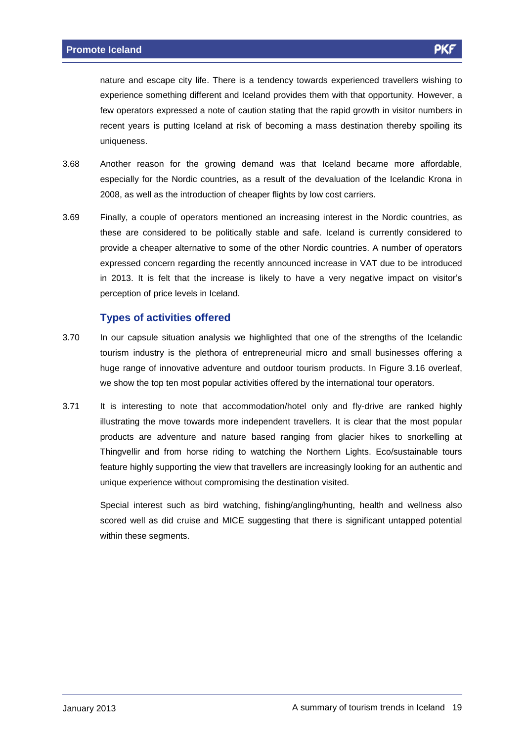nature and escape city life. There is a tendency towards experienced travellers wishing to experience something different and Iceland provides them with that opportunity. However, a few operators expressed a note of caution stating that the rapid growth in visitor numbers in recent years is putting Iceland at risk of becoming a mass destination thereby spoiling its uniqueness.

3.68 Another reason for the growing demand was that Iceland became more affordable, especially for the Nordic countries, as a result of the devaluation of the Icelandic Krona in 2008, as well as the introduction of cheaper flights by low cost carriers.

3.69 Finally, a couple of operators mentioned an increasing interest in the Nordic countries, as these are considered to be politically stable and safe. Iceland is currently considered to provide a cheaper alternative to some of the other Nordic countries. A number of operators expressed concern regarding the recently announced increase in VAT due to be introduced in 2013. It is felt that the increase is likely to have a very negative impact on visitor's perception of price levels in Iceland.

### Types of activities offered

3.70 In our capsule situation analysis we highlighted that one of the strengths of the Icelandic tourism industry is the plethora of entrepreneurial micro and small businesses offering a huge range of innovative adventure and outdoor tourism products. In Figure 3.16 overleaf, we show the top ten most popular activities offered by the international tour operators.

3.71 It is interesting to note that accommodation/hotel only and fly-drive are ranked highly illustrating the move towards more independent travellers. It is clear that the most popular products are adventure and nature based ranging from glacier hikes to snorkelling at Thingvellir and from horse riding to watching the Northern Lights. Eco/sustainable tours feature highly supporting the view that travellers are increasingly looking for an authentic and unique experience without compromising the destination visited.

Special interest such as bird watching, fishing/angling/hunting, health and wellness also scored well as did cruise and MICE suggesting that there is significant untapped potential within these segments.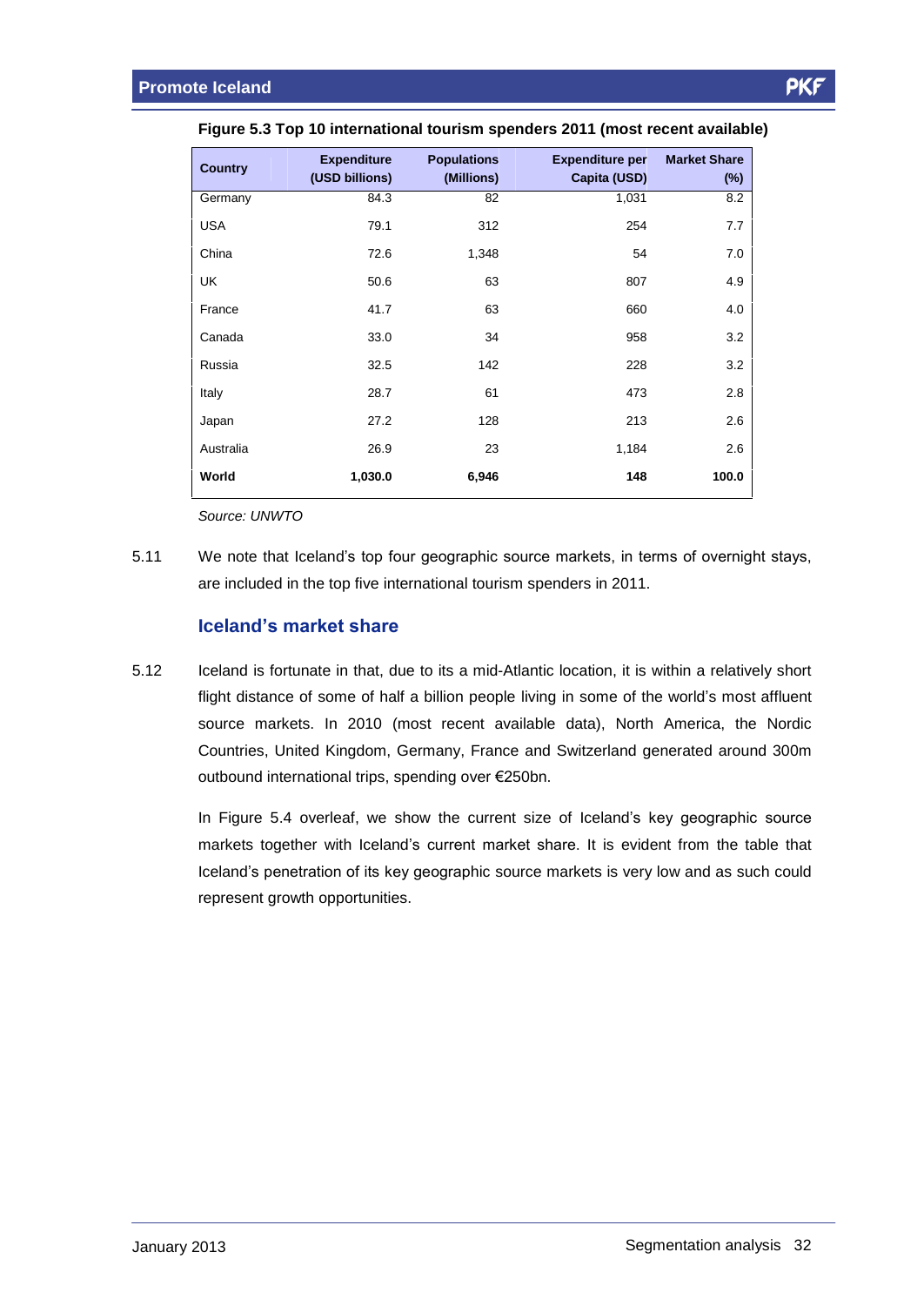**Figure 5.3 Top 10 international tourism spenders 2011 (most recent available)**

| Country | Expenditure (USD billions) | Populations (Millions) | Expenditure per Capita (USD) | Market Share (%) |
|---|---|---|---|---|
| Germany | 84.3 | 82 | 1,031 | 8.2 |
| USA | 79.1 | 312 | 254 | 7.7 |
| China | 72.6 | 1,348 | 54 | 7.0 |
| UK | 50.6 | 63 | 807 | 4.9 |
| France | 41.7 | 63 | 660 | 4.0 |
| Canada | 33.0 | 34 | 958 | 3.2 |
| Russia | 32.5 | 142 | 228 | 3.2 |
| Italy | 28.7 | 61 | 473 | 2.8 |
| Japan | 27.2 | 128 | 213 | 2.6 |
| Australia | 26.9 | 23 | 1,184 | 2.6 |
| **World** | **1,030.0** | **6,946** | **148** | **100.0** |

*Source: UNWTO*

5.11 We note that Iceland's top four geographic source markets, in terms of overnight stays, are included in the top five international tourism spenders in 2011.

## Iceland's market share

5.12 Iceland is fortunate in that, due to its a mid-Atlantic location, it is within a relatively short flight distance of some of half a billion people living in some of the world's most affluent source markets. In 2010 (most recent available data), North America, the Nordic Countries, United Kingdom, Germany, France and Switzerland generated around 300m outbound international trips, spending over €250bn.

In Figure 5.4 overleaf, we show the current size of Iceland's key geographic source markets together with Iceland's current market share. It is evident from the table that Iceland's penetration of its key geographic source markets is very low and as such could represent growth opportunities.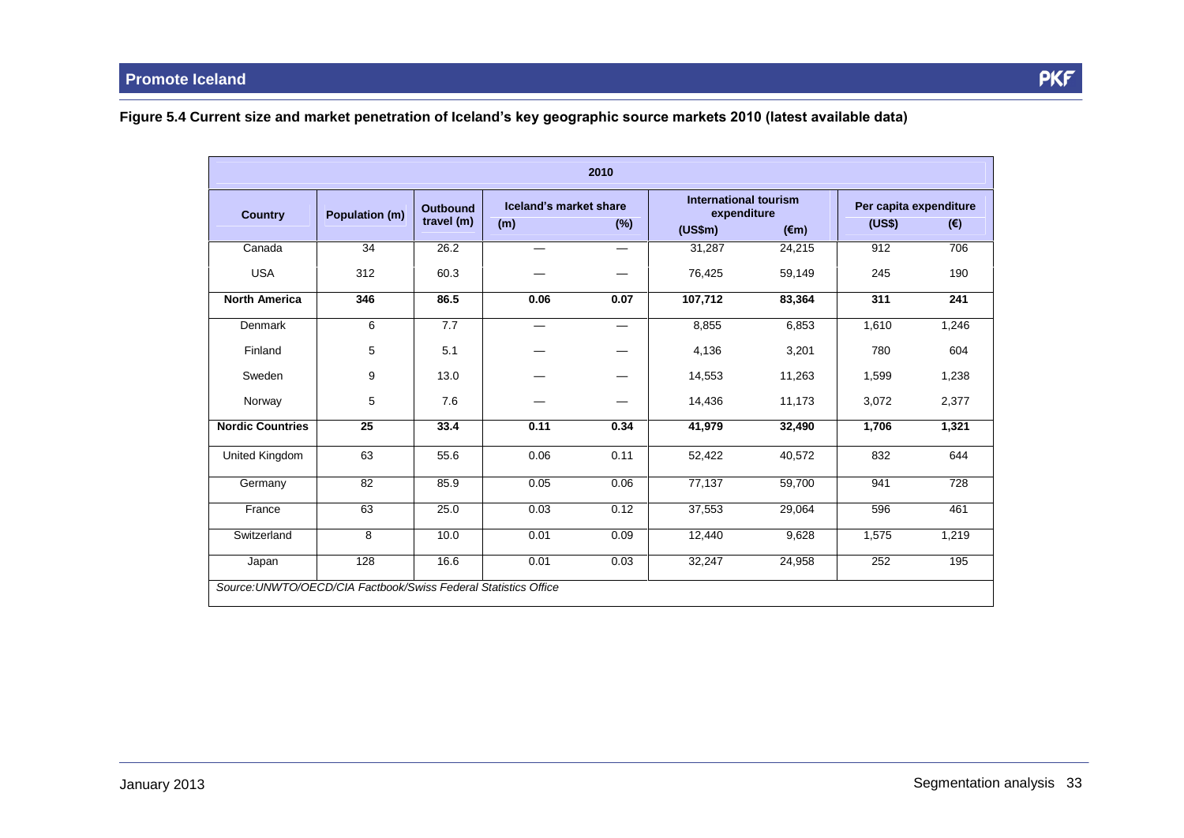**Figure 5.4 Current size and market penetration of Iceland's key geographic source markets 2010 (latest available data)**

| 2010 | | | | | | | | |
|---|---|---|---|---|---|---|---|---|
| Country | Population (m) | Outbound travel (m) | Iceland's market share | | International tourism expenditure | | Per capita expenditure | |
| | | | (m) | (%) | (US$m) | (€m) | (US$) | (€) |
| Canada | 34 | 26.2 | — | — | 31,287 | 24,215 | 912 | 706 |
| USA | 312 | 60.3 | — | — | 76,425 | 59,149 | 245 | 190 |
| **North America** | **346** | **86.5** | **0.06** | **0.07** | **107,712** | **83,364** | **311** | **241** |
| Denmark | 6 | 7.7 | — | — | 8,855 | 6,853 | 1,610 | 1,246 |
| Finland | 5 | 5.1 | — | — | 4,136 | 3,201 | 780 | 604 |
| Sweden | 9 | 13.0 | — | — | 14,553 | 11,263 | 1,599 | 1,238 |
| Norway | 5 | 7.6 | — | — | 14,436 | 11,173 | 3,072 | 2,377 |
| **Nordic Countries** | **25** | **33.4** | **0.11** | **0.34** | **41,979** | **32,490** | **1,706** | **1,321** |
| United Kingdom | 63 | 55.6 | 0.06 | 0.11 | 52,422 | 40,572 | 832 | 644 |
| Germany | 82 | 85.9 | 0.05 | 0.06 | 77,137 | 59,700 | 941 | 728 |
| France | 63 | 25.0 | 0.03 | 0.12 | 37,553 | 29,064 | 596 | 461 |
| Switzerland | 8 | 10.0 | 0.01 | 0.09 | 12,440 | 9,628 | 1,575 | 1,219 |
| Japan | 128 | 16.6 | 0.01 | 0.03 | 32,247 | 24,958 | 252 | 195 |

*Source:UNWTO/OECD/CIA Factbook/Swiss Federal Statistics Office*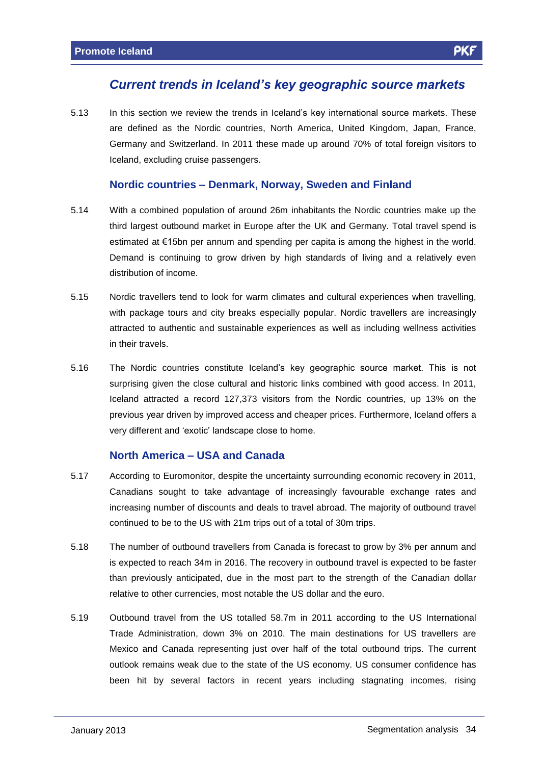## Current trends in Iceland's key geographic source markets

5.13 In this section we review the trends in Iceland's key international source markets. These are defined as the Nordic countries, North America, United Kingdom, Japan, France, Germany and Switzerland. In 2011 these made up around 70% of total foreign visitors to Iceland, excluding cruise passengers.

### Nordic countries – Denmark, Norway, Sweden and Finland

5.14 With a combined population of around 26m inhabitants the Nordic countries make up the third largest outbound market in Europe after the UK and Germany. Total travel spend is estimated at €15bn per annum and spending per capita is among the highest in the world. Demand is continuing to grow driven by high standards of living and a relatively even distribution of income.

5.15 Nordic travellers tend to look for warm climates and cultural experiences when travelling, with package tours and city breaks especially popular. Nordic travellers are increasingly attracted to authentic and sustainable experiences as well as including wellness activities in their travels.

5.16 The Nordic countries constitute Iceland's key geographic source market. This is not surprising given the close cultural and historic links combined with good access. In 2011, Iceland attracted a record 127,373 visitors from the Nordic countries, up 13% on the previous year driven by improved access and cheaper prices. Furthermore, Iceland offers a very different and 'exotic' landscape close to home.

### North America – USA and Canada

5.17 According to Euromonitor, despite the uncertainty surrounding economic recovery in 2011, Canadians sought to take advantage of increasingly favourable exchange rates and increasing number of discounts and deals to travel abroad. The majority of outbound travel continued to be to the US with 21m trips out of a total of 30m trips.

5.18 The number of outbound travellers from Canada is forecast to grow by 3% per annum and is expected to reach 34m in 2016. The recovery in outbound travel is expected to be faster than previously anticipated, due in the most part to the strength of the Canadian dollar relative to other currencies, most notable the US dollar and the euro.

5.19 Outbound travel from the US totalled 58.7m in 2011 according to the US International Trade Administration, down 3% on 2010. The main destinations for US travellers are Mexico and Canada representing just over half of the total outbound trips. The current outlook remains weak due to the state of the US economy. US consumer confidence has been hit by several factors in recent years including stagnating incomes, rising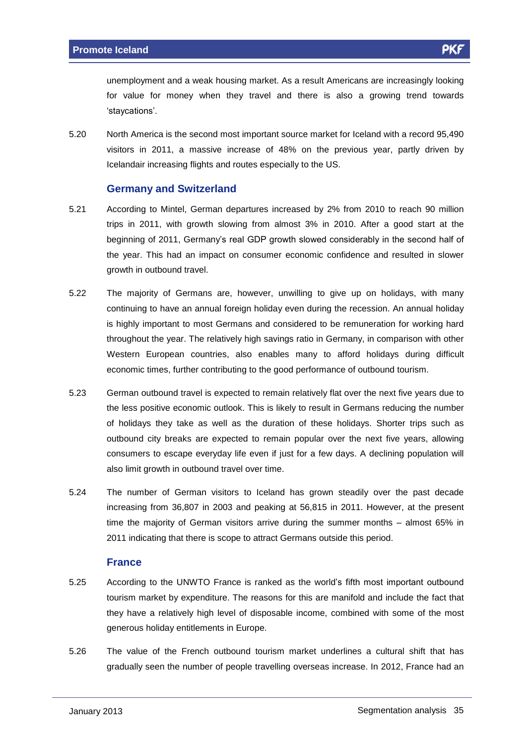unemployment and a weak housing market. As a result Americans are increasingly looking for value for money when they travel and there is also a growing trend towards 'staycations'.

5.20 North America is the second most important source market for Iceland with a record 95,490 visitors in 2011, a massive increase of 48% on the previous year, partly driven by Icelandair increasing flights and routes especially to the US.

### Germany and Switzerland

5.21 According to Mintel, German departures increased by 2% from 2010 to reach 90 million trips in 2011, with growth slowing from almost 3% in 2010. After a good start at the beginning of 2011, Germany's real GDP growth slowed considerably in the second half of the year. This had an impact on consumer economic confidence and resulted in slower growth in outbound travel.

5.22 The majority of Germans are, however, unwilling to give up on holidays, with many continuing to have an annual foreign holiday even during the recession. An annual holiday is highly important to most Germans and considered to be remuneration for working hard throughout the year. The relatively high savings ratio in Germany, in comparison with other Western European countries, also enables many to afford holidays during difficult economic times, further contributing to the good performance of outbound tourism.

5.23 German outbound travel is expected to remain relatively flat over the next five years due to the less positive economic outlook. This is likely to result in Germans reducing the number of holidays they take as well as the duration of these holidays. Shorter trips such as outbound city breaks are expected to remain popular over the next five years, allowing consumers to escape everyday life even if just for a few days. A declining population will also limit growth in outbound travel over time.

5.24 The number of German visitors to Iceland has grown steadily over the past decade increasing from 36,807 in 2003 and peaking at 56,815 in 2011. However, at the present time the majority of German visitors arrive during the summer months – almost 65% in 2011 indicating that there is scope to attract Germans outside this period.

### France

5.25 According to the UNWTO France is ranked as the world's fifth most important outbound tourism market by expenditure. The reasons for this are manifold and include the fact that they have a relatively high level of disposable income, combined with some of the most generous holiday entitlements in Europe.

5.26 The value of the French outbound tourism market underlines a cultural shift that has gradually seen the number of people travelling overseas increase. In 2012, France had an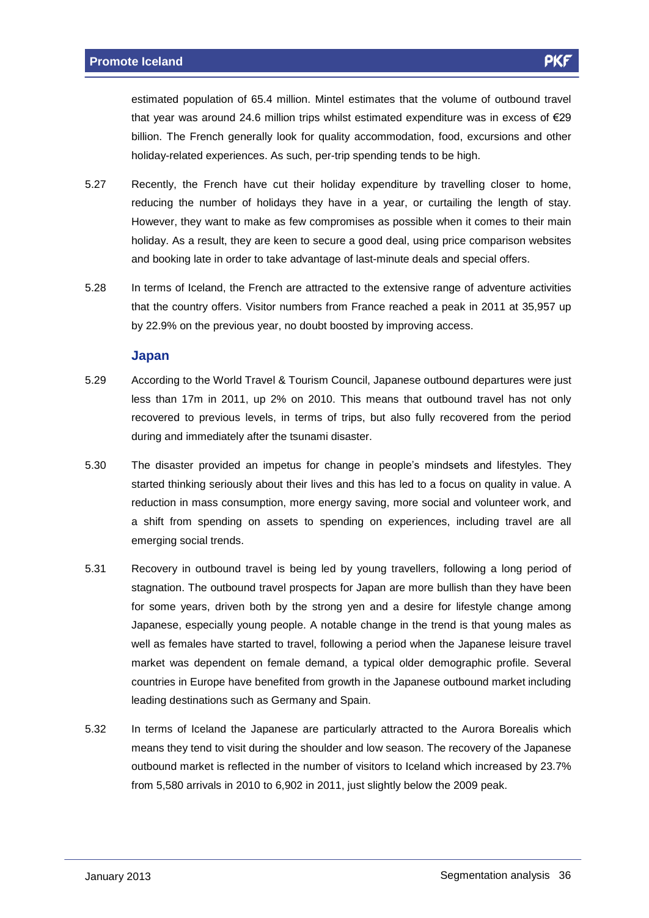estimated population of 65.4 million. Mintel estimates that the volume of outbound travel that year was around 24.6 million trips whilst estimated expenditure was in excess of €29 billion. The French generally look for quality accommodation, food, excursions and other holiday-related experiences. As such, per-trip spending tends to be high.

5.27 Recently, the French have cut their holiday expenditure by travelling closer to home, reducing the number of holidays they have in a year, or curtailing the length of stay. However, they want to make as few compromises as possible when it comes to their main holiday. As a result, they are keen to secure a good deal, using price comparison websites and booking late in order to take advantage of last-minute deals and special offers.

5.28 In terms of Iceland, the French are attracted to the extensive range of adventure activities that the country offers. Visitor numbers from France reached a peak in 2011 at 35,957 up by 22.9% on the previous year, no doubt boosted by improving access.

### Japan

5.29 According to the World Travel & Tourism Council, Japanese outbound departures were just less than 17m in 2011, up 2% on 2010. This means that outbound travel has not only recovered to previous levels, in terms of trips, but also fully recovered from the period during and immediately after the tsunami disaster.

5.30 The disaster provided an impetus for change in people's mindsets and lifestyles. They started thinking seriously about their lives and this has led to a focus on quality in value. A reduction in mass consumption, more energy saving, more social and volunteer work, and a shift from spending on assets to spending on experiences, including travel are all emerging social trends.

5.31 Recovery in outbound travel is being led by young travellers, following a long period of stagnation. The outbound travel prospects for Japan are more bullish than they have been for some years, driven both by the strong yen and a desire for lifestyle change among Japanese, especially young people. A notable change in the trend is that young males as well as females have started to travel, following a period when the Japanese leisure travel market was dependent on female demand, a typical older demographic profile. Several countries in Europe have benefited from growth in the Japanese outbound market including leading destinations such as Germany and Spain.

5.32 In terms of Iceland the Japanese are particularly attracted to the Aurora Borealis which means they tend to visit during the shoulder and low season. The recovery of the Japanese outbound market is reflected in the number of visitors to Iceland which increased by 23.7% from 5,580 arrivals in 2010 to 6,902 in 2011, just slightly below the 2009 peak.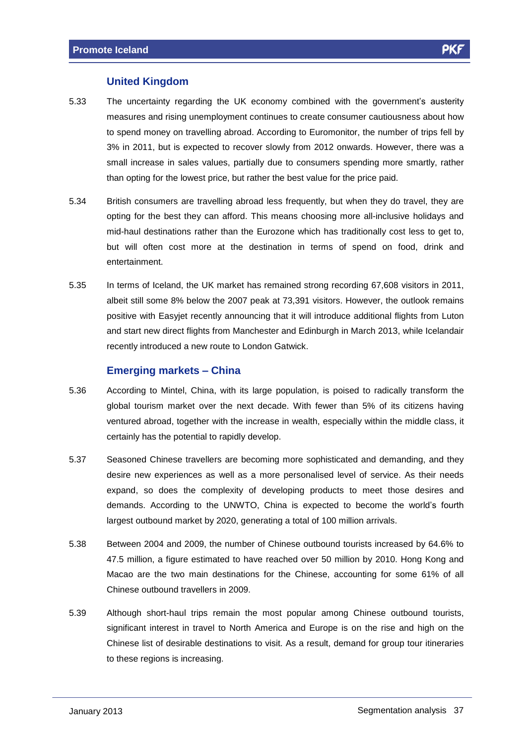### United Kingdom

5.33 The uncertainty regarding the UK economy combined with the government's austerity measures and rising unemployment continues to create consumer cautiousness about how to spend money on travelling abroad. According to Euromonitor, the number of trips fell by 3% in 2011, but is expected to recover slowly from 2012 onwards. However, there was a small increase in sales values, partially due to consumers spending more smartly, rather than opting for the lowest price, but rather the best value for the price paid.

5.34 British consumers are travelling abroad less frequently, but when they do travel, they are opting for the best they can afford. This means choosing more all-inclusive holidays and mid-haul destinations rather than the Eurozone which has traditionally cost less to get to, but will often cost more at the destination in terms of spend on food, drink and entertainment.

5.35 In terms of Iceland, the UK market has remained strong recording 67,608 visitors in 2011, albeit still some 8% below the 2007 peak at 73,391 visitors. However, the outlook remains positive with Easyjet recently announcing that it will introduce additional flights from Luton and start new direct flights from Manchester and Edinburgh in March 2013, while Icelandair recently introduced a new route to London Gatwick.

### Emerging markets – China

5.36 According to Mintel, China, with its large population, is poised to radically transform the global tourism market over the next decade. With fewer than 5% of its citizens having ventured abroad, together with the increase in wealth, especially within the middle class, it certainly has the potential to rapidly develop.

5.37 Seasoned Chinese travellers are becoming more sophisticated and demanding, and they desire new experiences as well as a more personalised level of service. As their needs expand, so does the complexity of developing products to meet those desires and demands. According to the UNWTO, China is expected to become the world's fourth largest outbound market by 2020, generating a total of 100 million arrivals.

5.38 Between 2004 and 2009, the number of Chinese outbound tourists increased by 64.6% to 47.5 million, a figure estimated to have reached over 50 million by 2010. Hong Kong and Macao are the two main destinations for the Chinese, accounting for some 61% of all Chinese outbound travellers in 2009.

5.39 Although short-haul trips remain the most popular among Chinese outbound tourists, significant interest in travel to North America and Europe is on the rise and high on the Chinese list of desirable destinations to visit. As a result, demand for group tour itineraries to these regions is increasing.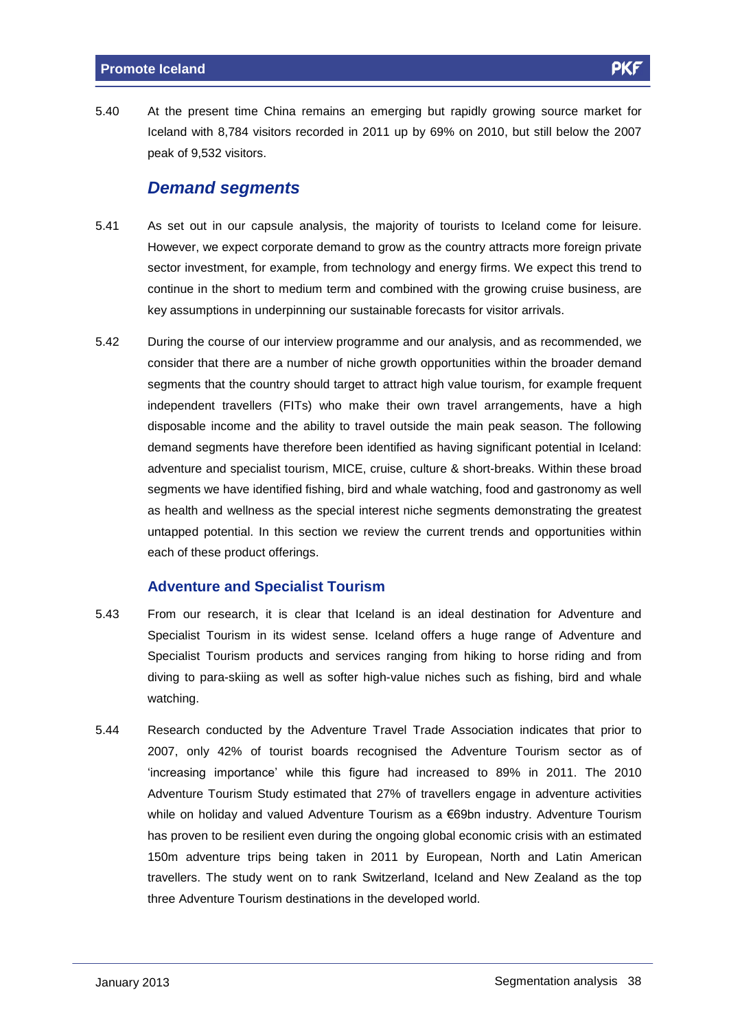5.40 At the present time China remains an emerging but rapidly growing source market for Iceland with 8,784 visitors recorded in 2011 up by 69% on 2010, but still below the 2007 peak of 9,532 visitors.

## *Demand segments*

5.41 As set out in our capsule analysis, the majority of tourists to Iceland come for leisure. However, we expect corporate demand to grow as the country attracts more foreign private sector investment, for example, from technology and energy firms. We expect this trend to continue in the short to medium term and combined with the growing cruise business, are key assumptions in underpinning our sustainable forecasts for visitor arrivals.

5.42 During the course of our interview programme and our analysis, and as recommended, we consider that there are a number of niche growth opportunities within the broader demand segments that the country should target to attract high value tourism, for example frequent independent travellers (FITs) who make their own travel arrangements, have a high disposable income and the ability to travel outside the main peak season. The following demand segments have therefore been identified as having significant potential in Iceland: adventure and specialist tourism, MICE, cruise, culture & short-breaks. Within these broad segments we have identified fishing, bird and whale watching, food and gastronomy as well as health and wellness as the special interest niche segments demonstrating the greatest untapped potential. In this section we review the current trends and opportunities within each of these product offerings.

### Adventure and Specialist Tourism

5.43 From our research, it is clear that Iceland is an ideal destination for Adventure and Specialist Tourism in its widest sense. Iceland offers a huge range of Adventure and Specialist Tourism products and services ranging from hiking to horse riding and from diving to para-skiing as well as softer high-value niches such as fishing, bird and whale watching.

5.44 Research conducted by the Adventure Travel Trade Association indicates that prior to 2007, only 42% of tourist boards recognised the Adventure Tourism sector as of 'increasing importance' while this figure had increased to 89% in 2011. The 2010 Adventure Tourism Study estimated that 27% of travellers engage in adventure activities while on holiday and valued Adventure Tourism as a €69bn industry. Adventure Tourism has proven to be resilient even during the ongoing global economic crisis with an estimated 150m adventure trips being taken in 2011 by European, North and Latin American travellers. The study went on to rank Switzerland, Iceland and New Zealand as the top three Adventure Tourism destinations in the developed world.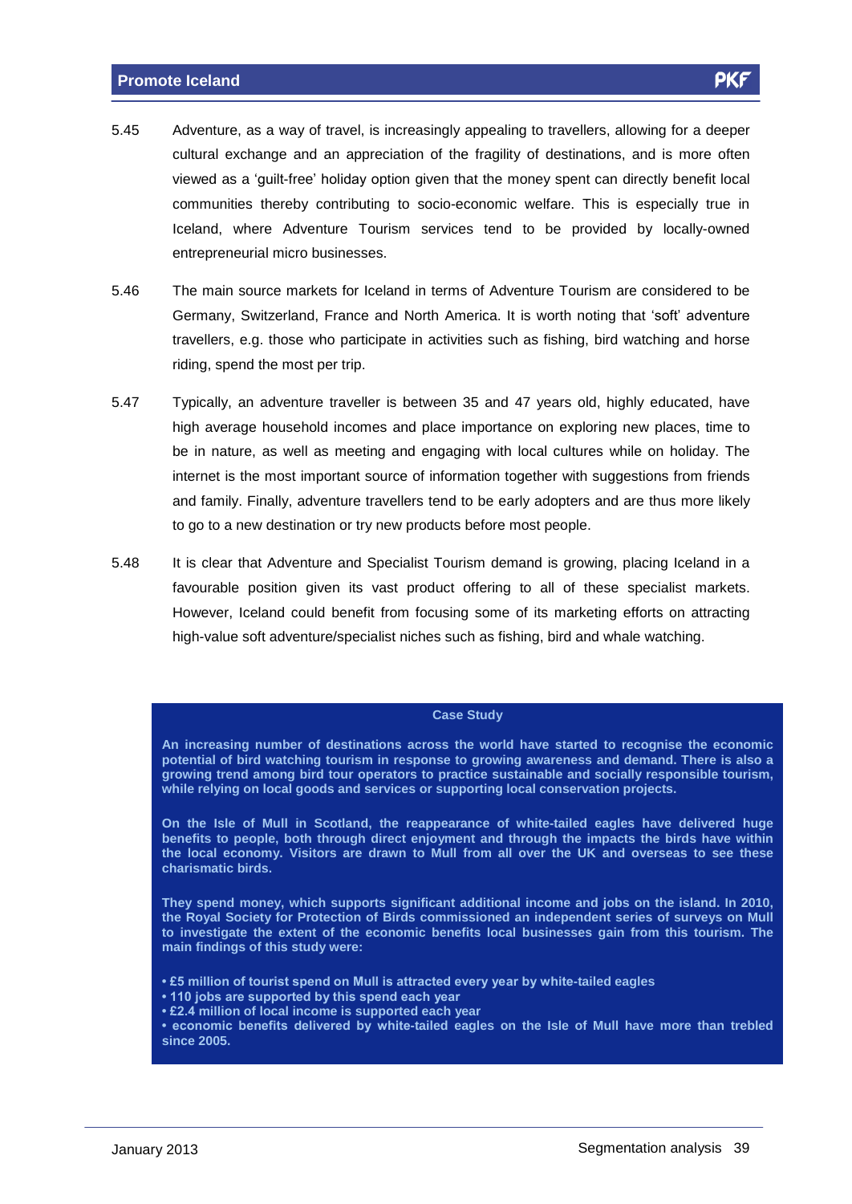5.45 Adventure, as a way of travel, is increasingly appealing to travellers, allowing for a deeper cultural exchange and an appreciation of the fragility of destinations, and is more often viewed as a 'guilt-free' holiday option given that the money spent can directly benefit local communities thereby contributing to socio-economic welfare. This is especially true in Iceland, where Adventure Tourism services tend to be provided by locally-owned entrepreneurial micro businesses.

5.46 The main source markets for Iceland in terms of Adventure Tourism are considered to be Germany, Switzerland, France and North America. It is worth noting that 'soft' adventure travellers, e.g. those who participate in activities such as fishing, bird watching and horse riding, spend the most per trip.

5.47 Typically, an adventure traveller is between 35 and 47 years old, highly educated, have high average household incomes and place importance on exploring new places, time to be in nature, as well as meeting and engaging with local cultures while on holiday. The internet is the most important source of information together with suggestions from friends and family. Finally, adventure travellers tend to be early adopters and are thus more likely to go to a new destination or try new products before most people.

5.48 It is clear that Adventure and Specialist Tourism demand is growing, placing Iceland in a favourable position given its vast product offering to all of these specialist markets. However, Iceland could benefit from focusing some of its marketing efforts on attracting high-value soft adventure/specialist niches such as fishing, bird and whale watching.

**Case Study**

**An increasing number of destinations across the world have started to recognise the economic potential of bird watching tourism in response to growing awareness and demand. There is also a growing trend among bird tour operators to practice sustainable and socially responsible tourism, while relying on local goods and services or supporting local conservation projects.**

**On the Isle of Mull in Scotland, the reappearance of white-tailed eagles have delivered huge benefits to people, both through direct enjoyment and through the impacts the birds have within the local economy. Visitors are drawn to Mull from all over the UK and overseas to see these charismatic birds.**

**They spend money, which supports significant additional income and jobs on the island. In 2010, the Royal Society for Protection of Birds commissioned an independent series of surveys on Mull to investigate the extent of the economic benefits local businesses gain from this tourism. The main findings of this study were:**

- **£5 million of tourist spend on Mull is attracted every year by white-tailed eagles**
- **110 jobs are supported by this spend each year**
- **£2.4 million of local income is supported each year**
- **economic benefits delivered by white-tailed eagles on the Isle of Mull have more than trebled since 2005.**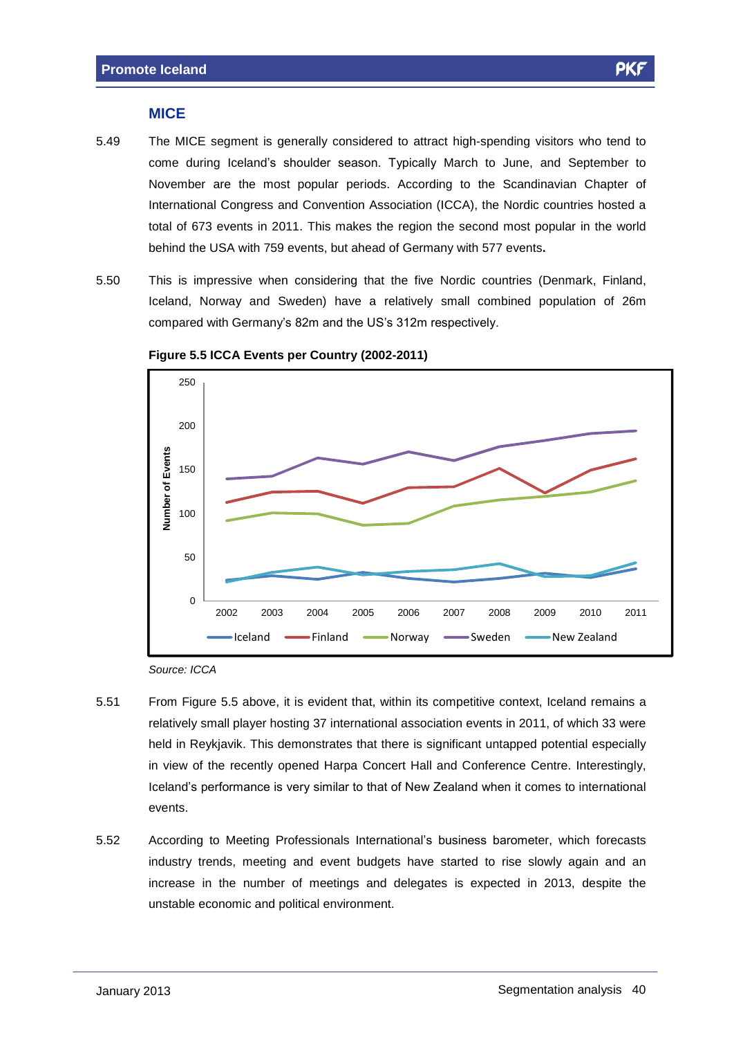## MICE

5.49 The MICE segment is generally considered to attract high-spending visitors who tend to come during Iceland's shoulder season. Typically March to June, and September to November are the most popular periods. According to the Scandinavian Chapter of International Congress and Convention Association (ICCA), the Nordic countries hosted a total of 673 events in 2011. This makes the region the second most popular in the world behind the USA with 759 events, but ahead of Germany with 577 events**.**

5.50 This is impressive when considering that the five Nordic countries (Denmark, Finland, Iceland, Norway and Sweden) have a relatively small combined population of 26m compared with Germany's 82m and the US's 312m respectively.

**Figure 5.5 ICCA Events per Country (2002-2011)**

*Source: ICCA*

5.51 From Figure 5.5 above, it is evident that, within its competitive context, Iceland remains a relatively small player hosting 37 international association events in 2011, of which 33 were held in Reykjavik. This demonstrates that there is significant untapped potential especially in view of the recently opened Harpa Concert Hall and Conference Centre. Interestingly, Iceland's performance is very similar to that of New Zealand when it comes to international events.

5.52 According to Meeting Professionals International's business barometer, which forecasts industry trends, meeting and event budgets have started to rise slowly again and an increase in the number of meetings and delegates is expected in 2013, despite the unstable economic and political environment.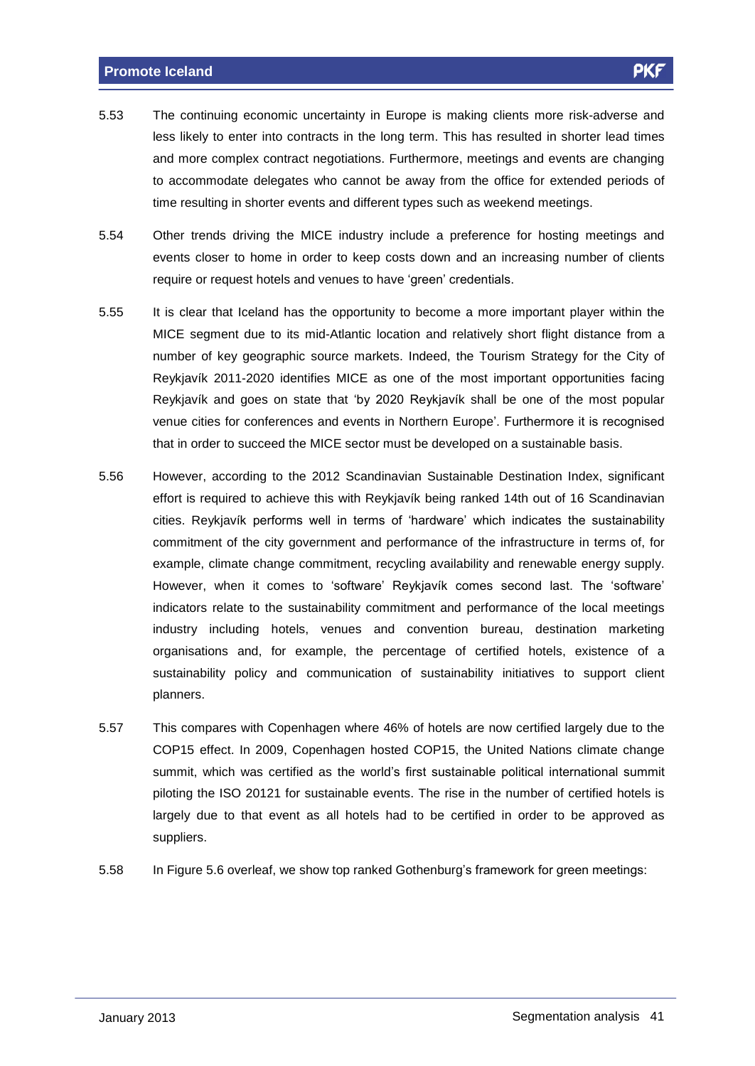5.53 The continuing economic uncertainty in Europe is making clients more risk-adverse and less likely to enter into contracts in the long term. This has resulted in shorter lead times and more complex contract negotiations. Furthermore, meetings and events are changing to accommodate delegates who cannot be away from the office for extended periods of time resulting in shorter events and different types such as weekend meetings.

5.54 Other trends driving the MICE industry include a preference for hosting meetings and events closer to home in order to keep costs down and an increasing number of clients require or request hotels and venues to have 'green' credentials.

5.55 It is clear that Iceland has the opportunity to become a more important player within the MICE segment due to its mid-Atlantic location and relatively short flight distance from a number of key geographic source markets. Indeed, the Tourism Strategy for the City of Reykjavík 2011-2020 identifies MICE as one of the most important opportunities facing Reykjavík and goes on state that 'by 2020 Reykjavík shall be one of the most popular venue cities for conferences and events in Northern Europe'. Furthermore it is recognised that in order to succeed the MICE sector must be developed on a sustainable basis.

5.56 However, according to the 2012 Scandinavian Sustainable Destination Index, significant effort is required to achieve this with Reykjavík being ranked 14th out of 16 Scandinavian cities. Reykjavík performs well in terms of 'hardware' which indicates the sustainability commitment of the city government and performance of the infrastructure in terms of, for example, climate change commitment, recycling availability and renewable energy supply. However, when it comes to 'software' Reykjavík comes second last. The 'software' indicators relate to the sustainability commitment and performance of the local meetings industry including hotels, venues and convention bureau, destination marketing organisations and, for example, the percentage of certified hotels, existence of a sustainability policy and communication of sustainability initiatives to support client planners.

5.57 This compares with Copenhagen where 46% of hotels are now certified largely due to the COP15 effect. In 2009, Copenhagen hosted COP15, the United Nations climate change summit, which was certified as the world's first sustainable political international summit piloting the ISO 20121 for sustainable events. The rise in the number of certified hotels is largely due to that event as all hotels had to be certified in order to be approved as suppliers.

5.58 In Figure 5.6 overleaf, we show top ranked Gothenburg's framework for green meetings: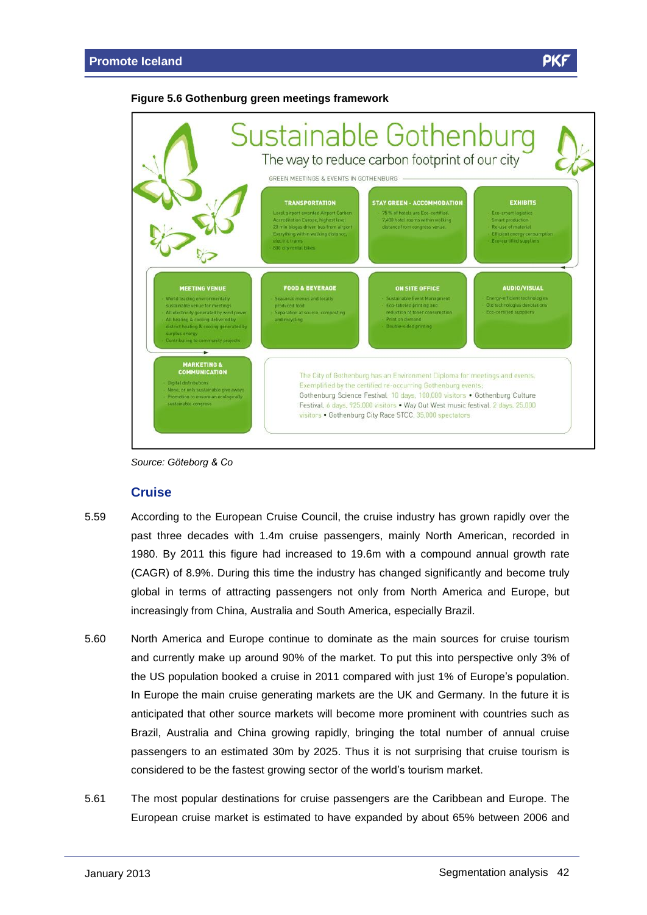**Figure 5.6 Gothenburg green meetings framework**

# Sustainable Gothenburg

The way to reduce carbon footprint of our city

GREEN MEETINGS & EVENTS IN GOTHENBURG

**TRANSPORTATION**
- Local airport awarded Airport Carbon Accreditation Europe, highest level
- 20 min biogas driven bus from airport
- Everything within walking distance, electric trams
- 800 city rental bikes

**STAY GREEN - ACCOMMODATION**
- 75 % of hotels are Eco-certified.
- 7,400 hotel rooms within walking distance from congress venue.

**EXHIBITS**
- Eco-smart logistics
- Smart production
- Re-use of material
- Efficient energy consumption
- Eco-certified suppliers

**MEETING VENUE**
- World leading environmentally sustainable venue for meetings
- All electricity generated by wind power
- All heating & cooling delivered by district heating & cooling generated by surplus energy
- Contributing to community projects

**FOOD & BEVERAGE**
- Seasonal menus and locally produced food
- Separation at source, composting and recycling

**ON SITE OFFICE**
- Sustainable Event Management
- Eco-labeled printing and reduction of toner consumption
- Print on demand
- Double-sided printing

**AUDIO/VISUAL**
- Energy-efficient technologies
- Old technologies devotations
- Eco-certified suppliers

**MARKETING & COMMUNICATION**
- Digital distributions
- None, or only sustainable give aways
- Promotion to ensure an ecologically sustainable congress

The City of Gothenburg has an Environment Diploma for meetings and events. Exemplified by the certified re-occurring Gothenburg events: Gothenburg Science Festival, 10 days, 100,000 visitors • Gothenburg Culture Festival, 6 days, 925,000 visitors • Way Out West music festival, 2 days, 25,000 visitors • Gothenburg City Race STCC, 35,000 spectators

*Source: Göteborg & Co*

## Cruise

5.59 According to the European Cruise Council, the cruise industry has grown rapidly over the past three decades with 1.4m cruise passengers, mainly North American, recorded in 1980. By 2011 this figure had increased to 19.6m with a compound annual growth rate (CAGR) of 8.9%. During this time the industry has changed significantly and become truly global in terms of attracting passengers not only from North America and Europe, but increasingly from China, Australia and South America, especially Brazil.

5.60 North America and Europe continue to dominate as the main sources for cruise tourism and currently make up around 90% of the market. To put this into perspective only 3% of the US population booked a cruise in 2011 compared with just 1% of Europe's population. In Europe the main cruise generating markets are the UK and Germany. In the future it is anticipated that other source markets will become more prominent with countries such as Brazil, Australia and China growing rapidly, bringing the total number of annual cruise passengers to an estimated 30m by 2025. Thus it is not surprising that cruise tourism is considered to be the fastest growing sector of the world's tourism market.

5.61 The most popular destinations for cruise passengers are the Caribbean and Europe. The European cruise market is estimated to have expanded by about 65% between 2006 and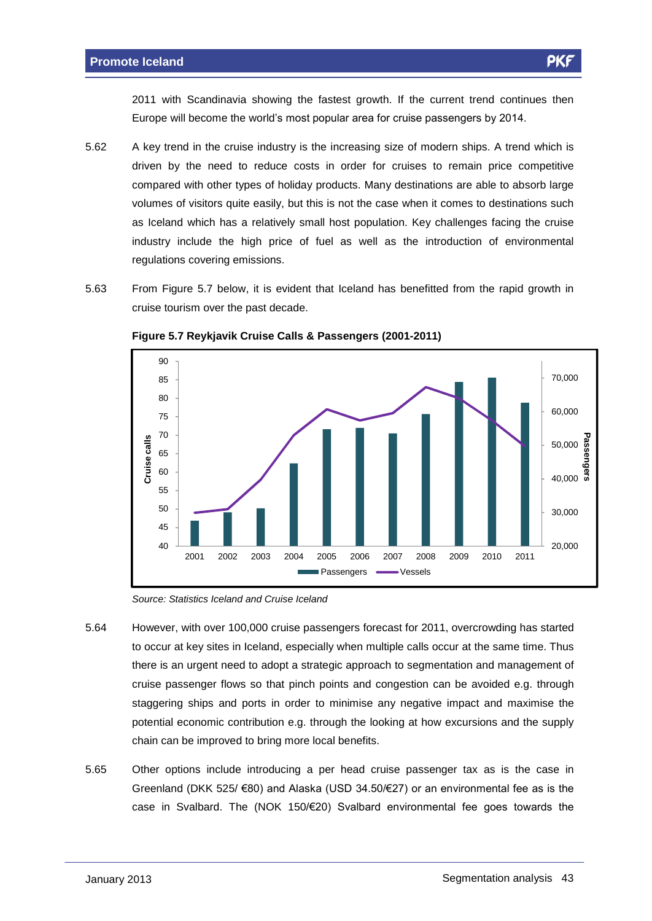2011 with Scandinavia showing the fastest growth. If the current trend continues then Europe will become the world's most popular area for cruise passengers by 2014.

5.62 A key trend in the cruise industry is the increasing size of modern ships. A trend which is driven by the need to reduce costs in order for cruises to remain price competitive compared with other types of holiday products. Many destinations are able to absorb large volumes of visitors quite easily, but this is not the case when it comes to destinations such as Iceland which has a relatively small host population. Key challenges facing the cruise industry include the high price of fuel as well as the introduction of environmental regulations covering emissions.

5.63 From Figure 5.7 below, it is evident that Iceland has benefitted from the rapid growth in cruise tourism over the past decade.

**Figure 5.7 Reykjavik Cruise Calls & Passengers (2001-2011)**

*Source: Statistics Iceland and Cruise Iceland*

5.64 However, with over 100,000 cruise passengers forecast for 2011, overcrowding has started to occur at key sites in Iceland, especially when multiple calls occur at the same time. Thus there is an urgent need to adopt a strategic approach to segmentation and management of cruise passenger flows so that pinch points and congestion can be avoided e.g. through staggering ships and ports in order to minimise any negative impact and maximise the potential economic contribution e.g. through the looking at how excursions and the supply chain can be improved to bring more local benefits.

5.65 Other options include introducing a per head cruise passenger tax as is the case in Greenland (DKK 525/ €80) and Alaska (USD 34.50/€27) or an environmental fee as is the case in Svalbard. The (NOK 150/€20) Svalbard environmental fee goes towards the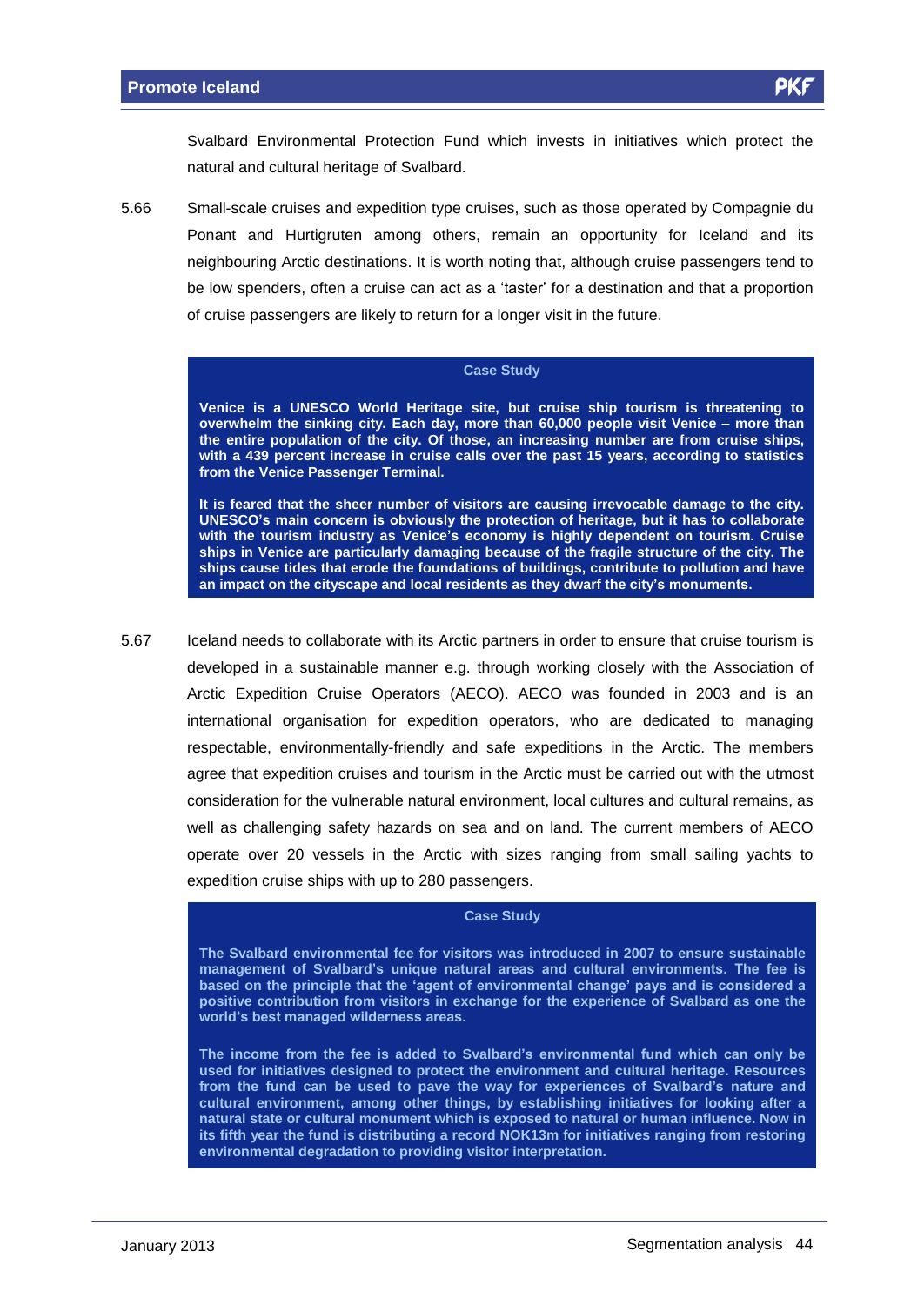Svalbard Environmental Protection Fund which invests in initiatives which protect the natural and cultural heritage of Svalbard.

5.66 Small-scale cruises and expedition type cruises, such as those operated by Compagnie du Ponant and Hurtigruten among others, remain an opportunity for Iceland and its neighbouring Arctic destinations. It is worth noting that, although cruise passengers tend to be low spenders, often a cruise can act as a 'taster' for a destination and that a proportion of cruise passengers are likely to return for a longer visit in the future.

**Case Study**

**Venice is a UNESCO World Heritage site, but cruise ship tourism is threatening to overwhelm the sinking city. Each day, more than 60,000 people visit Venice – more than the entire population of the city. Of those, an increasing number are from cruise ships, with a 439 percent increase in cruise calls over the past 15 years, according to statistics from the Venice Passenger Terminal.**

**It is feared that the sheer number of visitors are causing irrevocable damage to the city. UNESCO's main concern is obviously the protection of heritage, but it has to collaborate with the tourism industry as Venice's economy is highly dependent on tourism. Cruise ships in Venice are particularly damaging because of the fragile structure of the city. The ships cause tides that erode the foundations of buildings, contribute to pollution and have an impact on the cityscape and local residents as they dwarf the city's monuments.**

5.67 Iceland needs to collaborate with its Arctic partners in order to ensure that cruise tourism is developed in a sustainable manner e.g. through working closely with the Association of Arctic Expedition Cruise Operators (AECO). AECO was founded in 2003 and is an international organisation for expedition operators, who are dedicated to managing respectable, environmentally-friendly and safe expeditions in the Arctic. The members agree that expedition cruises and tourism in the Arctic must be carried out with the utmost consideration for the vulnerable natural environment, local cultures and cultural remains, as well as challenging safety hazards on sea and on land. The current members of AECO operate over 20 vessels in the Arctic with sizes ranging from small sailing yachts to expedition cruise ships with up to 280 passengers.

**Case Study**

**The Svalbard environmental fee for visitors was introduced in 2007 to ensure sustainable management of Svalbard's unique natural areas and cultural environments. The fee is based on the principle that the 'agent of environmental change' pays and is considered a positive contribution from visitors in exchange for the experience of Svalbard as one the world's best managed wilderness areas.**

**The income from the fee is added to Svalbard's environmental fund which can only be used for initiatives designed to protect the environment and cultural heritage. Resources from the fund can be used to pave the way for experiences of Svalbard's nature and cultural environment, among other things, by establishing initiatives for looking after a natural state or cultural monument which is exposed to natural or human influence. Now in its fifth year the fund is distributing a record NOK13m for initiatives ranging from restoring environmental degradation to providing visitor interpretation.**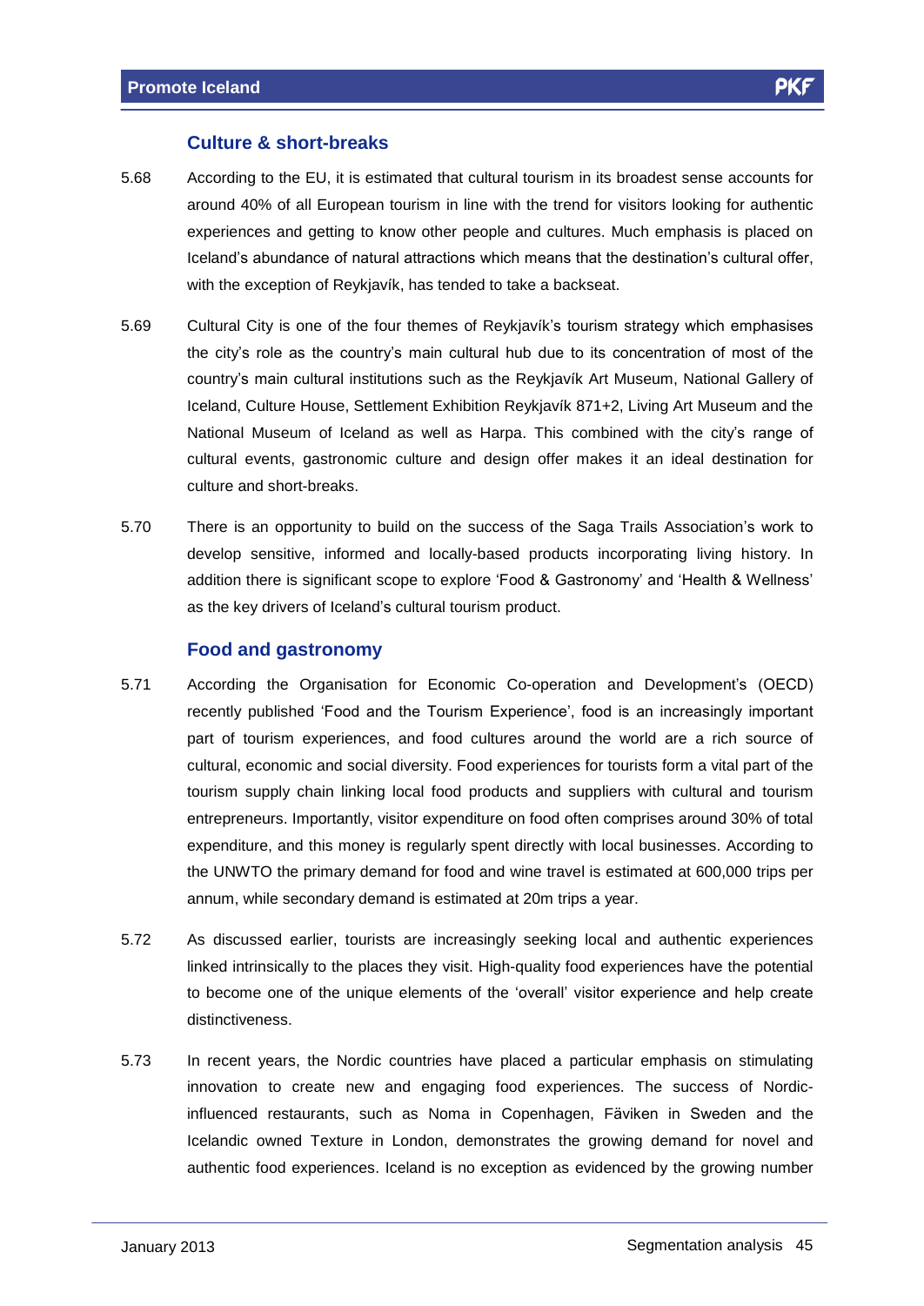### Culture & short-breaks

5.68 According to the EU, it is estimated that cultural tourism in its broadest sense accounts for around 40% of all European tourism in line with the trend for visitors looking for authentic experiences and getting to know other people and cultures. Much emphasis is placed on Iceland's abundance of natural attractions which means that the destination's cultural offer, with the exception of Reykjavík, has tended to take a backseat.

5.69 Cultural City is one of the four themes of Reykjavík's tourism strategy which emphasises the city's role as the country's main cultural hub due to its concentration of most of the country's main cultural institutions such as the Reykjavík Art Museum, National Gallery of Iceland, Culture House, Settlement Exhibition Reykjavík 871+2, Living Art Museum and the National Museum of Iceland as well as Harpa. This combined with the city's range of cultural events, gastronomic culture and design offer makes it an ideal destination for culture and short-breaks.

5.70 There is an opportunity to build on the success of the Saga Trails Association's work to develop sensitive, informed and locally-based products incorporating living history. In addition there is significant scope to explore 'Food & Gastronomy' and 'Health & Wellness' as the key drivers of Iceland's cultural tourism product.

### Food and gastronomy

5.71 According the Organisation for Economic Co-operation and Development's (OECD) recently published 'Food and the Tourism Experience', food is an increasingly important part of tourism experiences, and food cultures around the world are a rich source of cultural, economic and social diversity. Food experiences for tourists form a vital part of the tourism supply chain linking local food products and suppliers with cultural and tourism entrepreneurs. Importantly, visitor expenditure on food often comprises around 30% of total expenditure, and this money is regularly spent directly with local businesses. According to the UNWTO the primary demand for food and wine travel is estimated at 600,000 trips per annum, while secondary demand is estimated at 20m trips a year.

5.72 As discussed earlier, tourists are increasingly seeking local and authentic experiences linked intrinsically to the places they visit. High-quality food experiences have the potential to become one of the unique elements of the 'overall' visitor experience and help create distinctiveness.

5.73 In recent years, the Nordic countries have placed a particular emphasis on stimulating innovation to create new and engaging food experiences. The success of Nordic-influenced restaurants, such as Noma in Copenhagen, Fäviken in Sweden and the Icelandic owned Texture in London, demonstrates the growing demand for novel and authentic food experiences. Iceland is no exception as evidenced by the growing number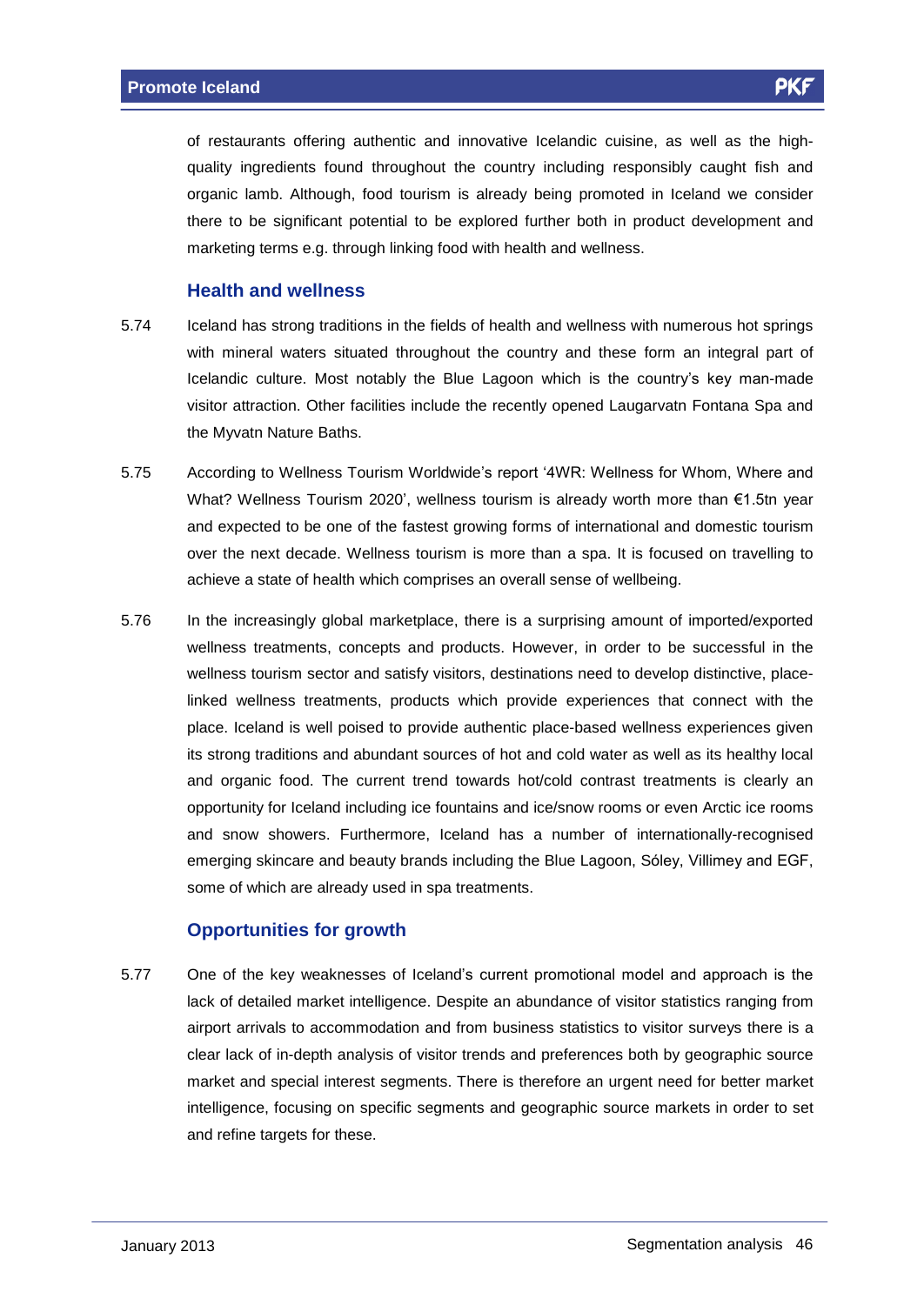of restaurants offering authentic and innovative Icelandic cuisine, as well as the high-quality ingredients found throughout the country including responsibly caught fish and organic lamb. Although, food tourism is already being promoted in Iceland we consider there to be significant potential to be explored further both in product development and marketing terms e.g. through linking food with health and wellness.

### Health and wellness

5.74 Iceland has strong traditions in the fields of health and wellness with numerous hot springs with mineral waters situated throughout the country and these form an integral part of Icelandic culture. Most notably the Blue Lagoon which is the country's key man-made visitor attraction. Other facilities include the recently opened Laugarvatn Fontana Spa and the Myvatn Nature Baths.

5.75 According to Wellness Tourism Worldwide's report '4WR: Wellness for Whom, Where and What? Wellness Tourism 2020', wellness tourism is already worth more than €1.5tn year and expected to be one of the fastest growing forms of international and domestic tourism over the next decade. Wellness tourism is more than a spa. It is focused on travelling to achieve a state of health which comprises an overall sense of wellbeing.

5.76 In the increasingly global marketplace, there is a surprising amount of imported/exported wellness treatments, concepts and products. However, in order to be successful in the wellness tourism sector and satisfy visitors, destinations need to develop distinctive, place-linked wellness treatments, products which provide experiences that connect with the place. Iceland is well poised to provide authentic place-based wellness experiences given its strong traditions and abundant sources of hot and cold water as well as its healthy local and organic food. The current trend towards hot/cold contrast treatments is clearly an opportunity for Iceland including ice fountains and ice/snow rooms or even Arctic ice rooms and snow showers. Furthermore, Iceland has a number of internationally-recognised emerging skincare and beauty brands including the Blue Lagoon, Sóley, Villimey and EGF, some of which are already used in spa treatments.

### Opportunities for growth

5.77 One of the key weaknesses of Iceland's current promotional model and approach is the lack of detailed market intelligence. Despite an abundance of visitor statistics ranging from airport arrivals to accommodation and from business statistics to visitor surveys there is a clear lack of in-depth analysis of visitor trends and preferences both by geographic source market and special interest segments. There is therefore an urgent need for better market intelligence, focusing on specific segments and geographic source markets in order to set and refine targets for these.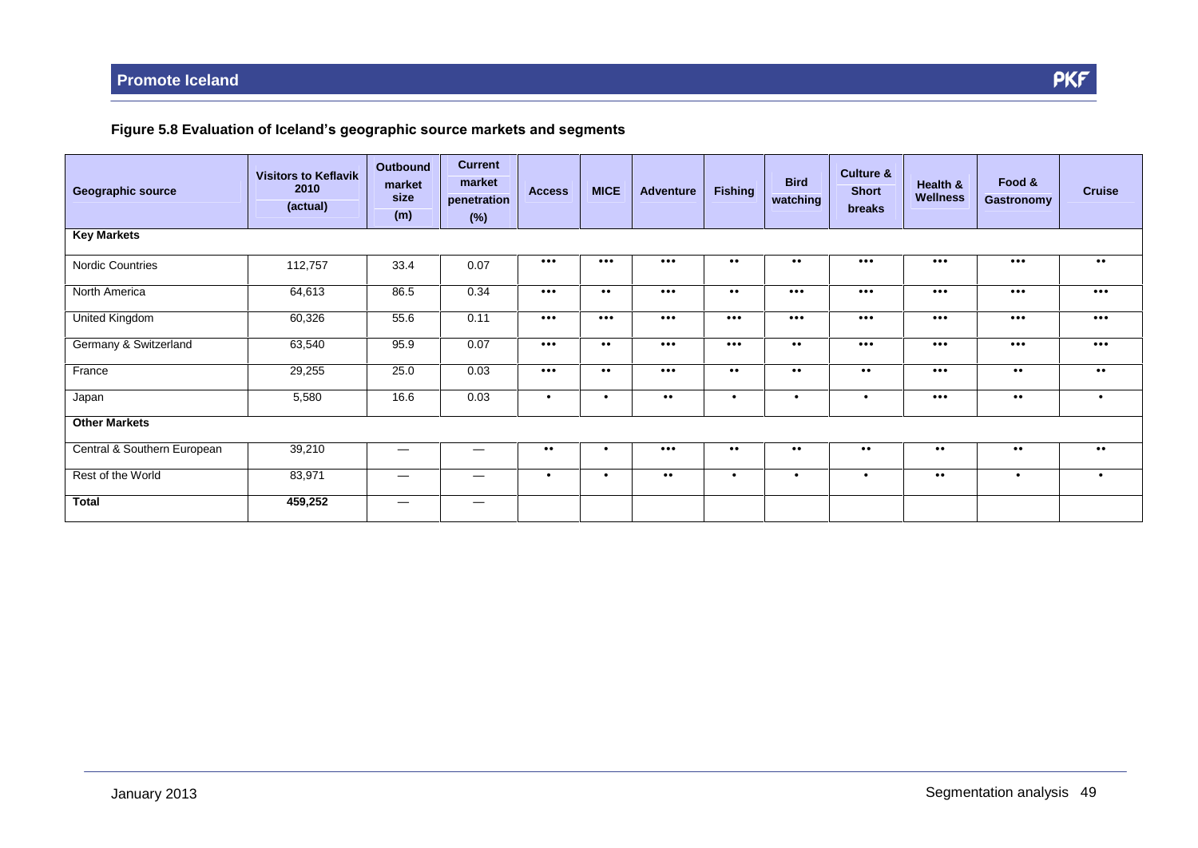**Figure 5.8 Evaluation of Iceland's geographic source markets and segments**

| Geographic source | Visitors to Keflavik 2010 (actual) | Outbound market size (m) | Current market penetration (%) | Access | MICE | Adventure | Fishing | Bird watching | Culture & Short breaks | Health & Wellness | Food & Gastronomy | Cruise |
|---|---|---|---|---|---|---|---|---|---|---|---|---|
| **Key Markets** | | | | | | | | | | | | |
| Nordic Countries | 112,757 | 33.4 | 0.07 | ••• | ••• | ••• | •• | •• | ••• | ••• | ••• | •• |
| North America | 64,613 | 86.5 | 0.34 | ••• | •• | ••• | •• | ••• | ••• | ••• | ••• | ••• |
| United Kingdom | 60,326 | 55.6 | 0.11 | ••• | ••• | ••• | ••• | ••• | ••• | ••• | ••• | ••• |
| Germany & Switzerland | 63,540 | 95.9 | 0.07 | ••• | •• | ••• | ••• | •• | ••• | ••• | ••• | ••• |
| France | 29,255 | 25.0 | 0.03 | ••• | •• | ••• | •• | •• | •• | ••• | •• | •• |
| Japan | 5,580 | 16.6 | 0.03 | • | • | •• | • | • | • | ••• | •• | • |
| **Other Markets** | | | | | | | | | | | | |
| Central & Southern European | 39,210 | — | — | •• | • | ••• | •• | •• | •• | •• | •• | •• |
| Rest of the World | 83,971 | — | — | • | • | •• | • | • | • | •• | • | • |
| **Total** | **459,252** | — | — | | | | | | | | | |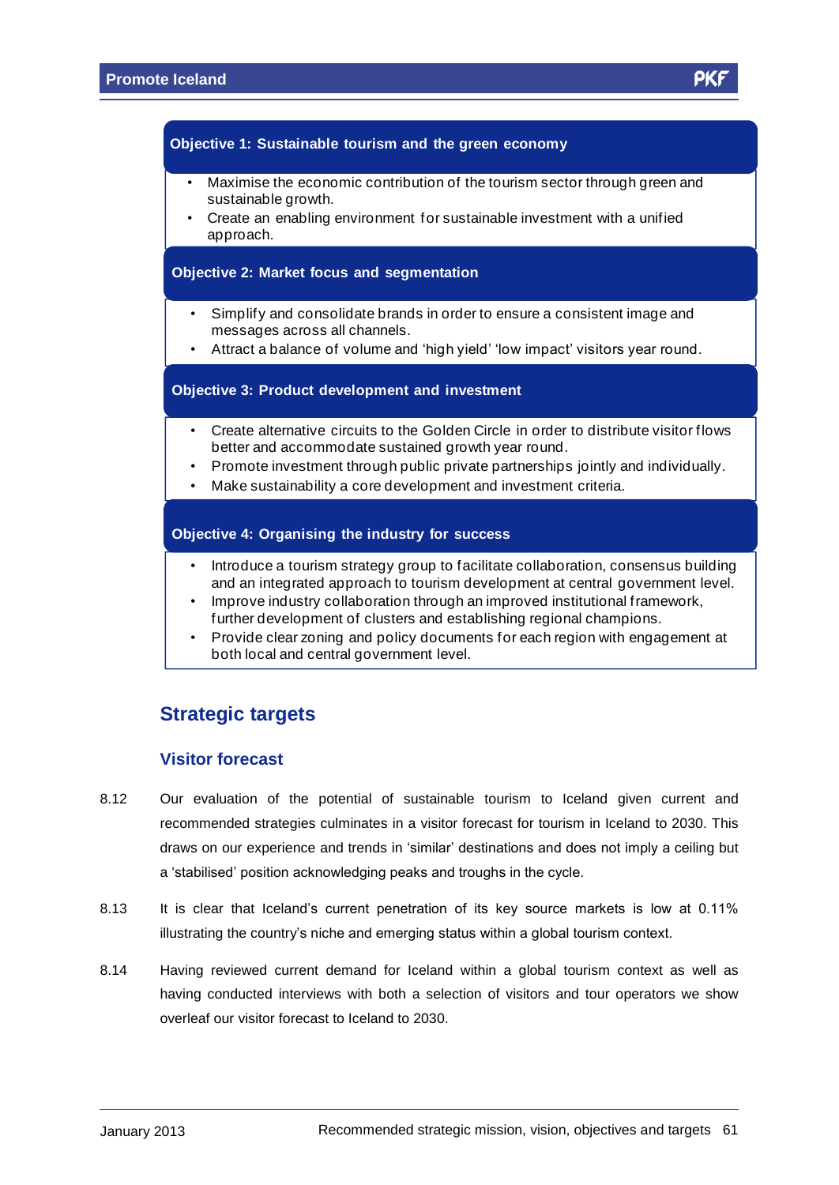**Objective 1: Sustainable tourism and the green economy**

- Maximise the economic contribution of the tourism sector through green and sustainable growth.
- Create an enabling environment for sustainable investment with a unified approach.

**Objective 2: Market focus and segmentation**

- Simplify and consolidate brands in order to ensure a consistent image and messages across all channels.
- Attract a balance of volume and 'high yield' 'low impact' visitors year round.

**Objective 3: Product development and investment**

- Create alternative circuits to the Golden Circle in order to distribute visitor flows better and accommodate sustained growth year round.
- Promote investment through public private partnerships jointly and individually.
- Make sustainability a core development and investment criteria.

**Objective 4: Organising the industry for success**

- Introduce a tourism strategy group to facilitate collaboration, consensus building and an integrated approach to tourism development at central government level.
- Improve industry collaboration through an improved institutional framework, further development of clusters and establishing regional champions.
- Provide clear zoning and policy documents for each region with engagement at both local and central government level.

## Strategic targets

### Visitor forecast

8.12 Our evaluation of the potential of sustainable tourism to Iceland given current and recommended strategies culminates in a visitor forecast for tourism in Iceland to 2030. This draws on our experience and trends in 'similar' destinations and does not imply a ceiling but a 'stabilised' position acknowledging peaks and troughs in the cycle.

8.13 It is clear that Iceland's current penetration of its key source markets is low at 0.11% illustrating the country's niche and emerging status within a global tourism context.

8.14 Having reviewed current demand for Iceland within a global tourism context as well as having conducted interviews with both a selection of visitors and tour operators we show overleaf our visitor forecast to Iceland to 2030.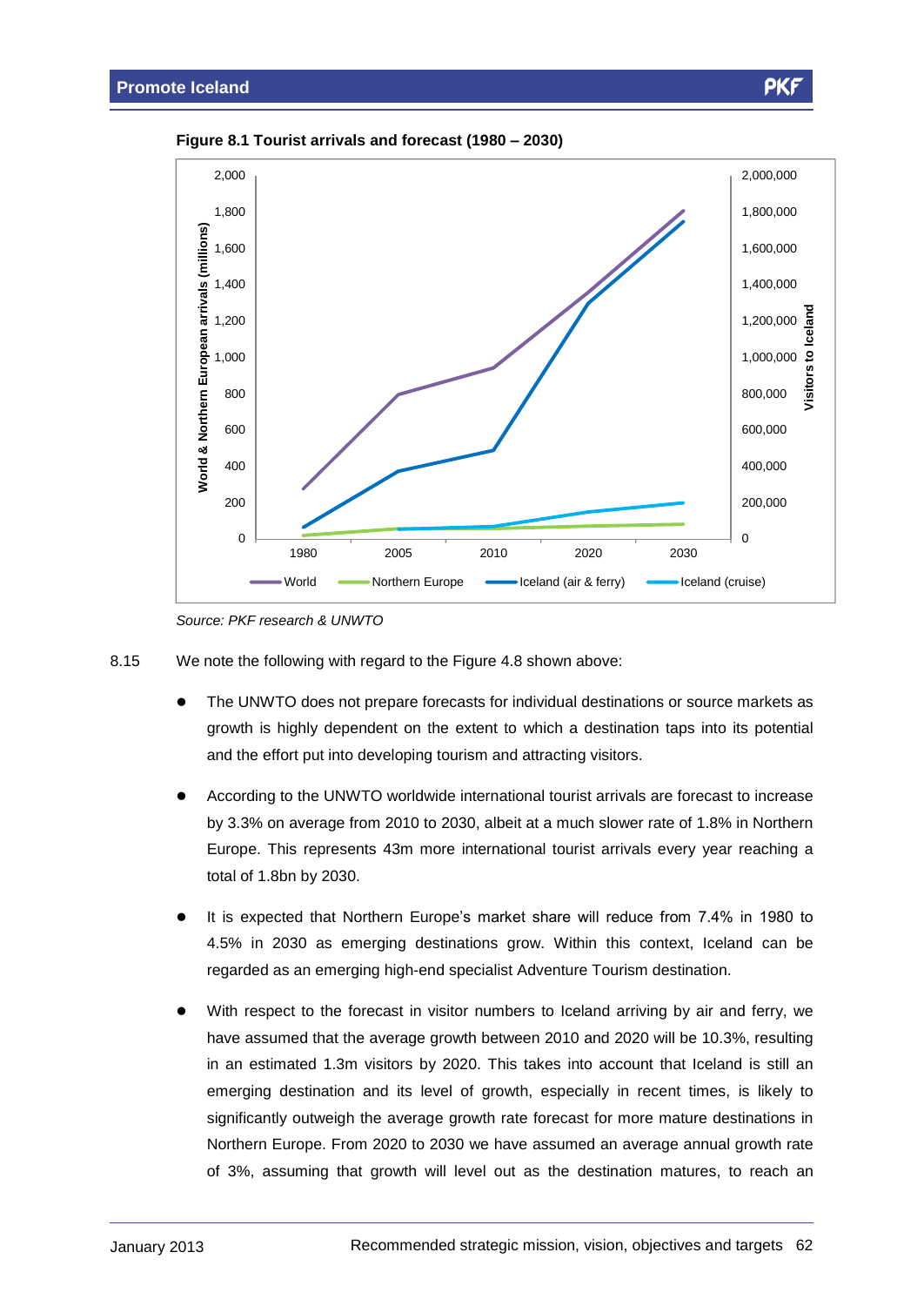**Figure 8.1 Tourist arrivals and forecast (1980 – 2030)**

*Source: PKF research & UNWTO*

8.15 We note the following with regard to the Figure 4.8 shown above:

- The UNWTO does not prepare forecasts for individual destinations or source markets as growth is highly dependent on the extent to which a destination taps into its potential and the effort put into developing tourism and attracting visitors.
- According to the UNWTO worldwide international tourist arrivals are forecast to increase by 3.3% on average from 2010 to 2030, albeit at a much slower rate of 1.8% in Northern Europe. This represents 43m more international tourist arrivals every year reaching a total of 1.8bn by 2030.
- It is expected that Northern Europe's market share will reduce from 7.4% in 1980 to 4.5% in 2030 as emerging destinations grow. Within this context, Iceland can be regarded as an emerging high-end specialist Adventure Tourism destination.
- With respect to the forecast in visitor numbers to Iceland arriving by air and ferry, we have assumed that the average growth between 2010 and 2020 will be 10.3%, resulting in an estimated 1.3m visitors by 2020. This takes into account that Iceland is still an emerging destination and its level of growth, especially in recent times, is likely to significantly outweigh the average growth rate forecast for more mature destinations in Northern Europe. From 2020 to 2030 we have assumed an average annual growth rate of 3%, assuming that growth will level out as the destination matures, to reach an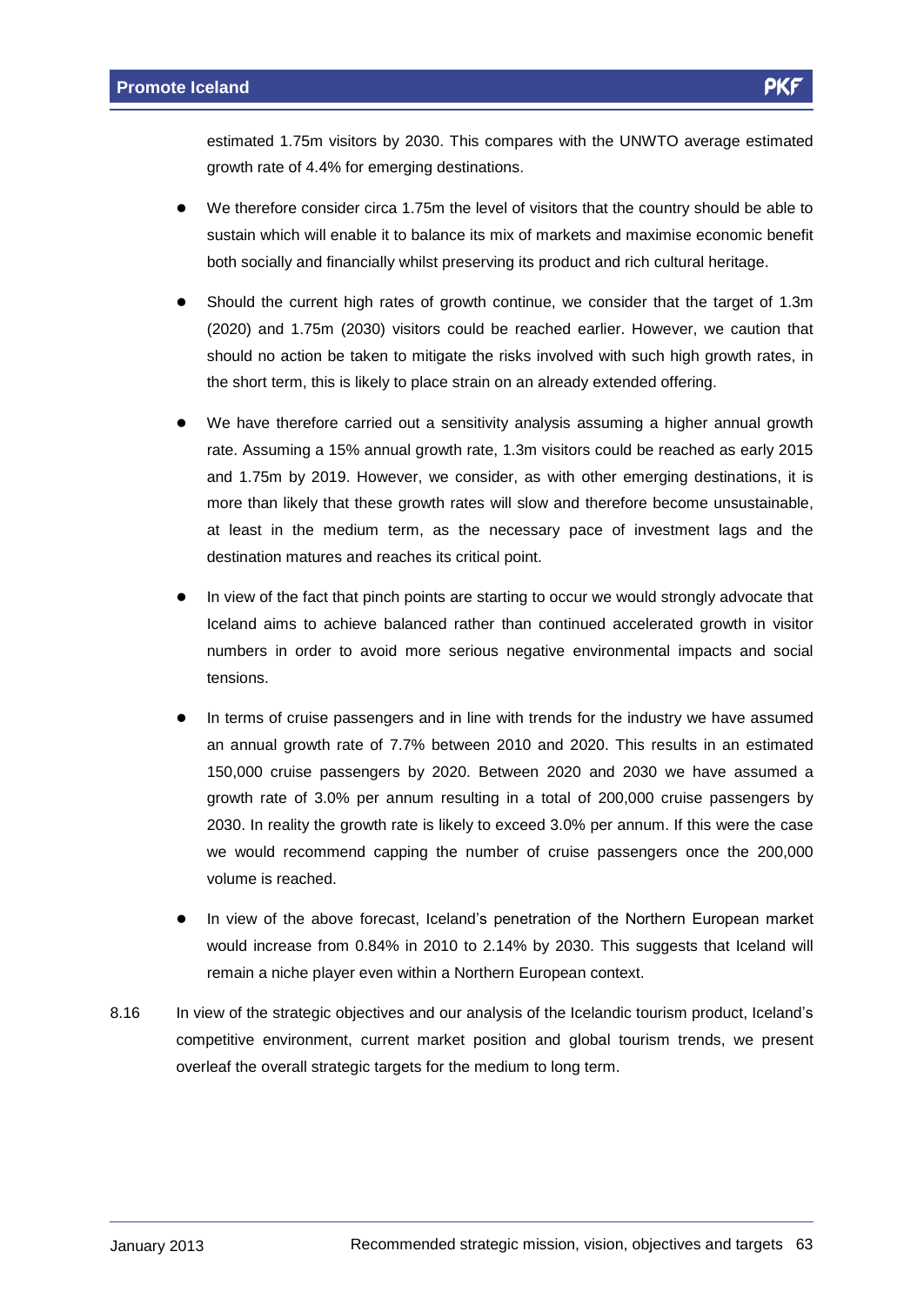estimated 1.75m visitors by 2030. This compares with the UNWTO average estimated growth rate of 4.4% for emerging destinations.

- We therefore consider circa 1.75m the level of visitors that the country should be able to sustain which will enable it to balance its mix of markets and maximise economic benefit both socially and financially whilst preserving its product and rich cultural heritage.
- Should the current high rates of growth continue, we consider that the target of 1.3m (2020) and 1.75m (2030) visitors could be reached earlier. However, we caution that should no action be taken to mitigate the risks involved with such high growth rates, in the short term, this is likely to place strain on an already extended offering.
- We have therefore carried out a sensitivity analysis assuming a higher annual growth rate. Assuming a 15% annual growth rate, 1.3m visitors could be reached as early 2015 and 1.75m by 2019. However, we consider, as with other emerging destinations, it is more than likely that these growth rates will slow and therefore become unsustainable, at least in the medium term, as the necessary pace of investment lags and the destination matures and reaches its critical point.
- In view of the fact that pinch points are starting to occur we would strongly advocate that Iceland aims to achieve balanced rather than continued accelerated growth in visitor numbers in order to avoid more serious negative environmental impacts and social tensions.
- In terms of cruise passengers and in line with trends for the industry we have assumed an annual growth rate of 7.7% between 2010 and 2020. This results in an estimated 150,000 cruise passengers by 2020. Between 2020 and 2030 we have assumed a growth rate of 3.0% per annum resulting in a total of 200,000 cruise passengers by 2030. In reality the growth rate is likely to exceed 3.0% per annum. If this were the case we would recommend capping the number of cruise passengers once the 200,000 volume is reached.
- In view of the above forecast, Iceland's penetration of the Northern European market would increase from 0.84% in 2010 to 2.14% by 2030. This suggests that Iceland will remain a niche player even within a Northern European context.

8.16 In view of the strategic objectives and our analysis of the Icelandic tourism product, Iceland's competitive environment, current market position and global tourism trends, we present overleaf the overall strategic targets for the medium to long term.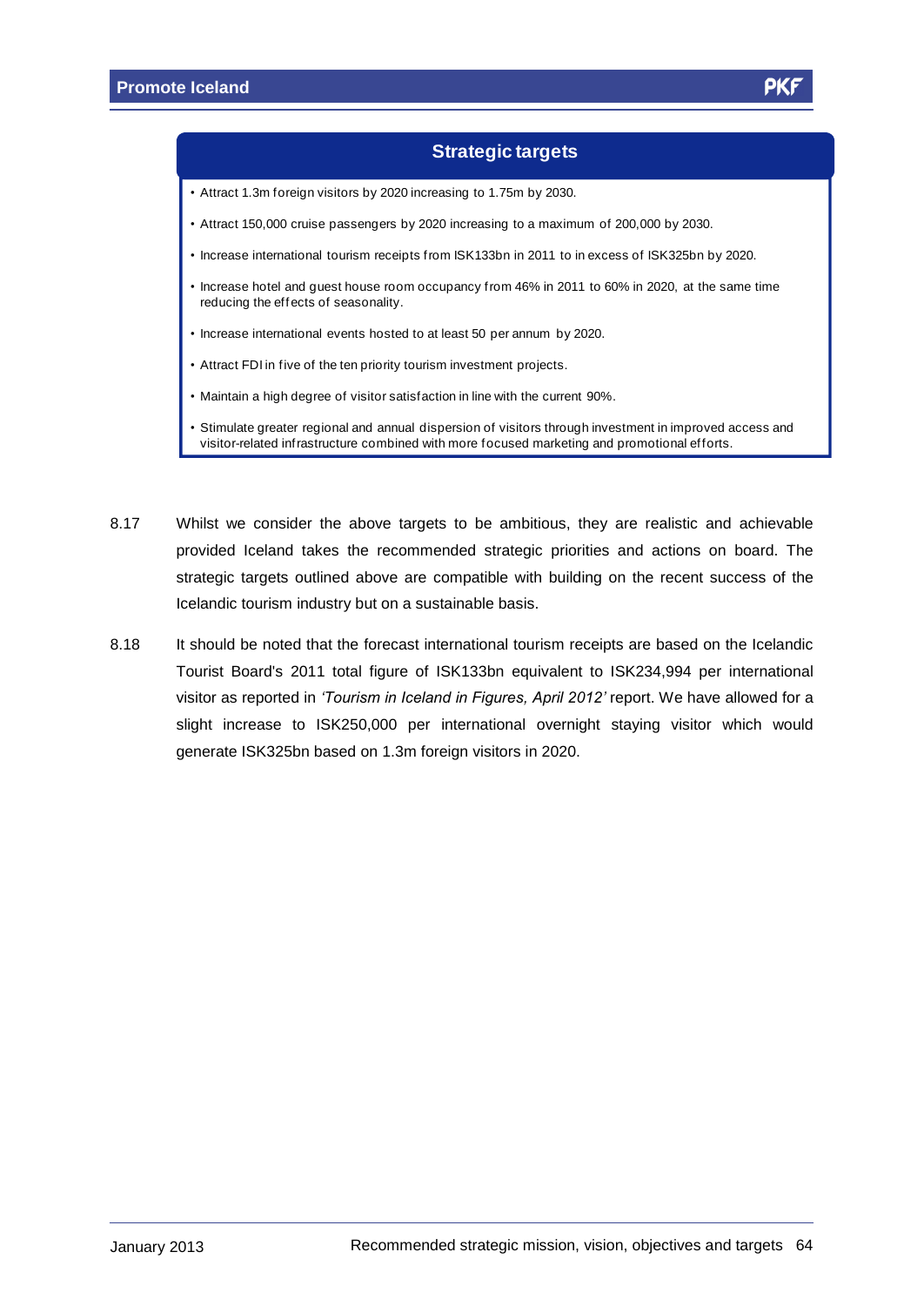## Strategic targets

- Attract 1.3m foreign visitors by 2020 increasing to 1.75m by 2030.
- Attract 150,000 cruise passengers by 2020 increasing to a maximum of 200,000 by 2030.
- Increase international tourism receipts from ISK133bn in 2011 to in excess of ISK325bn by 2020.
- Increase hotel and guest house room occupancy from 46% in 2011 to 60% in 2020, at the same time reducing the effects of seasonality.
- Increase international events hosted to at least 50 per annum by 2020.
- Attract FDI in five of the ten priority tourism investment projects.
- Maintain a high degree of visitor satisfaction in line with the current 90%.
- Stimulate greater regional and annual dispersion of visitors through investment in improved access and visitor-related infrastructure combined with more focused marketing and promotional efforts.

8.17 Whilst we consider the above targets to be ambitious, they are realistic and achievable provided Iceland takes the recommended strategic priorities and actions on board. The strategic targets outlined above are compatible with building on the recent success of the Icelandic tourism industry but on a sustainable basis.

8.18 It should be noted that the forecast international tourism receipts are based on the Icelandic Tourist Board's 2011 total figure of ISK133bn equivalent to ISK234,994 per international visitor as reported in *'Tourism in Iceland in Figures, April 2012'* report. We have allowed for a slight increase to ISK250,000 per international overnight staying visitor which would generate ISK325bn based on 1.3m foreign visitors in 2020.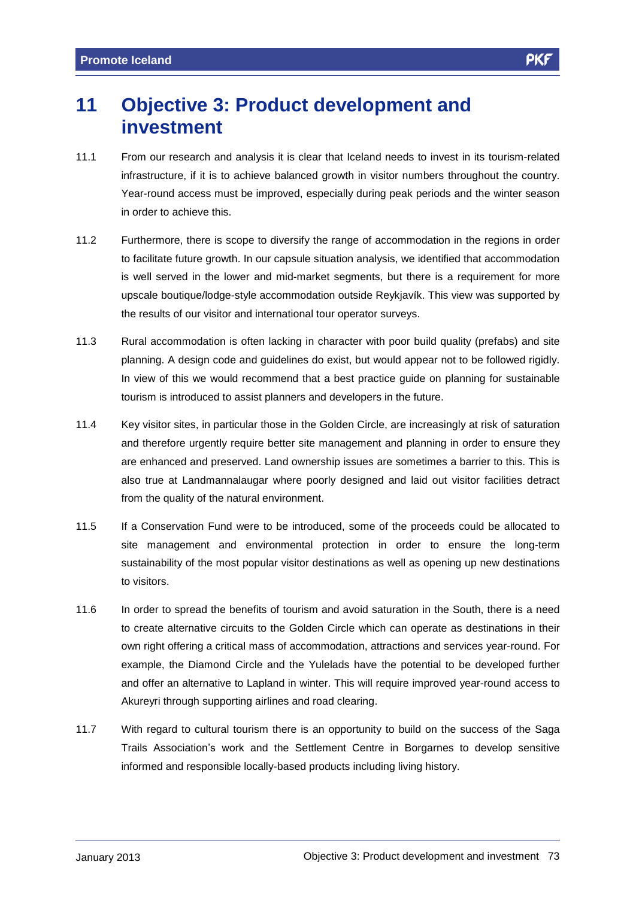# 11 Objective 3: Product development and investment

11.1 From our research and analysis it is clear that Iceland needs to invest in its tourism-related infrastructure, if it is to achieve balanced growth in visitor numbers throughout the country. Year-round access must be improved, especially during peak periods and the winter season in order to achieve this.

11.2 Furthermore, there is scope to diversify the range of accommodation in the regions in order to facilitate future growth. In our capsule situation analysis, we identified that accommodation is well served in the lower and mid-market segments, but there is a requirement for more upscale boutique/lodge-style accommodation outside Reykjavík. This view was supported by the results of our visitor and international tour operator surveys.

11.3 Rural accommodation is often lacking in character with poor build quality (prefabs) and site planning. A design code and guidelines do exist, but would appear not to be followed rigidly. In view of this we would recommend that a best practice guide on planning for sustainable tourism is introduced to assist planners and developers in the future.

11.4 Key visitor sites, in particular those in the Golden Circle, are increasingly at risk of saturation and therefore urgently require better site management and planning in order to ensure they are enhanced and preserved. Land ownership issues are sometimes a barrier to this. This is also true at Landmannalaugar where poorly designed and laid out visitor facilities detract from the quality of the natural environment.

11.5 If a Conservation Fund were to be introduced, some of the proceeds could be allocated to site management and environmental protection in order to ensure the long-term sustainability of the most popular visitor destinations as well as opening up new destinations to visitors.

11.6 In order to spread the benefits of tourism and avoid saturation in the South, there is a need to create alternative circuits to the Golden Circle which can operate as destinations in their own right offering a critical mass of accommodation, attractions and services year-round. For example, the Diamond Circle and the Yulelads have the potential to be developed further and offer an alternative to Lapland in winter. This will require improved year-round access to Akureyri through supporting airlines and road clearing.

11.7 With regard to cultural tourism there is an opportunity to build on the success of the Saga Trails Association's work and the Settlement Centre in Borgarnes to develop sensitive informed and responsible locally-based products including living history.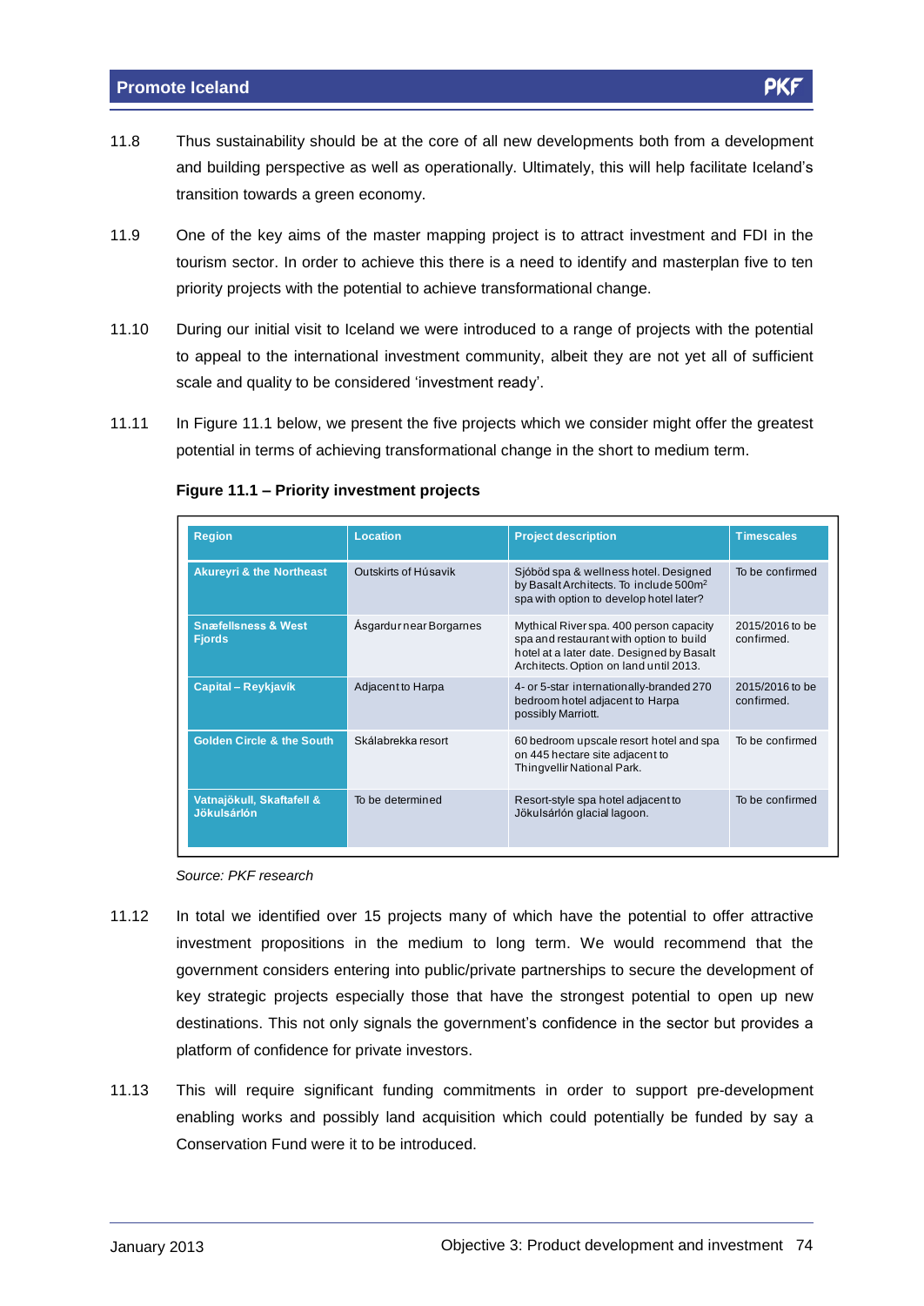11.8 Thus sustainability should be at the core of all new developments both from a development and building perspective as well as operationally. Ultimately, this will help facilitate Iceland's transition towards a green economy.

11.9 One of the key aims of the master mapping project is to attract investment and FDI in the tourism sector. In order to achieve this there is a need to identify and masterplan five to ten priority projects with the potential to achieve transformational change.

11.10 During our initial visit to Iceland we were introduced to a range of projects with the potential to appeal to the international investment community, albeit they are not yet all of sufficient scale and quality to be considered 'investment ready'.

11.11 In Figure 11.1 below, we present the five projects which we consider might offer the greatest potential in terms of achieving transformational change in the short to medium term.

**Figure 11.1 – Priority investment projects**

| Region | Location | Project description | Timescales |
|---|---|---|---|
| Akureyri & the Northeast | Outskirts of Húsavik | Sjóböd spa & wellness hotel. Designed by Basalt Architects. To include 500m$^2$ spa with option to develop hotel later? | To be confirmed |
| Snæfellsness & West Fjords | Ásgardur near Borgarnes | Mythical River spa. 400 person capacity spa and restaurant with option to build hotel at a later date. Designed by Basalt Architects. Option on land until 2013. | 2015/2016 to be confirmed. |
| Capital – Reykjavík | Adjacent to Harpa | 4- or 5-star internationally-branded 270 bedroom hotel adjacent to Harpa possibly Marriott. | 2015/2016 to be confirmed. |
| Golden Circle & the South | Skálabrekka resort | 60 bedroom upscale resort hotel and spa on 445 hectare site adjacent to Thingvellir National Park. | To be confirmed |
| Vatnajökull, Skaftafell & Jökulsárlón | To be determined | Resort-style spa hotel adjacent to Jökulsárlón glacial lagoon. | To be confirmed |

*Source: PKF research*

11.12 In total we identified over 15 projects many of which have the potential to offer attractive investment propositions in the medium to long term. We would recommend that the government considers entering into public/private partnerships to secure the development of key strategic projects especially those that have the strongest potential to open up new destinations. This not only signals the government's confidence in the sector but provides a platform of confidence for private investors.

11.13 This will require significant funding commitments in order to support pre-development enabling works and possibly land acquisition which could potentially be funded by say a Conservation Fund were it to be introduced.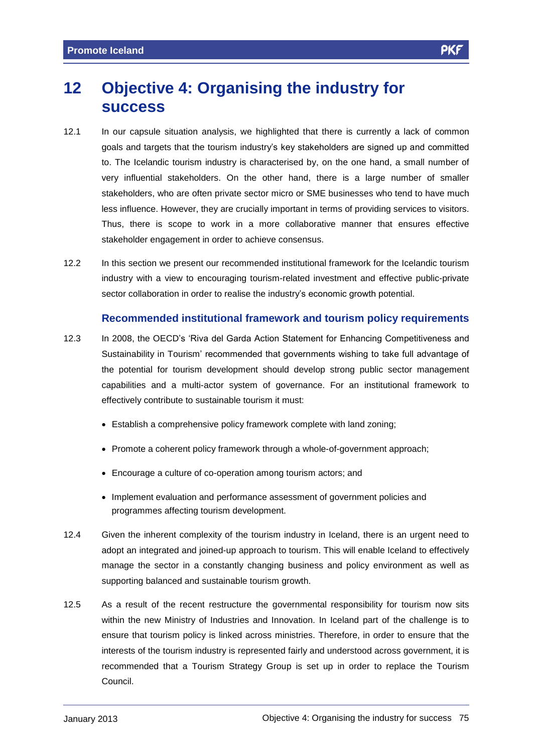# 12 Objective 4: Organising the industry for success

12.1 In our capsule situation analysis, we highlighted that there is currently a lack of common goals and targets that the tourism industry's key stakeholders are signed up and committed to. The Icelandic tourism industry is characterised by, on the one hand, a small number of very influential stakeholders. On the other hand, there is a large number of smaller stakeholders, who are often private sector micro or SME businesses who tend to have much less influence. However, they are crucially important in terms of providing services to visitors. Thus, there is scope to work in a more collaborative manner that ensures effective stakeholder engagement in order to achieve consensus.

12.2 In this section we present our recommended institutional framework for the Icelandic tourism industry with a view to encouraging tourism-related investment and effective public-private sector collaboration in order to realise the industry's economic growth potential.

## Recommended institutional framework and tourism policy requirements

12.3 In 2008, the OECD's 'Riva del Garda Action Statement for Enhancing Competitiveness and Sustainability in Tourism' recommended that governments wishing to take full advantage of the potential for tourism development should develop strong public sector management capabilities and a multi-actor system of governance. For an institutional framework to effectively contribute to sustainable tourism it must:

- Establish a comprehensive policy framework complete with land zoning;
- Promote a coherent policy framework through a whole-of-government approach;
- Encourage a culture of co-operation among tourism actors; and
- Implement evaluation and performance assessment of government policies and programmes affecting tourism development.

12.4 Given the inherent complexity of the tourism industry in Iceland, there is an urgent need to adopt an integrated and joined-up approach to tourism. This will enable Iceland to effectively manage the sector in a constantly changing business and policy environment as well as supporting balanced and sustainable tourism growth.

12.5 As a result of the recent restructure the governmental responsibility for tourism now sits within the new Ministry of Industries and Innovation. In Iceland part of the challenge is to ensure that tourism policy is linked across ministries. Therefore, in order to ensure that the interests of the tourism industry is represented fairly and understood across government, it is recommended that a Tourism Strategy Group is set up in order to replace the Tourism Council.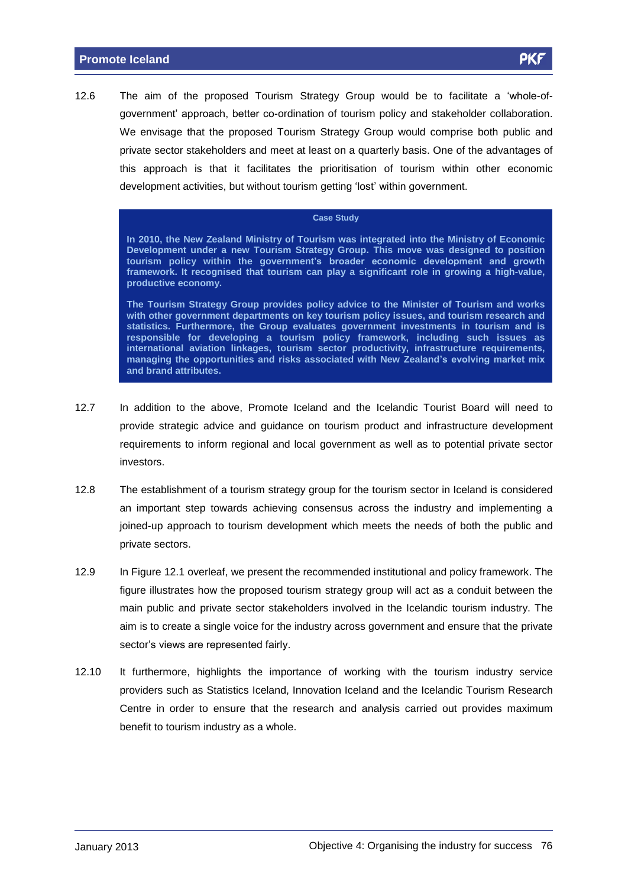12.6 The aim of the proposed Tourism Strategy Group would be to facilitate a 'whole-of-government' approach, better co-ordination of tourism policy and stakeholder collaboration. We envisage that the proposed Tourism Strategy Group would comprise both public and private sector stakeholders and meet at least on a quarterly basis. One of the advantages of this approach is that it facilitates the prioritisation of tourism within other economic development activities, but without tourism getting 'lost' within government.

> **Case Study**
>
> **In 2010, the New Zealand Ministry of Tourism was integrated into the Ministry of Economic Development under a new Tourism Strategy Group. This move was designed to position tourism policy within the government's broader economic development and growth framework. It recognised that tourism can play a significant role in growing a high-value, productive economy.**
>
> **The Tourism Strategy Group provides policy advice to the Minister of Tourism and works with other government departments on key tourism policy issues, and tourism research and statistics. Furthermore, the Group evaluates government investments in tourism and is responsible for developing a tourism policy framework, including such issues as international aviation linkages, tourism sector productivity, infrastructure requirements, managing the opportunities and risks associated with New Zealand's evolving market mix and brand attributes.**

12.7 In addition to the above, Promote Iceland and the Icelandic Tourist Board will need to provide strategic advice and guidance on tourism product and infrastructure development requirements to inform regional and local government as well as to potential private sector investors.

12.8 The establishment of a tourism strategy group for the tourism sector in Iceland is considered an important step towards achieving consensus across the industry and implementing a joined-up approach to tourism development which meets the needs of both the public and private sectors.

12.9 In Figure 12.1 overleaf, we present the recommended institutional and policy framework. The figure illustrates how the proposed tourism strategy group will act as a conduit between the main public and private sector stakeholders involved in the Icelandic tourism industry. The aim is to create a single voice for the industry across government and ensure that the private sector's views are represented fairly.

12.10 It furthermore, highlights the importance of working with the tourism industry service providers such as Statistics Iceland, Innovation Iceland and the Icelandic Tourism Research Centre in order to ensure that the research and analysis carried out provides maximum benefit to tourism industry as a whole.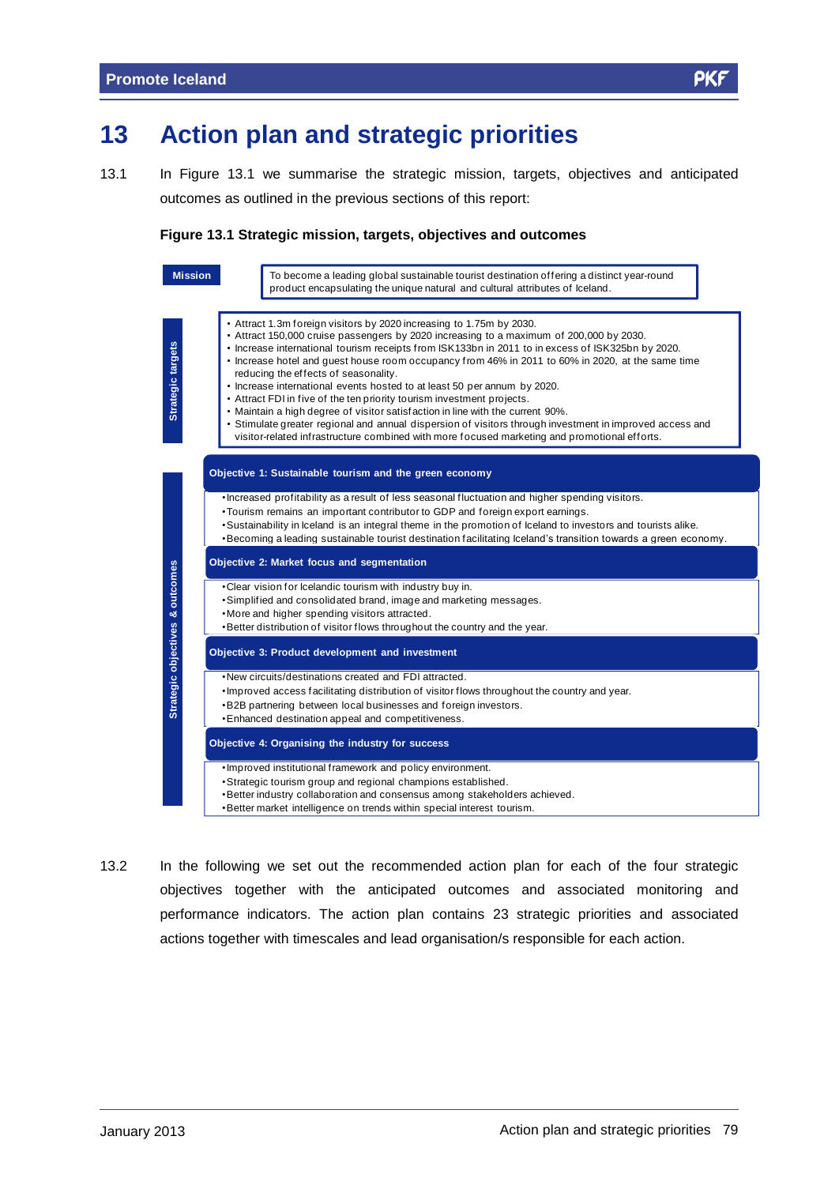# 13 Action plan and strategic priorities

13.1 In Figure 13.1 we summarise the strategic mission, targets, objectives and anticipated outcomes as outlined in the previous sections of this report:

**Figure 13.1 Strategic mission, targets, objectives and outcomes**

**Mission**

To become a leading global sustainable tourist destination offering a distinct year-round product encapsulating the unique natural and cultural attributes of Iceland.

**Strategic targets**

- Attract 1.3m foreign visitors by 2020 increasing to 1.75m by 2030.
- Attract 150,000 cruise passengers by 2020 increasing to a maximum of 200,000 by 2030.
- Increase international tourism receipts from ISK133bn in 2011 to in excess of ISK325bn by 2020.
- Increase hotel and guest house room occupancy from 46% in 2011 to 60% in 2020, at the same time reducing the effects of seasonality.
- Increase international events hosted to at least 50 per annum by 2020.
- Attract FDI in five of the ten priority tourism investment projects.
- Maintain a high degree of visitor satisfaction in line with the current 90%.
- Stimulate greater regional and annual dispersion of visitors through investment in improved access and visitor-related infrastructure combined with more focused marketing and promotional efforts.

**Strategic objectives & outcomes**

**Objective 1: Sustainable tourism and the green economy**

- Increased profitability as a result of less seasonal fluctuation and higher spending visitors.
- Tourism remains an important contributor to GDP and foreign export earnings.
- Sustainability in Iceland is an integral theme in the promotion of Iceland to investors and tourists alike.
- Becoming a leading sustainable tourist destination facilitating Iceland's transition towards a green economy.

**Objective 2: Market focus and segmentation**

- Clear vision for Icelandic tourism with industry buy in.
- Simplified and consolidated brand, image and marketing messages.
- More and higher spending visitors attracted.
- Better distribution of visitor flows throughout the country and the year.

**Objective 3: Product development and investment**

- New circuits/destinations created and FDI attracted.
- Improved access facilitating distribution of visitor flows throughout the country and year.
- B2B partnering between local businesses and foreign investors.
- Enhanced destination appeal and competitiveness.

**Objective 4: Organising the industry for success**

- Improved institutional framework and policy environment.
- Strategic tourism group and regional champions established.
- Better industry collaboration and consensus among stakeholders achieved.
- Better market intelligence on trends within special interest tourism.

13.2 In the following we set out the recommended action plan for each of the four strategic objectives together with the anticipated outcomes and associated monitoring and performance indicators. The action plan contains 23 strategic priorities and associated actions together with timescales and lead organisation/s responsible for each action.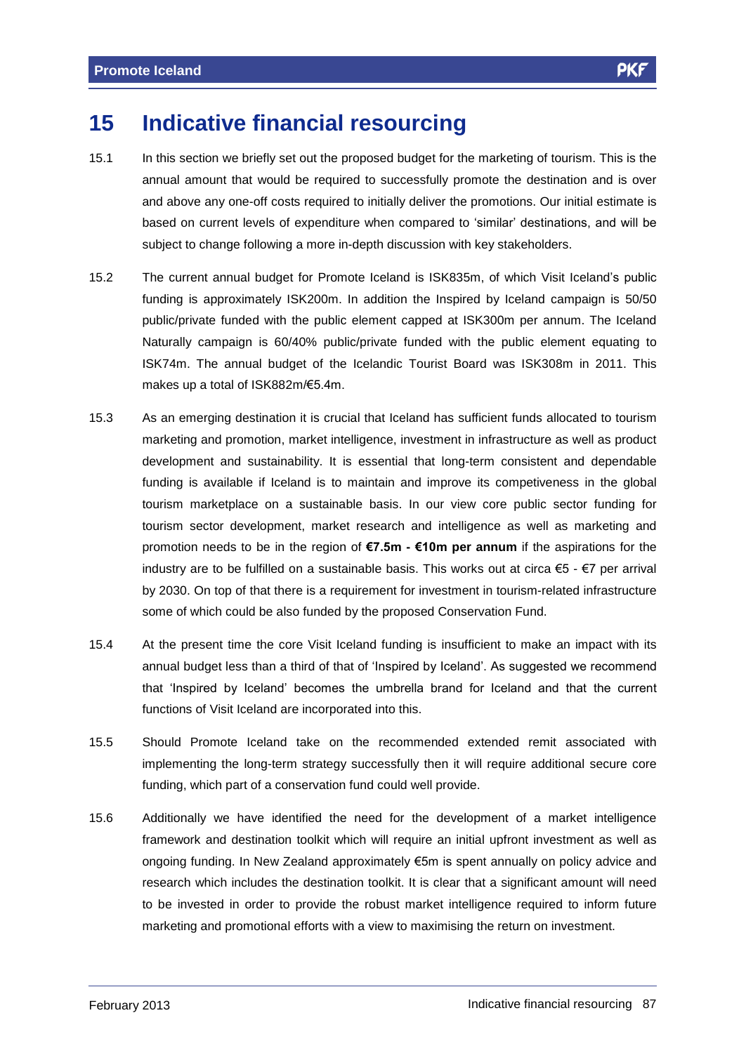# 15 Indicative financial resourcing

15.1 In this section we briefly set out the proposed budget for the marketing of tourism. This is the annual amount that would be required to successfully promote the destination and is over and above any one-off costs required to initially deliver the promotions. Our initial estimate is based on current levels of expenditure when compared to 'similar' destinations, and will be subject to change following a more in-depth discussion with key stakeholders.

15.2 The current annual budget for Promote Iceland is ISK835m, of which Visit Iceland's public funding is approximately ISK200m. In addition the Inspired by Iceland campaign is 50/50 public/private funded with the public element capped at ISK300m per annum. The Iceland Naturally campaign is 60/40% public/private funded with the public element equating to ISK74m. The annual budget of the Icelandic Tourist Board was ISK308m in 2011. This makes up a total of ISK882m/€5.4m.

15.3 As an emerging destination it is crucial that Iceland has sufficient funds allocated to tourism marketing and promotion, market intelligence, investment in infrastructure as well as product development and sustainability. It is essential that long-term consistent and dependable funding is available if Iceland is to maintain and improve its competiveness in the global tourism marketplace on a sustainable basis. In our view core public sector funding for tourism sector development, market research and intelligence as well as marketing and promotion needs to be in the region of **€7.5m - €10m per annum** if the aspirations for the industry are to be fulfilled on a sustainable basis. This works out at circa €5 - €7 per arrival by 2030. On top of that there is a requirement for investment in tourism-related infrastructure some of which could be also funded by the proposed Conservation Fund.

15.4 At the present time the core Visit Iceland funding is insufficient to make an impact with its annual budget less than a third of that of 'Inspired by Iceland'. As suggested we recommend that 'Inspired by Iceland' becomes the umbrella brand for Iceland and that the current functions of Visit Iceland are incorporated into this.

15.5 Should Promote Iceland take on the recommended extended remit associated with implementing the long-term strategy successfully then it will require additional secure core funding, which part of a conservation fund could well provide.

15.6 Additionally we have identified the need for the development of a market intelligence framework and destination toolkit which will require an initial upfront investment as well as ongoing funding. In New Zealand approximately €5m is spent annually on policy advice and research which includes the destination toolkit. It is clear that a significant amount will need to be invested in order to provide the robust market intelligence required to inform future marketing and promotional efforts with a view to maximising the return on investment.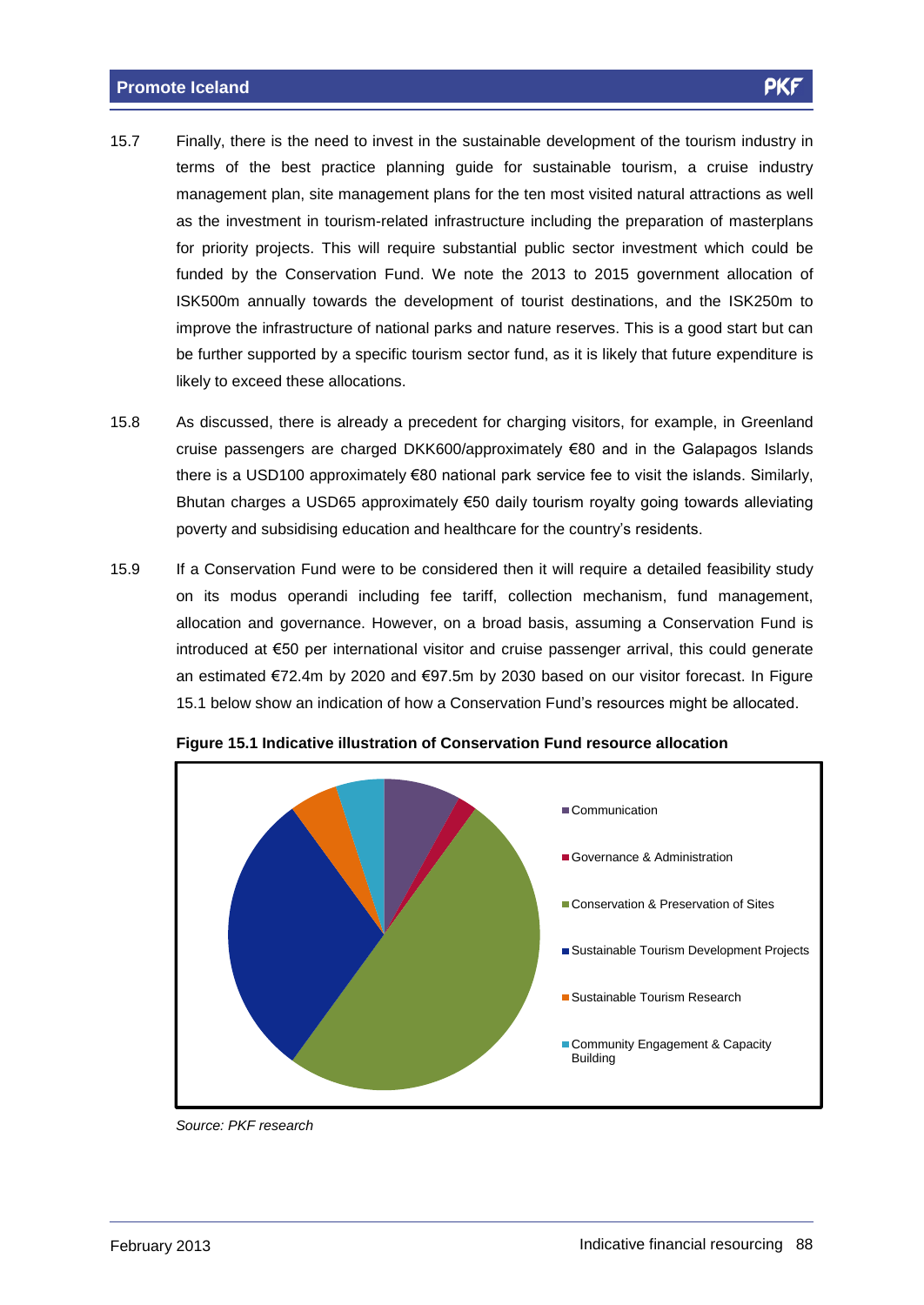15.7 Finally, there is the need to invest in the sustainable development of the tourism industry in terms of the best practice planning guide for sustainable tourism, a cruise industry management plan, site management plans for the ten most visited natural attractions as well as the investment in tourism-related infrastructure including the preparation of masterplans for priority projects. This will require substantial public sector investment which could be funded by the Conservation Fund. We note the 2013 to 2015 government allocation of ISK500m annually towards the development of tourist destinations, and the ISK250m to improve the infrastructure of national parks and nature reserves. This is a good start but can be further supported by a specific tourism sector fund, as it is likely that future expenditure is likely to exceed these allocations.

15.8 As discussed, there is already a precedent for charging visitors, for example, in Greenland cruise passengers are charged DKK600/approximately €80 and in the Galapagos Islands there is a USD100 approximately €80 national park service fee to visit the islands. Similarly, Bhutan charges a USD65 approximately €50 daily tourism royalty going towards alleviating poverty and subsidising education and healthcare for the country's residents.

15.9 If a Conservation Fund were to be considered then it will require a detailed feasibility study on its modus operandi including fee tariff, collection mechanism, fund management, allocation and governance. However, on a broad basis, assuming a Conservation Fund is introduced at €50 per international visitor and cruise passenger arrival, this could generate an estimated €72.4m by 2020 and €97.5m by 2030 based on our visitor forecast. In Figure 15.1 below show an indication of how a Conservation Fund's resources might be allocated.

**Figure 15.1 Indicative illustration of Conservation Fund resource allocation**

- Communication
- Governance & Administration
- Conservation & Preservation of Sites
- Sustainable Tourism Development Projects
- Sustainable Tourism Research
- Community Engagement & Capacity Building

*Source: PKF research*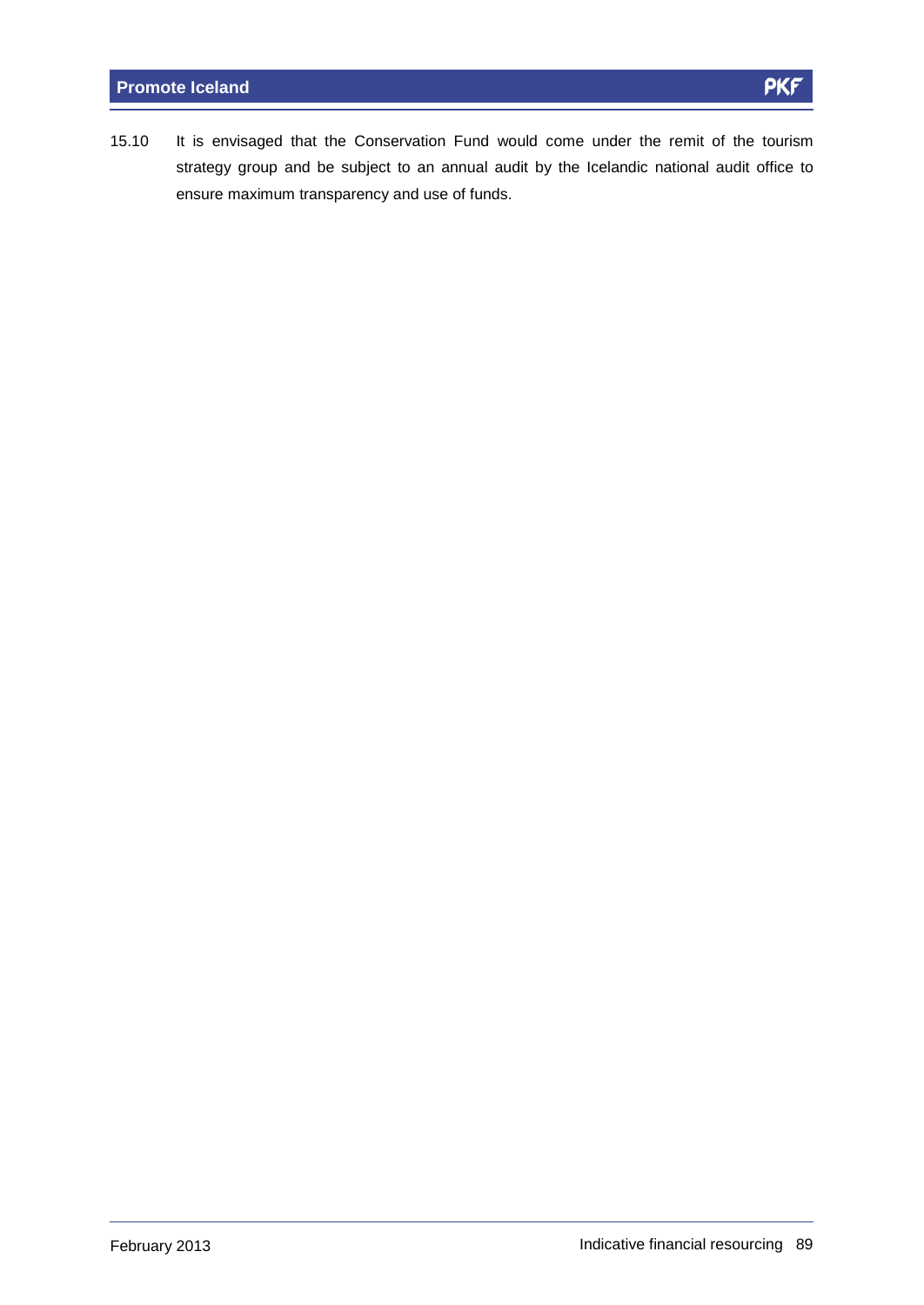15.10 It is envisaged that the Conservation Fund would come under the remit of the tourism strategy group and be subject to an annual audit by the Icelandic national audit office to ensure maximum transparency and use of funds.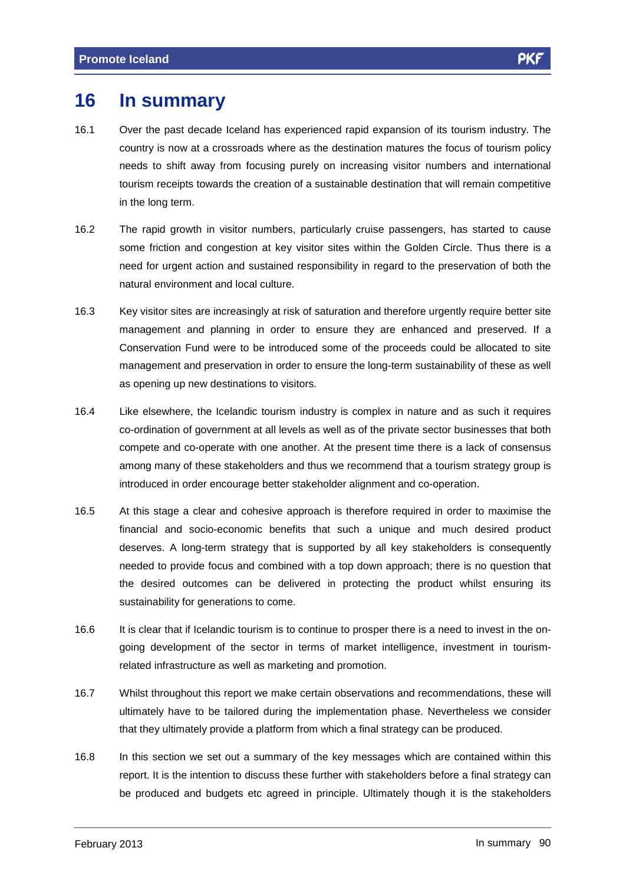# 16 In summary

16.1 Over the past decade Iceland has experienced rapid expansion of its tourism industry. The country is now at a crossroads where as the destination matures the focus of tourism policy needs to shift away from focusing purely on increasing visitor numbers and international tourism receipts towards the creation of a sustainable destination that will remain competitive in the long term.

16.2 The rapid growth in visitor numbers, particularly cruise passengers, has started to cause some friction and congestion at key visitor sites within the Golden Circle. Thus there is a need for urgent action and sustained responsibility in regard to the preservation of both the natural environment and local culture.

16.3 Key visitor sites are increasingly at risk of saturation and therefore urgently require better site management and planning in order to ensure they are enhanced and preserved. If a Conservation Fund were to be introduced some of the proceeds could be allocated to site management and preservation in order to ensure the long-term sustainability of these as well as opening up new destinations to visitors.

16.4 Like elsewhere, the Icelandic tourism industry is complex in nature and as such it requires co-ordination of government at all levels as well as of the private sector businesses that both compete and co-operate with one another. At the present time there is a lack of consensus among many of these stakeholders and thus we recommend that a tourism strategy group is introduced in order encourage better stakeholder alignment and co-operation.

16.5 At this stage a clear and cohesive approach is therefore required in order to maximise the financial and socio-economic benefits that such a unique and much desired product deserves. A long-term strategy that is supported by all key stakeholders is consequently needed to provide focus and combined with a top down approach; there is no question that the desired outcomes can be delivered in protecting the product whilst ensuring its sustainability for generations to come.

16.6 It is clear that if Icelandic tourism is to continue to prosper there is a need to invest in the on-going development of the sector in terms of market intelligence, investment in tourism-related infrastructure as well as marketing and promotion.

16.7 Whilst throughout this report we make certain observations and recommendations, these will ultimately have to be tailored during the implementation phase. Nevertheless we consider that they ultimately provide a platform from which a final strategy can be produced.

16.8 In this section we set out a summary of the key messages which are contained within this report. It is the intention to discuss these further with stakeholders before a final strategy can be produced and budgets etc agreed in principle. Ultimately though it is the stakeholders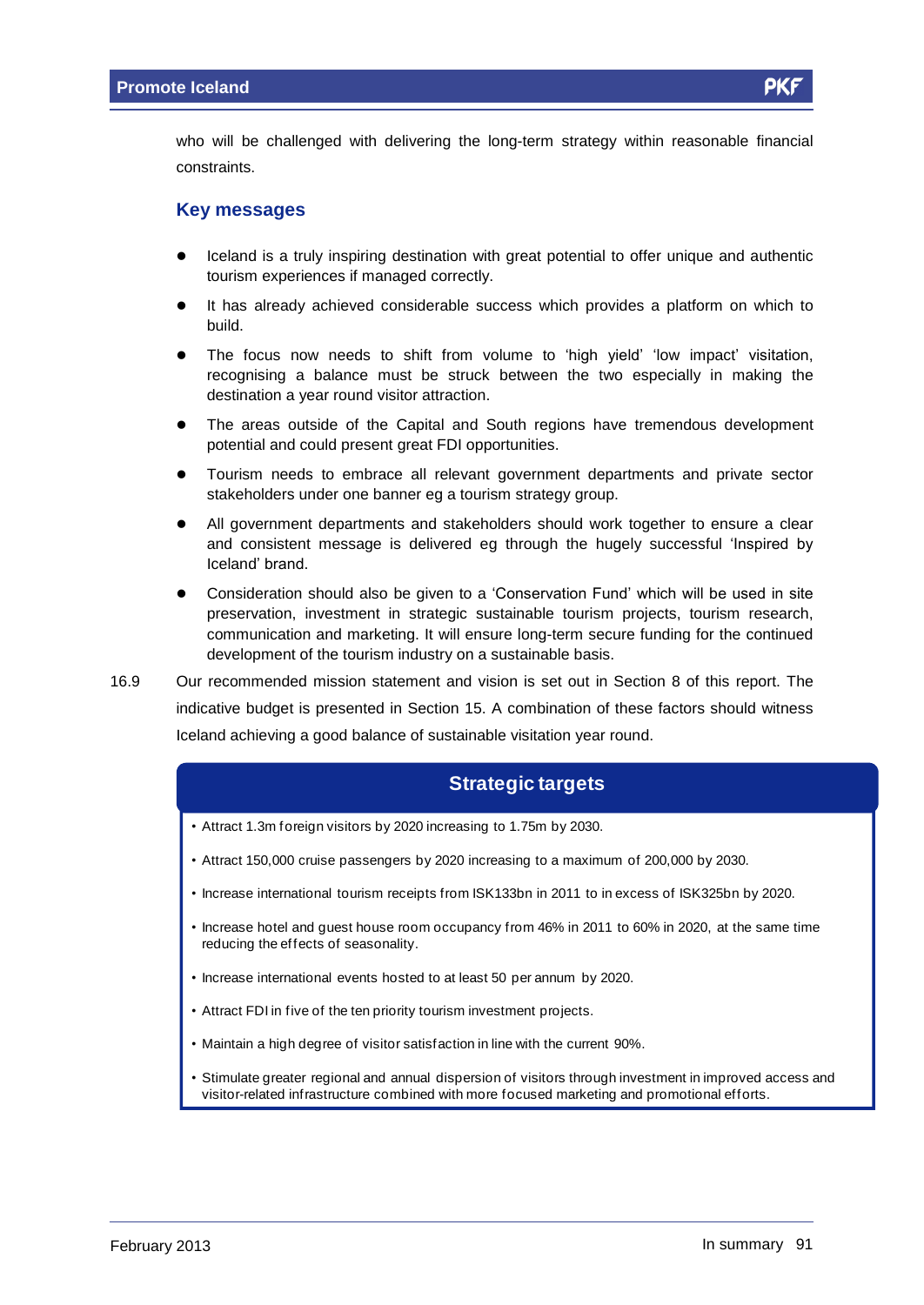who will be challenged with delivering the long-term strategy within reasonable financial constraints.

### Key messages

- Iceland is a truly inspiring destination with great potential to offer unique and authentic tourism experiences if managed correctly.
- It has already achieved considerable success which provides a platform on which to build.
- The focus now needs to shift from volume to 'high yield' 'low impact' visitation, recognising a balance must be struck between the two especially in making the destination a year round visitor attraction.
- The areas outside of the Capital and South regions have tremendous development potential and could present great FDI opportunities.
- Tourism needs to embrace all relevant government departments and private sector stakeholders under one banner eg a tourism strategy group.
- All government departments and stakeholders should work together to ensure a clear and consistent message is delivered eg through the hugely successful 'Inspired by Iceland' brand.
- Consideration should also be given to a 'Conservation Fund' which will be used in site preservation, investment in strategic sustainable tourism projects, tourism research, communication and marketing. It will ensure long-term secure funding for the continued development of the tourism industry on a sustainable basis.

16.9 Our recommended mission statement and vision is set out in Section 8 of this report. The indicative budget is presented in Section 15. A combination of these factors should witness Iceland achieving a good balance of sustainable visitation year round.

### Strategic targets

- Attract 1.3m foreign visitors by 2020 increasing to 1.75m by 2030.
- Attract 150,000 cruise passengers by 2020 increasing to a maximum of 200,000 by 2030.
- Increase international tourism receipts from ISK133bn in 2011 to in excess of ISK325bn by 2020.
- Increase hotel and guest house room occupancy from 46% in 2011 to 60% in 2020, at the same time reducing the effects of seasonality.
- Increase international events hosted to at least 50 per annum by 2020.
- Attract FDI in five of the ten priority tourism investment projects.
- Maintain a high degree of visitor satisfaction in line with the current 90%.
- Stimulate greater regional and annual dispersion of visitors through investment in improved access and visitor-related infrastructure combined with more focused marketing and promotional efforts.